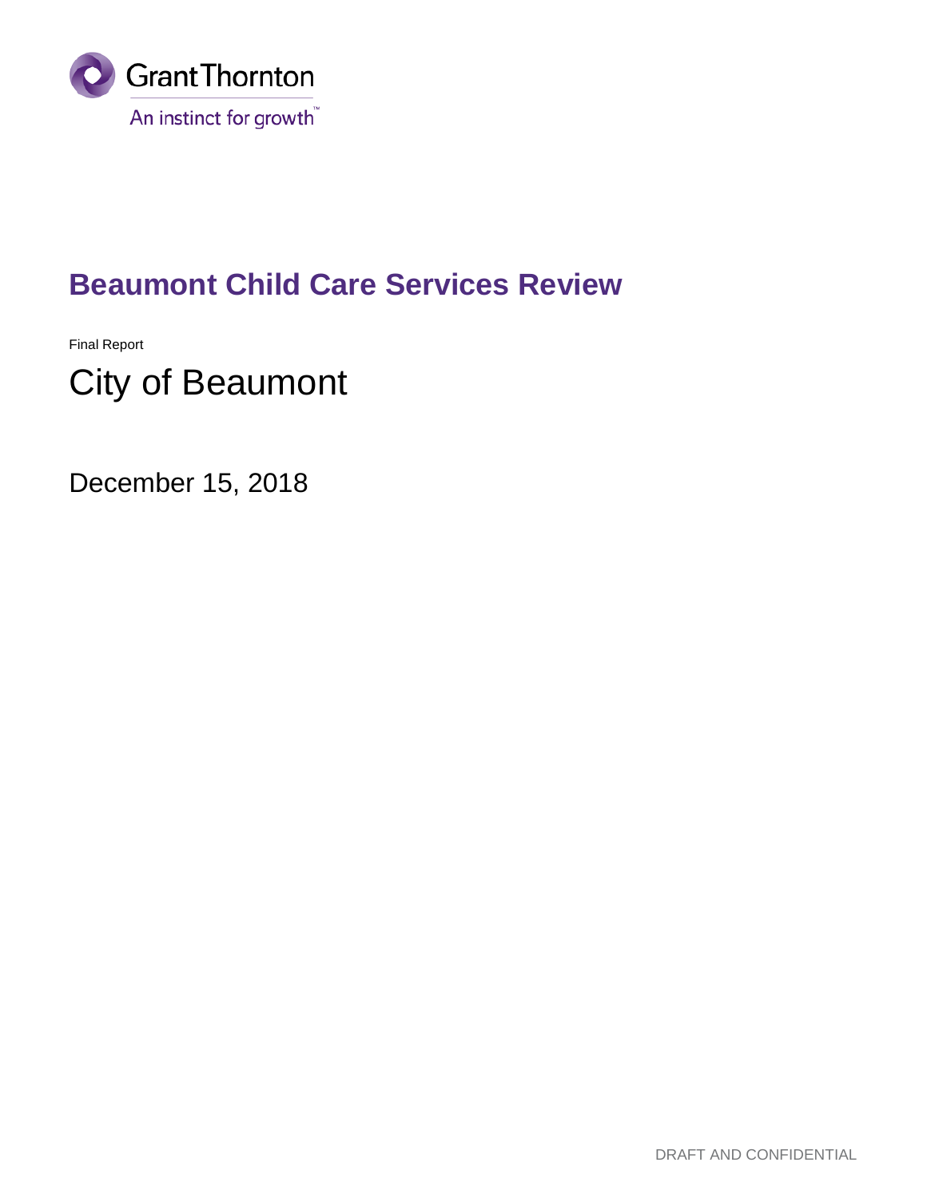Grant Thornton

An instinct for growth™

# Beaumont Child Care Services Review

Final Report

## City of Beaumont

December 15, 2018

DRAFT AND CONFIDENTIAL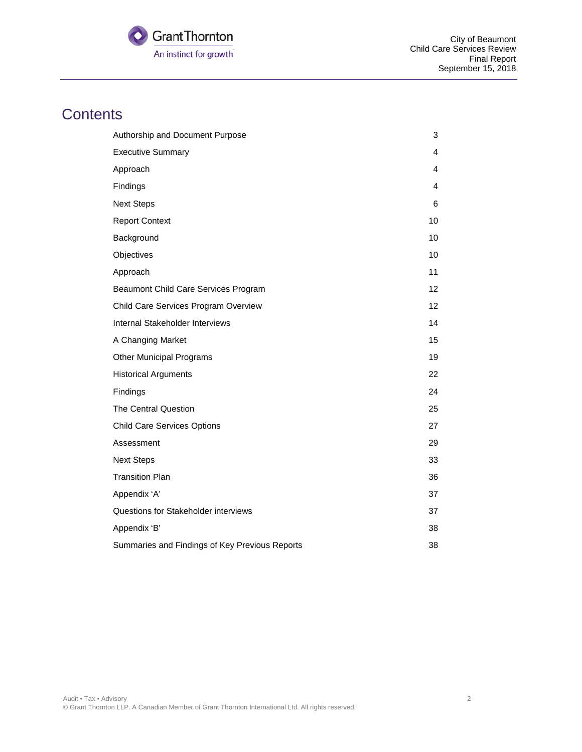# Contents

| | |
|---|---|
| Authorship and Document Purpose | 3 |
| Executive Summary | 4 |
| Approach | 4 |
| Findings | 4 |
| Next Steps | 6 |
| Report Context | 10 |
| Background | 10 |
| Objectives | 10 |
| Approach | 11 |
| Beaumont Child Care Services Program | 12 |
| Child Care Services Program Overview | 12 |
| Internal Stakeholder Interviews | 14 |
| A Changing Market | 15 |
| Other Municipal Programs | 19 |
| Historical Arguments | 22 |
| Findings | 24 |
| The Central Question | 25 |
| Child Care Services Options | 27 |
| Assessment | 29 |
| Next Steps | 33 |
| Transition Plan | 36 |
| Appendix 'A' | 37 |
| Questions for Stakeholder interviews | 37 |
| Appendix 'B' | 38 |
| Summaries and Findings of Key Previous Reports | 38 |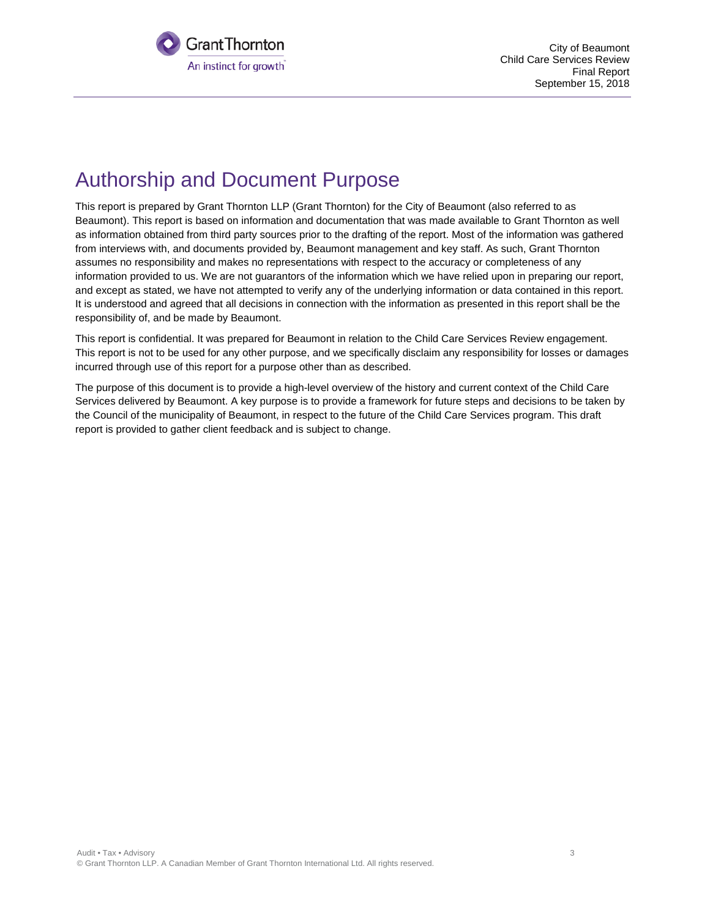# Authorship and Document Purpose

This report is prepared by Grant Thornton LLP (Grant Thornton) for the City of Beaumont (also referred to as Beaumont). This report is based on information and documentation that was made available to Grant Thornton as well as information obtained from third party sources prior to the drafting of the report. Most of the information was gathered from interviews with, and documents provided by, Beaumont management and key staff. As such, Grant Thornton assumes no responsibility and makes no representations with respect to the accuracy or completeness of any information provided to us. We are not guarantors of the information which we have relied upon in preparing our report, and except as stated, we have not attempted to verify any of the underlying information or data contained in this report. It is understood and agreed that all decisions in connection with the information as presented in this report shall be the responsibility of, and be made by Beaumont.

This report is confidential. It was prepared for Beaumont in relation to the Child Care Services Review engagement. This report is not to be used for any other purpose, and we specifically disclaim any responsibility for losses or damages incurred through use of this report for a purpose other than as described.

The purpose of this document is to provide a high-level overview of the history and current context of the Child Care Services delivered by Beaumont. A key purpose is to provide a framework for future steps and decisions to be taken by the Council of the municipality of Beaumont, in respect to the future of the Child Care Services program. This draft report is provided to gather client feedback and is subject to change.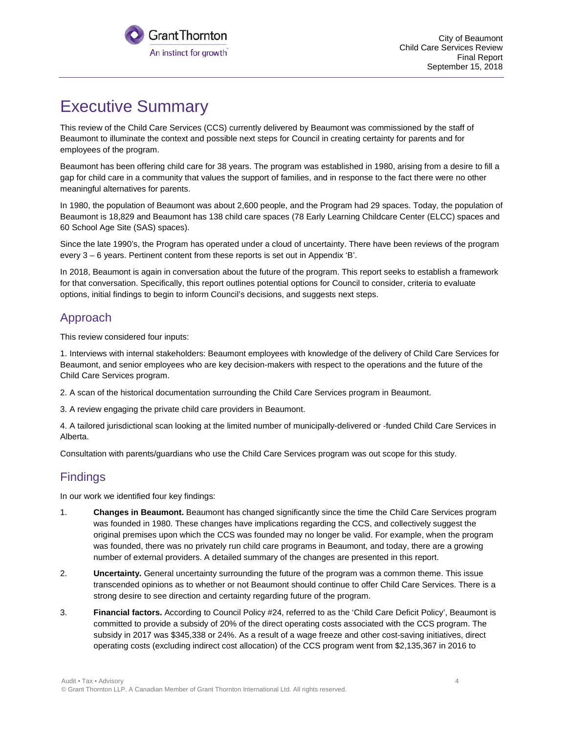# Executive Summary

This review of the Child Care Services (CCS) currently delivered by Beaumont was commissioned by the staff of Beaumont to illuminate the context and possible next steps for Council in creating certainty for parents and for employees of the program.

Beaumont has been offering child care for 38 years. The program was established in 1980, arising from a desire to fill a gap for child care in a community that values the support of families, and in response to the fact there were no other meaningful alternatives for parents.

In 1980, the population of Beaumont was about 2,600 people, and the Program had 29 spaces. Today, the population of Beaumont is 18,829 and Beaumont has 138 child care spaces (78 Early Learning Childcare Center (ELCC) spaces and 60 School Age Site (SAS) spaces).

Since the late 1990's, the Program has operated under a cloud of uncertainty. There have been reviews of the program every 3 – 6 years. Pertinent content from these reports is set out in Appendix 'B'.

In 2018, Beaumont is again in conversation about the future of the program. This report seeks to establish a framework for that conversation. Specifically, this report outlines potential options for Council to consider, criteria to evaluate options, initial findings to begin to inform Council's decisions, and suggests next steps.

## Approach

This review considered four inputs:

1. Interviews with internal stakeholders: Beaumont employees with knowledge of the delivery of Child Care Services for Beaumont, and senior employees who are key decision-makers with respect to the operations and the future of the Child Care Services program.

2. A scan of the historical documentation surrounding the Child Care Services program in Beaumont.

3. A review engaging the private child care providers in Beaumont.

4. A tailored jurisdictional scan looking at the limited number of municipally-delivered or -funded Child Care Services in Alberta.

Consultation with parents/guardians who use the Child Care Services program was out scope for this study.

## Findings

In our work we identified four key findings:

1. **Changes in Beaumont.** Beaumont has changed significantly since the time the Child Care Services program was founded in 1980. These changes have implications regarding the CCS, and collectively suggest the original premises upon which the CCS was founded may no longer be valid. For example, when the program was founded, there was no privately run child care programs in Beaumont, and today, there are a growing number of external providers. A detailed summary of the changes are presented in this report.

2. **Uncertainty.** General uncertainty surrounding the future of the program was a common theme. This issue transcended opinions as to whether or not Beaumont should continue to offer Child Care Services. There is a strong desire to see direction and certainty regarding future of the program.

3. **Financial factors.** According to Council Policy #24, referred to as the 'Child Care Deficit Policy', Beaumont is committed to provide a subsidy of 20% of the direct operating costs associated with the CCS program. The subsidy in 2017 was $345,338 or 24%. As a result of a wage freeze and other cost-saving initiatives, direct operating costs (excluding indirect cost allocation) of the CCS program went from $2,135,367 in 2016 to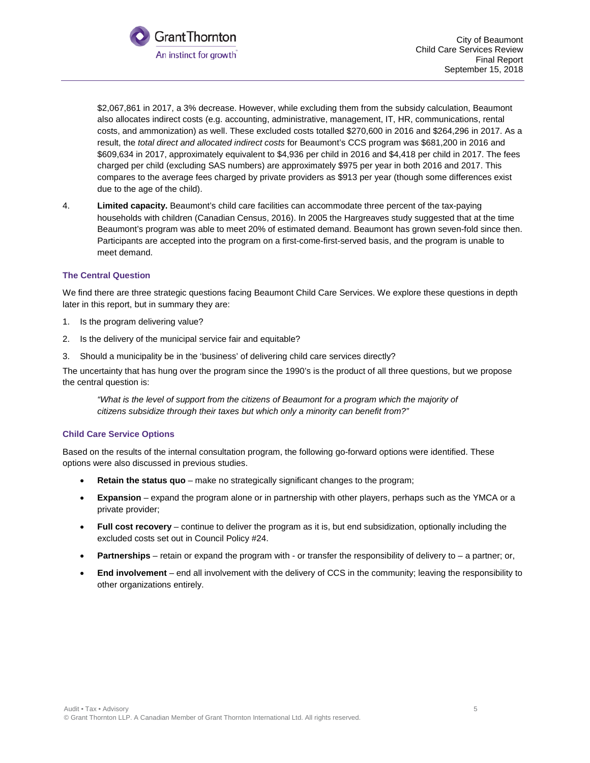$2,067,861 in 2017, a 3% decrease. However, while excluding them from the subsidy calculation, Beaumont also allocates indirect costs (e.g. accounting, administrative, management, IT, HR, communications, rental costs, and ammonization) as well. These excluded costs totalled $270,600 in 2016 and $264,296 in 2017. As a result, the *total direct and allocated indirect costs* for Beaumont's CCS program was $681,200 in 2016 and $609,634 in 2017, approximately equivalent to $4,936 per child in 2016 and $4,418 per child in 2017. The fees charged per child (excluding SAS numbers) are approximately $975 per year in both 2016 and 2017. This compares to the average fees charged by private providers as $913 per year (though some differences exist due to the age of the child).

4. **Limited capacity.** Beaumont's child care facilities can accommodate three percent of the tax-paying households with children (Canadian Census, 2016). In 2005 the Hargreaves study suggested that at the time Beaumont's program was able to meet 20% of estimated demand. Beaumont has grown seven-fold since then. Participants are accepted into the program on a first-come-first-served basis, and the program is unable to meet demand.

### The Central Question

We find there are three strategic questions facing Beaumont Child Care Services. We explore these questions in depth later in this report, but in summary they are:

1. Is the program delivering value?
2. Is the delivery of the municipal service fair and equitable?
3. Should a municipality be in the 'business' of delivering child care services directly?

The uncertainty that has hung over the program since the 1990's is the product of all three questions, but we propose the central question is:

> *"What is the level of support from the citizens of Beaumont for a program which the majority of citizens subsidize through their taxes but which only a minority can benefit from?"*

### Child Care Service Options

Based on the results of the internal consultation program, the following go-forward options were identified. These options were also discussed in previous studies.

- **Retain the status quo** – make no strategically significant changes to the program;
- **Expansion** – expand the program alone or in partnership with other players, perhaps such as the YMCA or a private provider;
- **Full cost recovery** – continue to deliver the program as it is, but end subsidization, optionally including the excluded costs set out in Council Policy #24.
- **Partnerships** – retain or expand the program with - or transfer the responsibility of delivery to – a partner; or,
- **End involvement** – end all involvement with the delivery of CCS in the community; leaving the responsibility to other organizations entirely.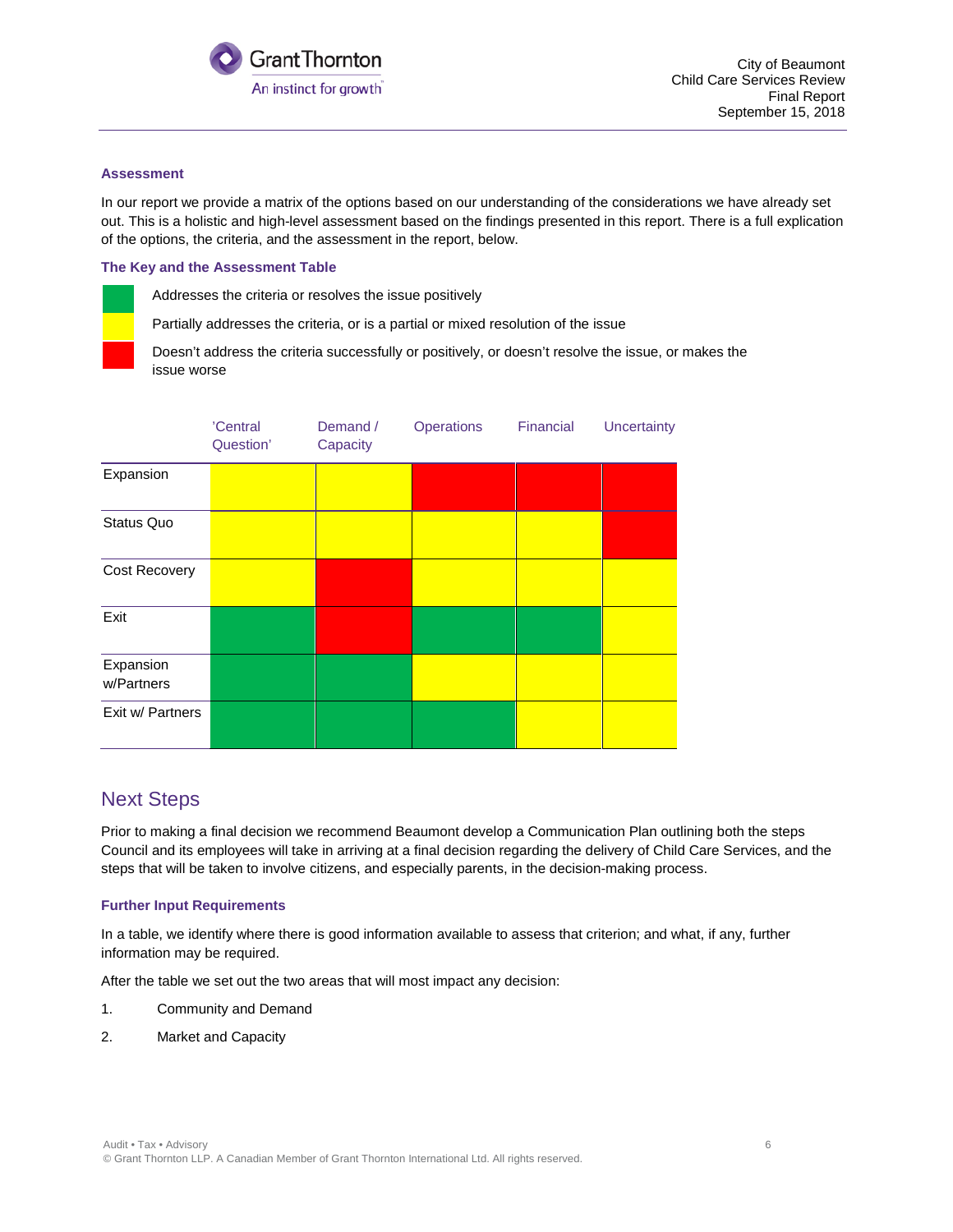### Assessment

In our report we provide a matrix of the options based on our understanding of the considerations we have already set out. This is a holistic and high-level assessment based on the findings presented in this report. There is a full explication of the options, the criteria, and the assessment in the report, below.

### The Key and the Assessment Table

- Green: Addresses the criteria or resolves the issue positively
- Yellow: Partially addresses the criteria, or is a partial or mixed resolution of the issue
- Red: Doesn't address the criteria successfully or positively, or doesn't resolve the issue, or makes the issue worse

| | 'Central Question' | Demand / Capacity | Operations | Financial | Uncertainty |
|---|---|---|---|---|---|
| Expansion | Yellow | Yellow | Red | Red | Red |
| Status Quo | Yellow | Yellow | Yellow | Yellow | Red |
| Cost Recovery | Yellow | Red | Yellow | Yellow | Yellow |
| Exit | Green | Red | Green | Green | Yellow |
| Expansion w/Partners | Green | Green | Yellow | Yellow | Yellow |
| Exit w/ Partners | Green | Green | Green | Yellow | Yellow |

## Next Steps

Prior to making a final decision we recommend Beaumont develop a Communication Plan outlining both the steps Council and its employees will take in arriving at a final decision regarding the delivery of Child Care Services, and the steps that will be taken to involve citizens, and especially parents, in the decision-making process.

### Further Input Requirements

In a table, we identify where there is good information available to assess that criterion; and what, if any, further information may be required.

After the table we set out the two areas that will most impact any decision:

1. Community and Demand
2. Market and Capacity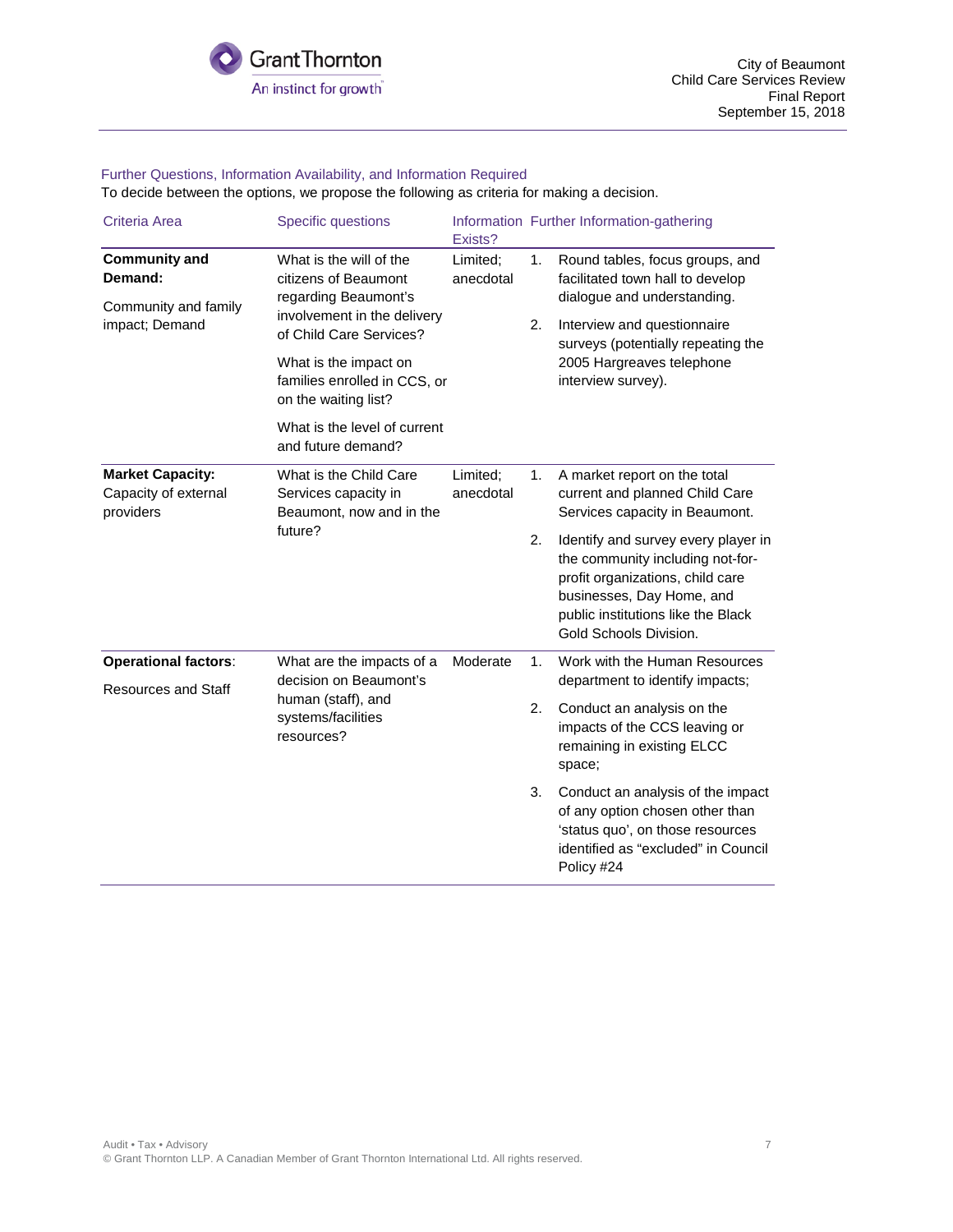### Further Questions, Information Availability, and Information Required

To decide between the options, we propose the following as criteria for making a decision.

| Criteria Area | Specific questions | Information Exists? | Further Information-gathering |
|---|---|---|---|
| **Community and Demand:** Community and family impact; Demand | What is the will of the citizens of Beaumont regarding Beaumont's involvement in the delivery of Child Care Services? What is the impact on families enrolled in CCS, or on the waiting list? What is the level of current and future demand? | Limited; anecdotal | 1. Round tables, focus groups, and facilitated town hall to develop dialogue and understanding. 2. Interview and questionnaire surveys (potentially repeating the 2005 Hargreaves telephone interview survey). |
| **Market Capacity:** Capacity of external providers | What is the Child Care Services capacity in Beaumont, now and in the future? | Limited; anecdotal | 1. A market report on the total current and planned Child Care Services capacity in Beaumont. 2. Identify and survey every player in the community including not-for-profit organizations, child care businesses, Day Home, and public institutions like the Black Gold Schools Division. |
| **Operational factors**: Resources and Staff | What are the impacts of a decision on Beaumont's human (staff), and systems/facilities resources? | Moderate | 1. Work with the Human Resources department to identify impacts; 2. Conduct an analysis on the impacts of the CCS leaving or remaining in existing ELCC space; 3. Conduct an analysis of the impact of any option chosen other than 'status quo', on those resources identified as "excluded" in Council Policy #24 |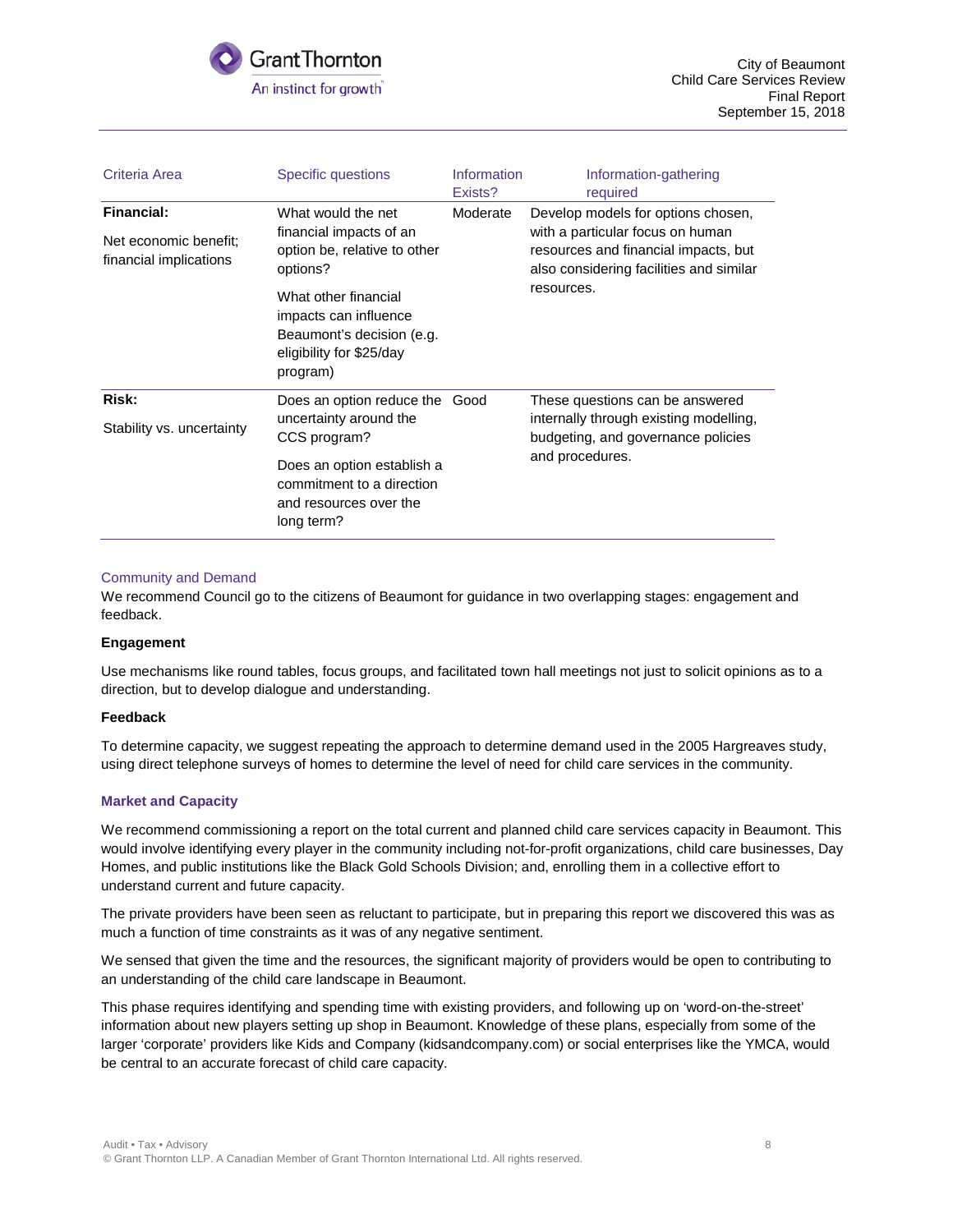| Criteria Area | Specific questions | Information Exists? | Information-gathering required |
|---|---|---|---|
| **Financial:**<br><br>Net economic benefit; financial implications | What would the net financial impacts of an option be, relative to other options?<br><br>What other financial impacts can influence Beaumont's decision (e.g. eligibility for $25/day program) | Moderate | Develop models for options chosen, with a particular focus on human resources and financial impacts, but also considering facilities and similar resources. |
| **Risk:**<br><br>Stability vs. uncertainty | Does an option reduce the uncertainty around the CCS program?<br><br>Does an option establish a commitment to a direction and resources over the long term? | Good | These questions can be answered internally through existing modelling, budgeting, and governance policies and procedures. |

### Community and Demand

We recommend Council go to the citizens of Beaumont for guidance in two overlapping stages: engagement and feedback.

**Engagement**

Use mechanisms like round tables, focus groups, and facilitated town hall meetings not just to solicit opinions as to a direction, but to develop dialogue and understanding.

**Feedback**

To determine capacity, we suggest repeating the approach to determine demand used in the 2005 Hargreaves study, using direct telephone surveys of homes to determine the level of need for child care services in the community.

### Market and Capacity

We recommend commissioning a report on the total current and planned child care services capacity in Beaumont. This would involve identifying every player in the community including not-for-profit organizations, child care businesses, Day Homes, and public institutions like the Black Gold Schools Division; and, enrolling them in a collective effort to understand current and future capacity.

The private providers have been seen as reluctant to participate, but in preparing this report we discovered this was as much a function of time constraints as it was of any negative sentiment.

We sensed that given the time and the resources, the significant majority of providers would be open to contributing to an understanding of the child care landscape in Beaumont.

This phase requires identifying and spending time with existing providers, and following up on 'word-on-the-street' information about new players setting up shop in Beaumont. Knowledge of these plans, especially from some of the larger 'corporate' providers like Kids and Company (kidsandcompany.com) or social enterprises like the YMCA, would be central to an accurate forecast of child care capacity.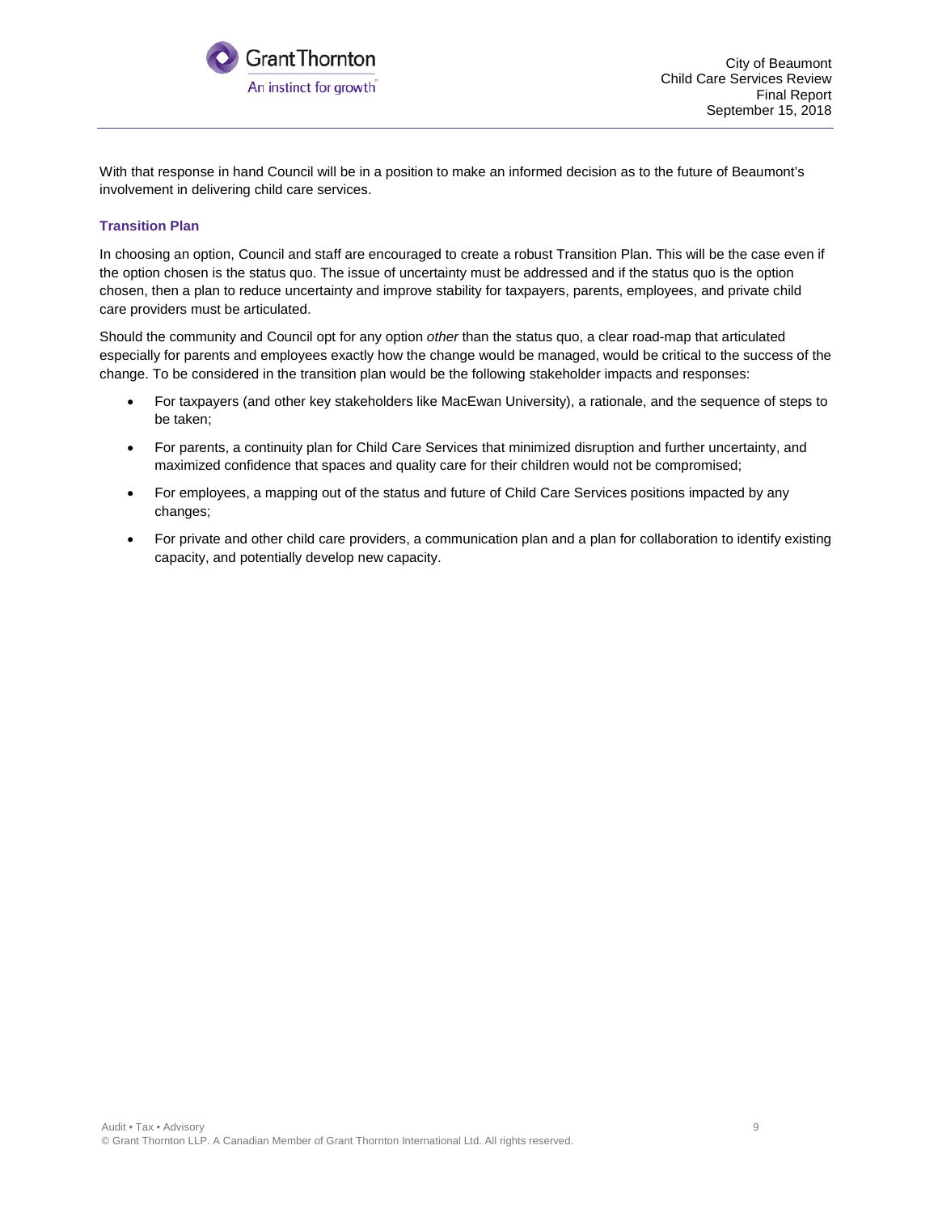With that response in hand Council will be in a position to make an informed decision as to the future of Beaumont's involvement in delivering child care services.

### Transition Plan

In choosing an option, Council and staff are encouraged to create a robust Transition Plan. This will be the case even if the option chosen is the status quo. The issue of uncertainty must be addressed and if the status quo is the option chosen, then a plan to reduce uncertainty and improve stability for taxpayers, parents, employees, and private child care providers must be articulated.

Should the community and Council opt for any option *other* than the status quo, a clear road-map that articulated especially for parents and employees exactly how the change would be managed, would be critical to the success of the change. To be considered in the transition plan would be the following stakeholder impacts and responses:

- For taxpayers (and other key stakeholders like MacEwan University), a rationale, and the sequence of steps to be taken;
- For parents, a continuity plan for Child Care Services that minimized disruption and further uncertainty, and maximized confidence that spaces and quality care for their children would not be compromised;
- For employees, a mapping out of the status and future of Child Care Services positions impacted by any changes;
- For private and other child care providers, a communication plan and a plan for collaboration to identify existing capacity, and potentially develop new capacity.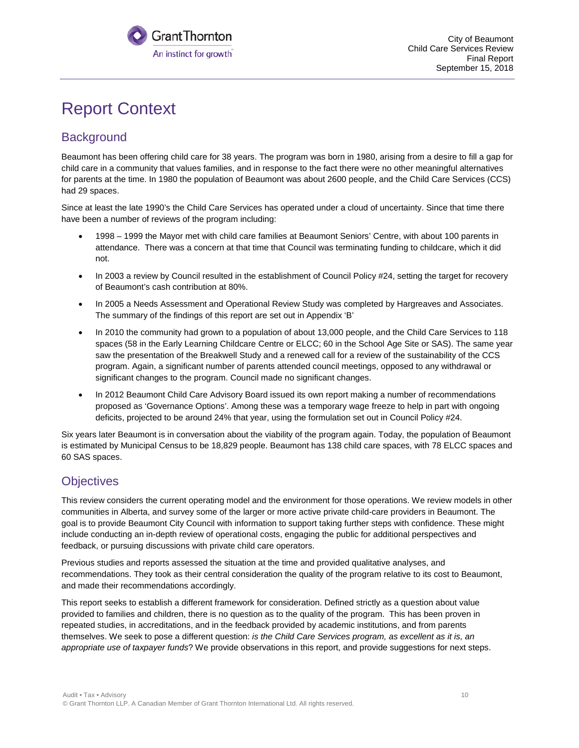# Report Context

## Background

Beaumont has been offering child care for 38 years. The program was born in 1980, arising from a desire to fill a gap for child care in a community that values families, and in response to the fact there were no other meaningful alternatives for parents at the time. In 1980 the population of Beaumont was about 2600 people, and the Child Care Services (CCS) had 29 spaces.

Since at least the late 1990's the Child Care Services has operated under a cloud of uncertainty. Since that time there have been a number of reviews of the program including:

- 1998 – 1999 the Mayor met with child care families at Beaumont Seniors' Centre, with about 100 parents in attendance. There was a concern at that time that Council was terminating funding to childcare, which it did not.
- In 2003 a review by Council resulted in the establishment of Council Policy #24, setting the target for recovery of Beaumont's cash contribution at 80%.
- In 2005 a Needs Assessment and Operational Review Study was completed by Hargreaves and Associates. The summary of the findings of this report are set out in Appendix 'B'
- In 2010 the community had grown to a population of about 13,000 people, and the Child Care Services to 118 spaces (58 in the Early Learning Childcare Centre or ELCC; 60 in the School Age Site or SAS). The same year saw the presentation of the Breakwell Study and a renewed call for a review of the sustainability of the CCS program. Again, a significant number of parents attended council meetings, opposed to any withdrawal or significant changes to the program. Council made no significant changes.
- In 2012 Beaumont Child Care Advisory Board issued its own report making a number of recommendations proposed as 'Governance Options'. Among these was a temporary wage freeze to help in part with ongoing deficits, projected to be around 24% that year, using the formulation set out in Council Policy #24.

Six years later Beaumont is in conversation about the viability of the program again. Today, the population of Beaumont is estimated by Municipal Census to be 18,829 people. Beaumont has 138 child care spaces, with 78 ELCC spaces and 60 SAS spaces.

## Objectives

This review considers the current operating model and the environment for those operations. We review models in other communities in Alberta, and survey some of the larger or more active private child-care providers in Beaumont. The goal is to provide Beaumont City Council with information to support taking further steps with confidence. These might include conducting an in-depth review of operational costs, engaging the public for additional perspectives and feedback, or pursuing discussions with private child care operators.

Previous studies and reports assessed the situation at the time and provided qualitative analyses, and recommendations. They took as their central consideration the quality of the program relative to its cost to Beaumont, and made their recommendations accordingly.

This report seeks to establish a different framework for consideration. Defined strictly as a question about value provided to families and children, there is no question as to the quality of the program. This has been proven in repeated studies, in accreditations, and in the feedback provided by academic institutions, and from parents themselves. We seek to pose a different question: *is the Child Care Services program, as excellent as it is, an appropriate use of taxpayer funds*? We provide observations in this report, and provide suggestions for next steps.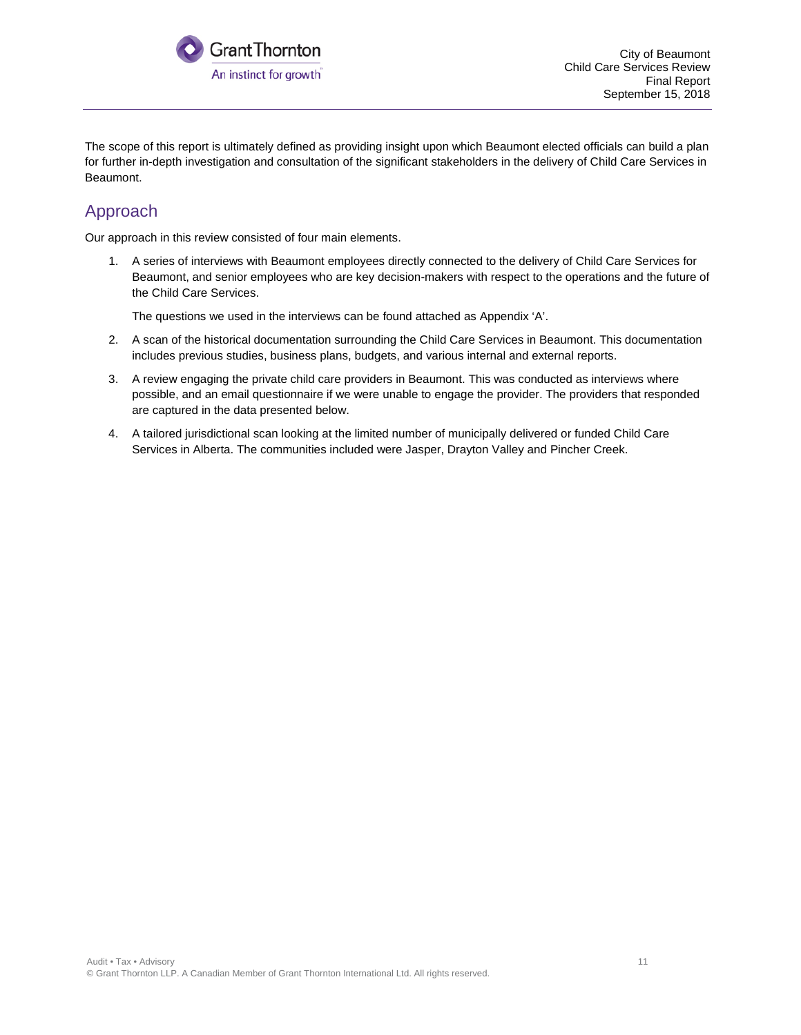The scope of this report is ultimately defined as providing insight upon which Beaumont elected officials can build a plan for further in-depth investigation and consultation of the significant stakeholders in the delivery of Child Care Services in Beaumont.

## Approach

Our approach in this review consisted of four main elements.

1. A series of interviews with Beaumont employees directly connected to the delivery of Child Care Services for Beaumont, and senior employees who are key decision-makers with respect to the operations and the future of the Child Care Services.

   The questions we used in the interviews can be found attached as Appendix 'A'.

2. A scan of the historical documentation surrounding the Child Care Services in Beaumont. This documentation includes previous studies, business plans, budgets, and various internal and external reports.

3. A review engaging the private child care providers in Beaumont. This was conducted as interviews where possible, and an email questionnaire if we were unable to engage the provider. The providers that responded are captured in the data presented below.

4. A tailored jurisdictional scan looking at the limited number of municipally delivered or funded Child Care Services in Alberta. The communities included were Jasper, Drayton Valley and Pincher Creek.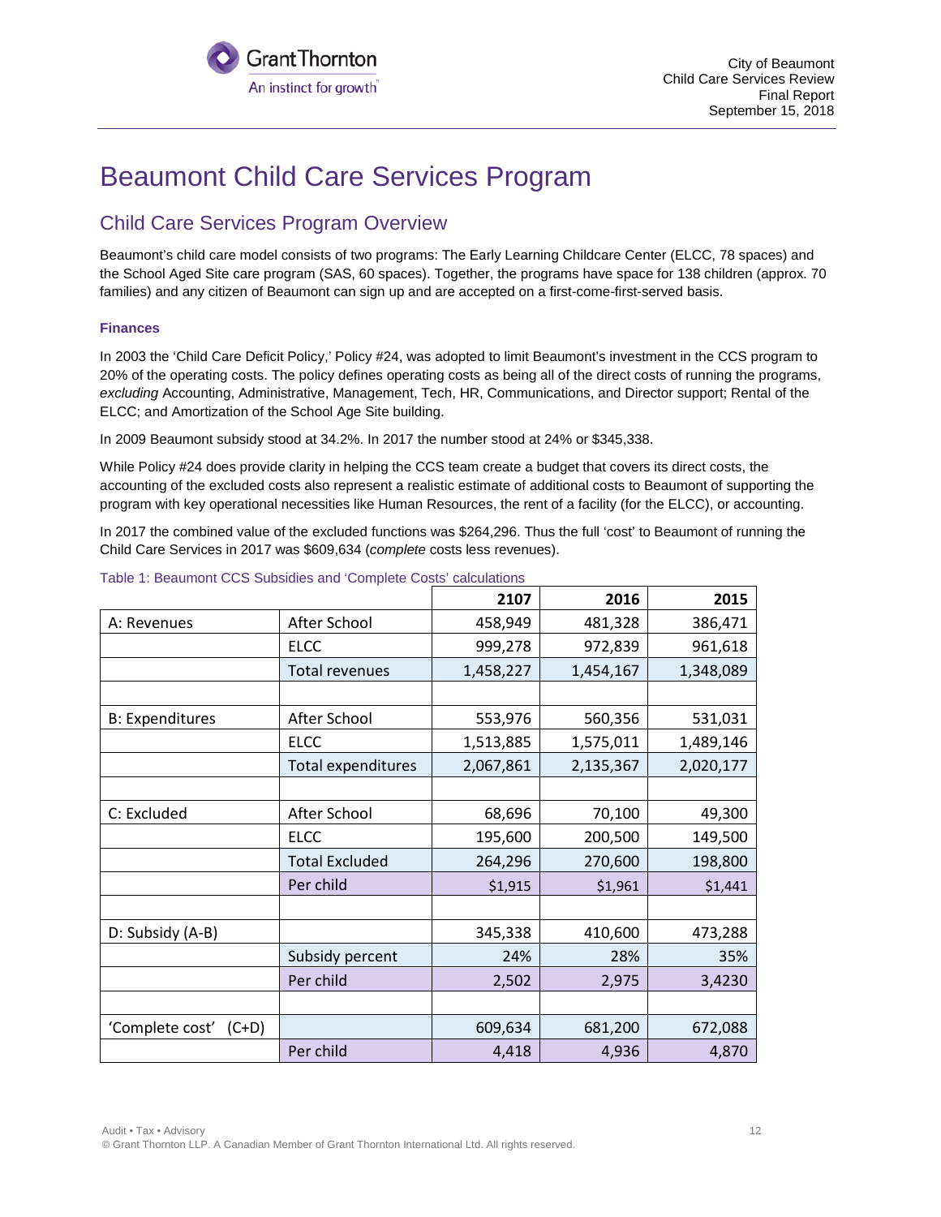# Beaumont Child Care Services Program

## Child Care Services Program Overview

Beaumont's child care model consists of two programs: The Early Learning Childcare Center (ELCC, 78 spaces) and the School Aged Site care program (SAS, 60 spaces). Together, the programs have space for 138 children (approx. 70 families) and any citizen of Beaumont can sign up and are accepted on a first-come-first-served basis.

### Finances

In 2003 the 'Child Care Deficit Policy,' Policy #24, was adopted to limit Beaumont's investment in the CCS program to 20% of the operating costs. The policy defines operating costs as being all of the direct costs of running the programs, *excluding* Accounting, Administrative, Management, Tech, HR, Communications, and Director support; Rental of the ELCC; and Amortization of the School Age Site building.

In 2009 Beaumont subsidy stood at 34.2%. In 2017 the number stood at 24% or $345,338.

While Policy #24 does provide clarity in helping the CCS team create a budget that covers its direct costs, the accounting of the excluded costs also represent a realistic estimate of additional costs to Beaumont of supporting the program with key operational necessities like Human Resources, the rent of a facility (for the ELCC), or accounting.

In 2017 the combined value of the excluded functions was $264,296. Thus the full 'cost' to Beaumont of running the Child Care Services in 2017 was $609,634 (*complete* costs less revenues).

Table 1: Beaumont CCS Subsidies and 'Complete Costs' calculations

| | | **2107** | **2016** | **2015** |
|---|---|---|---|---|
| A: Revenues | After School | 458,949 | 481,328 | 386,471 |
| | ELCC | 999,278 | 972,839 | 961,618 |
| | Total revenues | 1,458,227 | 1,454,167 | 1,348,089 |
| | | | | |
| B: Expenditures | After School | 553,976 | 560,356 | 531,031 |
| | ELCC | 1,513,885 | 1,575,011 | 1,489,146 |
| | Total expenditures | 2,067,861 | 2,135,367 | 2,020,177 |
| | | | | |
| C: Excluded | After School | 68,696 | 70,100 | 49,300 |
| | ELCC | 195,600 | 200,500 | 149,500 |
| | Total Excluded | 264,296 | 270,600 | 198,800 |
| | Per child | $1,915 | $1,961 | $1,441 |
| | | | | |
| D: Subsidy (A-B) | | 345,338 | 410,600 | 473,288 |
| | Subsidy percent | 24% | 28% | 35% |
| | Per child | 2,502 | 2,975 | 3,4230 |
| | | | | |
| 'Complete cost' (C+D) | | 609,634 | 681,200 | 672,088 |
| | Per child | 4,418 | 4,936 | 4,870 |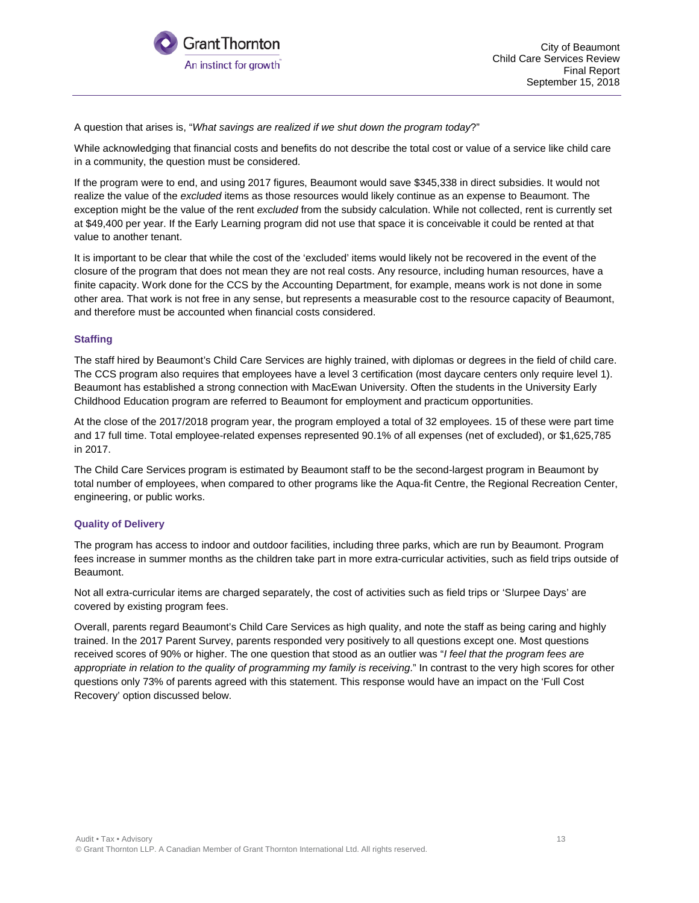A question that arises is, "*What savings are realized if we shut down the program today*?"

While acknowledging that financial costs and benefits do not describe the total cost or value of a service like child care in a community, the question must be considered.

If the program were to end, and using 2017 figures, Beaumont would save $345,338 in direct subsidies. It would not realize the value of the *excluded* items as those resources would likely continue as an expense to Beaumont. The exception might be the value of the rent *excluded* from the subsidy calculation. While not collected, rent is currently set at $49,400 per year. If the Early Learning program did not use that space it is conceivable it could be rented at that value to another tenant.

It is important to be clear that while the cost of the 'excluded' items would likely not be recovered in the event of the closure of the program that does not mean they are not real costs. Any resource, including human resources, have a finite capacity. Work done for the CCS by the Accounting Department, for example, means work is not done in some other area. That work is not free in any sense, but represents a measurable cost to the resource capacity of Beaumont, and therefore must be accounted when financial costs considered.

### Staffing

The staff hired by Beaumont's Child Care Services are highly trained, with diplomas or degrees in the field of child care. The CCS program also requires that employees have a level 3 certification (most daycare centers only require level 1). Beaumont has established a strong connection with MacEwan University. Often the students in the University Early Childhood Education program are referred to Beaumont for employment and practicum opportunities.

At the close of the 2017/2018 program year, the program employed a total of 32 employees. 15 of these were part time and 17 full time. Total employee-related expenses represented 90.1% of all expenses (net of excluded), or $1,625,785 in 2017.

The Child Care Services program is estimated by Beaumont staff to be the second-largest program in Beaumont by total number of employees, when compared to other programs like the Aqua-fit Centre, the Regional Recreation Center, engineering, or public works.

### Quality of Delivery

The program has access to indoor and outdoor facilities, including three parks, which are run by Beaumont. Program fees increase in summer months as the children take part in more extra-curricular activities, such as field trips outside of Beaumont.

Not all extra-curricular items are charged separately, the cost of activities such as field trips or 'Slurpee Days' are covered by existing program fees.

Overall, parents regard Beaumont's Child Care Services as high quality, and note the staff as being caring and highly trained. In the 2017 Parent Survey, parents responded very positively to all questions except one. Most questions received scores of 90% or higher. The one question that stood as an outlier was "*I feel that the program fees are appropriate in relation to the quality of programming my family is receiving*." In contrast to the very high scores for other questions only 73% of parents agreed with this statement. This response would have an impact on the 'Full Cost Recovery' option discussed below.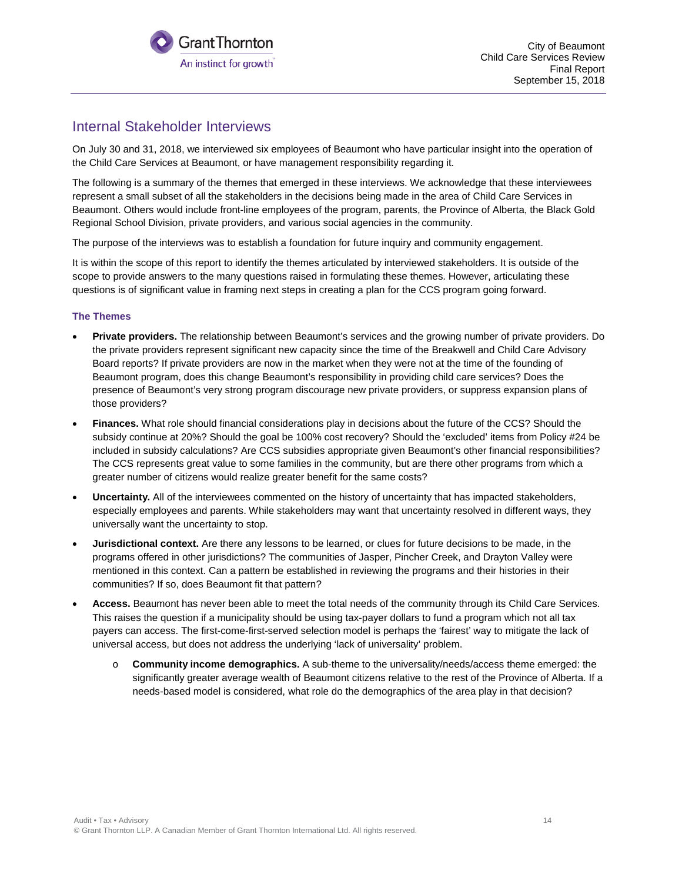## Internal Stakeholder Interviews

On July 30 and 31, 2018, we interviewed six employees of Beaumont who have particular insight into the operation of the Child Care Services at Beaumont, or have management responsibility regarding it.

The following is a summary of the themes that emerged in these interviews. We acknowledge that these interviewees represent a small subset of all the stakeholders in the decisions being made in the area of Child Care Services in Beaumont. Others would include front-line employees of the program, parents, the Province of Alberta, the Black Gold Regional School Division, private providers, and various social agencies in the community.

The purpose of the interviews was to establish a foundation for future inquiry and community engagement.

It is within the scope of this report to identify the themes articulated by interviewed stakeholders. It is outside of the scope to provide answers to the many questions raised in formulating these themes. However, articulating these questions is of significant value in framing next steps in creating a plan for the CCS program going forward.

### The Themes

- **Private providers.** The relationship between Beaumont's services and the growing number of private providers. Do the private providers represent significant new capacity since the time of the Breakwell and Child Care Advisory Board reports? If private providers are now in the market when they were not at the time of the founding of Beaumont program, does this change Beaumont's responsibility in providing child care services? Does the presence of Beaumont's very strong program discourage new private providers, or suppress expansion plans of those providers?
- **Finances.** What role should financial considerations play in decisions about the future of the CCS? Should the subsidy continue at 20%? Should the goal be 100% cost recovery? Should the 'excluded' items from Policy #24 be included in subsidy calculations? Are CCS subsidies appropriate given Beaumont's other financial responsibilities? The CCS represents great value to some families in the community, but are there other programs from which a greater number of citizens would realize greater benefit for the same costs?
- **Uncertainty.** All of the interviewees commented on the history of uncertainty that has impacted stakeholders, especially employees and parents. While stakeholders may want that uncertainty resolved in different ways, they universally want the uncertainty to stop.
- **Jurisdictional context.** Are there any lessons to be learned, or clues for future decisions to be made, in the programs offered in other jurisdictions? The communities of Jasper, Pincher Creek, and Drayton Valley were mentioned in this context. Can a pattern be established in reviewing the programs and their histories in their communities? If so, does Beaumont fit that pattern?
- **Access.** Beaumont has never been able to meet the total needs of the community through its Child Care Services. This raises the question if a municipality should be using tax-payer dollars to fund a program which not all tax payers can access. The first-come-first-served selection model is perhaps the 'fairest' way to mitigate the lack of universal access, but does not address the underlying 'lack of universality' problem.
  - **Community income demographics.** A sub-theme to the universality/needs/access theme emerged: the significantly greater average wealth of Beaumont citizens relative to the rest of the Province of Alberta. If a needs-based model is considered, what role do the demographics of the area play in that decision?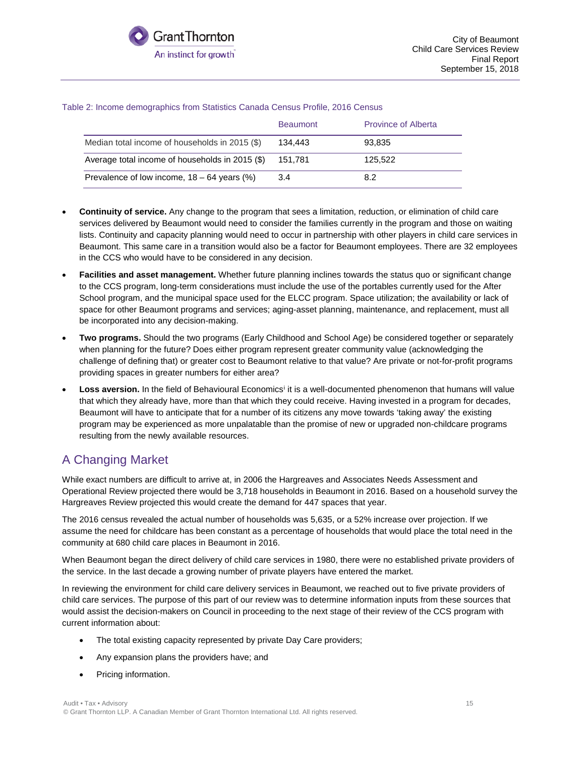Table 2: Income demographics from Statistics Canada Census Profile, 2016 Census

| | Beaumont | Province of Alberta |
|---|---|---|
| Median total income of households in 2015 ($) | 134,443 | 93,835 |
| Average total income of households in 2015 ($) | 151,781 | 125,522 |
| Prevalence of low income, 18 – 64 years (%) | 3.4 | 8.2 |

- **Continuity of service.** Any change to the program that sees a limitation, reduction, or elimination of child care services delivered by Beaumont would need to consider the families currently in the program and those on waiting lists. Continuity and capacity planning would need to occur in partnership with other players in child care services in Beaumont. This same care in a transition would also be a factor for Beaumont employees. There are 32 employees in the CCS who would have to be considered in any decision.
- **Facilities and asset management.** Whether future planning inclines towards the status quo or significant change to the CCS program, long-term considerations must include the use of the portables currently used for the After School program, and the municipal space used for the ELCC program. Space utilization; the availability or lack of space for other Beaumont programs and services; aging-asset planning, maintenance, and replacement, must all be incorporated into any decision-making.
- **Two programs.** Should the two programs (Early Childhood and School Age) be considered together or separately when planning for the future? Does either program represent greater community value (acknowledging the challenge of defining that) or greater cost to Beaumont relative to that value? Are private or not-for-profit programs providing spaces in greater numbers for either area?
- **Loss aversion.** In the field of Behavioural Economics[i] it is a well-documented phenomenon that humans will value that which they already have, more than that which they could receive. Having invested in a program for decades, Beaumont will have to anticipate that for a number of its citizens any move towards 'taking away' the existing program may be experienced as more unpalatable than the promise of new or upgraded non-childcare programs resulting from the newly available resources.

## A Changing Market

While exact numbers are difficult to arrive at, in 2006 the Hargreaves and Associates Needs Assessment and Operational Review projected there would be 3,718 households in Beaumont in 2016. Based on a household survey the Hargreaves Review projected this would create the demand for 447 spaces that year.

The 2016 census revealed the actual number of households was 5,635, or a 52% increase over projection. If we assume the need for childcare has been constant as a percentage of households that would place the total need in the community at 680 child care places in Beaumont in 2016.

When Beaumont began the direct delivery of child care services in 1980, there were no established private providers of the service. In the last decade a growing number of private players have entered the market.

In reviewing the environment for child care delivery services in Beaumont, we reached out to five private providers of child care services. The purpose of this part of our review was to determine information inputs from these sources that would assist the decision-makers on Council in proceeding to the next stage of their review of the CCS program with current information about:

- The total existing capacity represented by private Day Care providers;
- Any expansion plans the providers have; and
- Pricing information.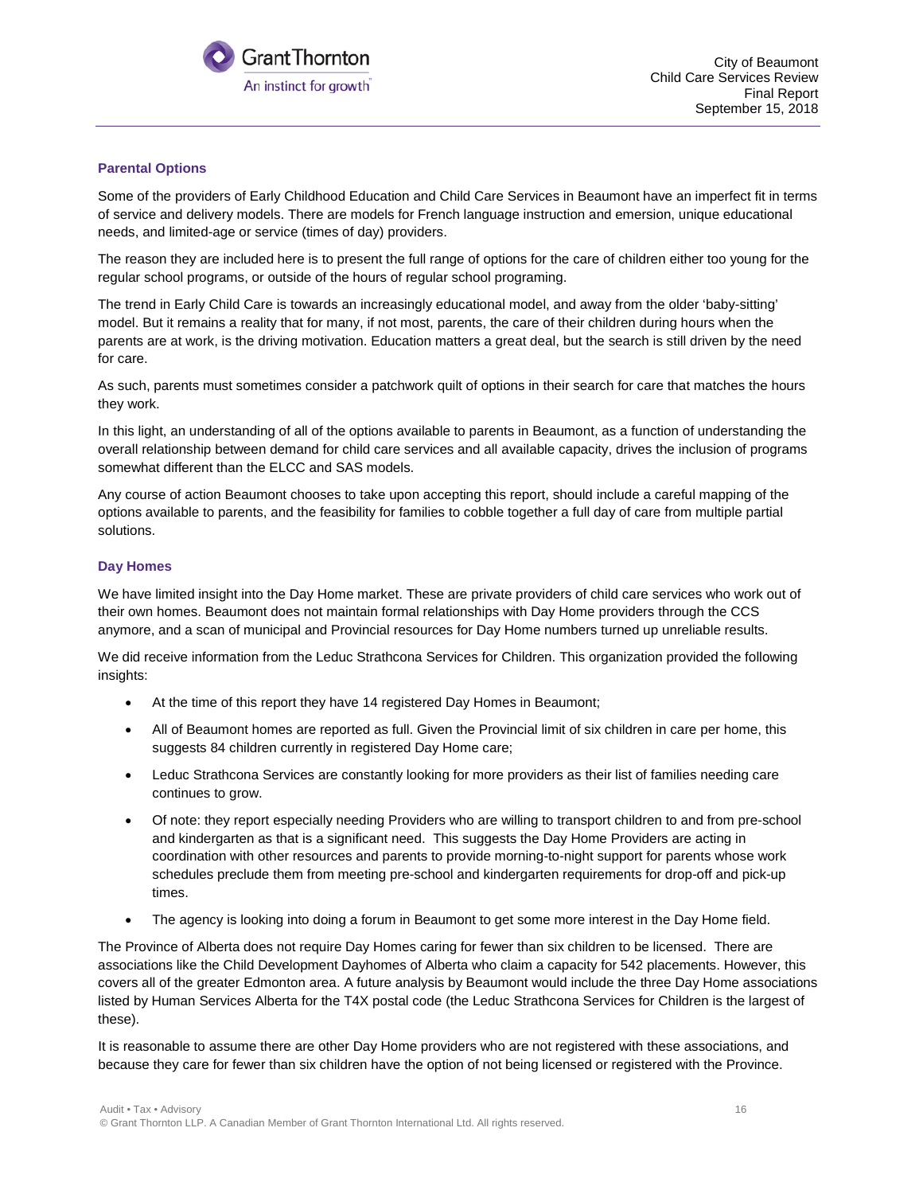### Parental Options

Some of the providers of Early Childhood Education and Child Care Services in Beaumont have an imperfect fit in terms of service and delivery models. There are models for French language instruction and emersion, unique educational needs, and limited-age or service (times of day) providers.

The reason they are included here is to present the full range of options for the care of children either too young for the regular school programs, or outside of the hours of regular school programing.

The trend in Early Child Care is towards an increasingly educational model, and away from the older 'baby-sitting' model. But it remains a reality that for many, if not most, parents, the care of their children during hours when the parents are at work, is the driving motivation. Education matters a great deal, but the search is still driven by the need for care.

As such, parents must sometimes consider a patchwork quilt of options in their search for care that matches the hours they work.

In this light, an understanding of all of the options available to parents in Beaumont, as a function of understanding the overall relationship between demand for child care services and all available capacity, drives the inclusion of programs somewhat different than the ELCC and SAS models.

Any course of action Beaumont chooses to take upon accepting this report, should include a careful mapping of the options available to parents, and the feasibility for families to cobble together a full day of care from multiple partial solutions.

### Day Homes

We have limited insight into the Day Home market. These are private providers of child care services who work out of their own homes. Beaumont does not maintain formal relationships with Day Home providers through the CCS anymore, and a scan of municipal and Provincial resources for Day Home numbers turned up unreliable results.

We did receive information from the Leduc Strathcona Services for Children. This organization provided the following insights:

- At the time of this report they have 14 registered Day Homes in Beaumont;
- All of Beaumont homes are reported as full. Given the Provincial limit of six children in care per home, this suggests 84 children currently in registered Day Home care;
- Leduc Strathcona Services are constantly looking for more providers as their list of families needing care continues to grow.
- Of note: they report especially needing Providers who are willing to transport children to and from pre-school and kindergarten as that is a significant need. This suggests the Day Home Providers are acting in coordination with other resources and parents to provide morning-to-night support for parents whose work schedules preclude them from meeting pre-school and kindergarten requirements for drop-off and pick-up times.
- The agency is looking into doing a forum in Beaumont to get some more interest in the Day Home field.

The Province of Alberta does not require Day Homes caring for fewer than six children to be licensed. There are associations like the Child Development Dayhomes of Alberta who claim a capacity for 542 placements. However, this covers all of the greater Edmonton area. A future analysis by Beaumont would include the three Day Home associations listed by Human Services Alberta for the T4X postal code (the Leduc Strathcona Services for Children is the largest of these).

It is reasonable to assume there are other Day Home providers who are not registered with these associations, and because they care for fewer than six children have the option of not being licensed or registered with the Province.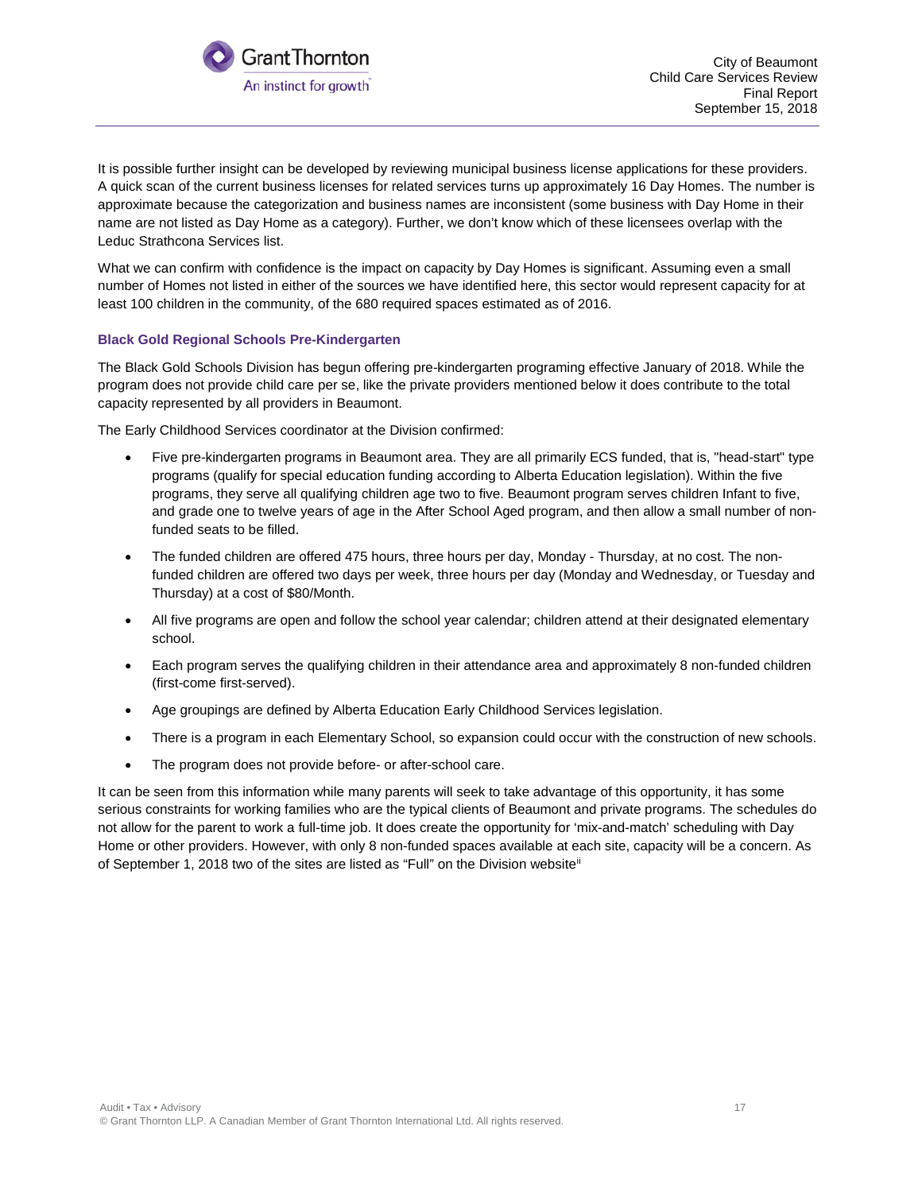It is possible further insight can be developed by reviewing municipal business license applications for these providers. A quick scan of the current business licenses for related services turns up approximately 16 Day Homes. The number is approximate because the categorization and business names are inconsistent (some business with Day Home in their name are not listed as Day Home as a category). Further, we don't know which of these licensees overlap with the Leduc Strathcona Services list.

What we can confirm with confidence is the impact on capacity by Day Homes is significant. Assuming even a small number of Homes not listed in either of the sources we have identified here, this sector would represent capacity for at least 100 children in the community, of the 680 required spaces estimated as of 2016.

### Black Gold Regional Schools Pre-Kindergarten

The Black Gold Schools Division has begun offering pre-kindergarten programing effective January of 2018. While the program does not provide child care per se, like the private providers mentioned below it does contribute to the total capacity represented by all providers in Beaumont.

The Early Childhood Services coordinator at the Division confirmed:

- Five pre-kindergarten programs in Beaumont area. They are all primarily ECS funded, that is, "head-start" type programs (qualify for special education funding according to Alberta Education legislation). Within the five programs, they serve all qualifying children age two to five. Beaumont program serves children Infant to five, and grade one to twelve years of age in the After School Aged program, and then allow a small number of non-funded seats to be filled.
- The funded children are offered 475 hours, three hours per day, Monday - Thursday, at no cost. The non-funded children are offered two days per week, three hours per day (Monday and Wednesday, or Tuesday and Thursday) at a cost of $80/Month.
- All five programs are open and follow the school year calendar; children attend at their designated elementary school.
- Each program serves the qualifying children in their attendance area and approximately 8 non-funded children (first-come first-served).
- Age groupings are defined by Alberta Education Early Childhood Services legislation.
- There is a program in each Elementary School, so expansion could occur with the construction of new schools.
- The program does not provide before- or after-school care.

It can be seen from this information while many parents will seek to take advantage of this opportunity, it has some serious constraints for working families who are the typical clients of Beaumont and private programs. The schedules do not allow for the parent to work a full-time job. It does create the opportunity for 'mix-and-match' scheduling with Day Home or other providers. However, with only 8 non-funded spaces available at each site, capacity will be a concern. As of September 1, 2018 two of the sites are listed as "Full" on the Division website[ii]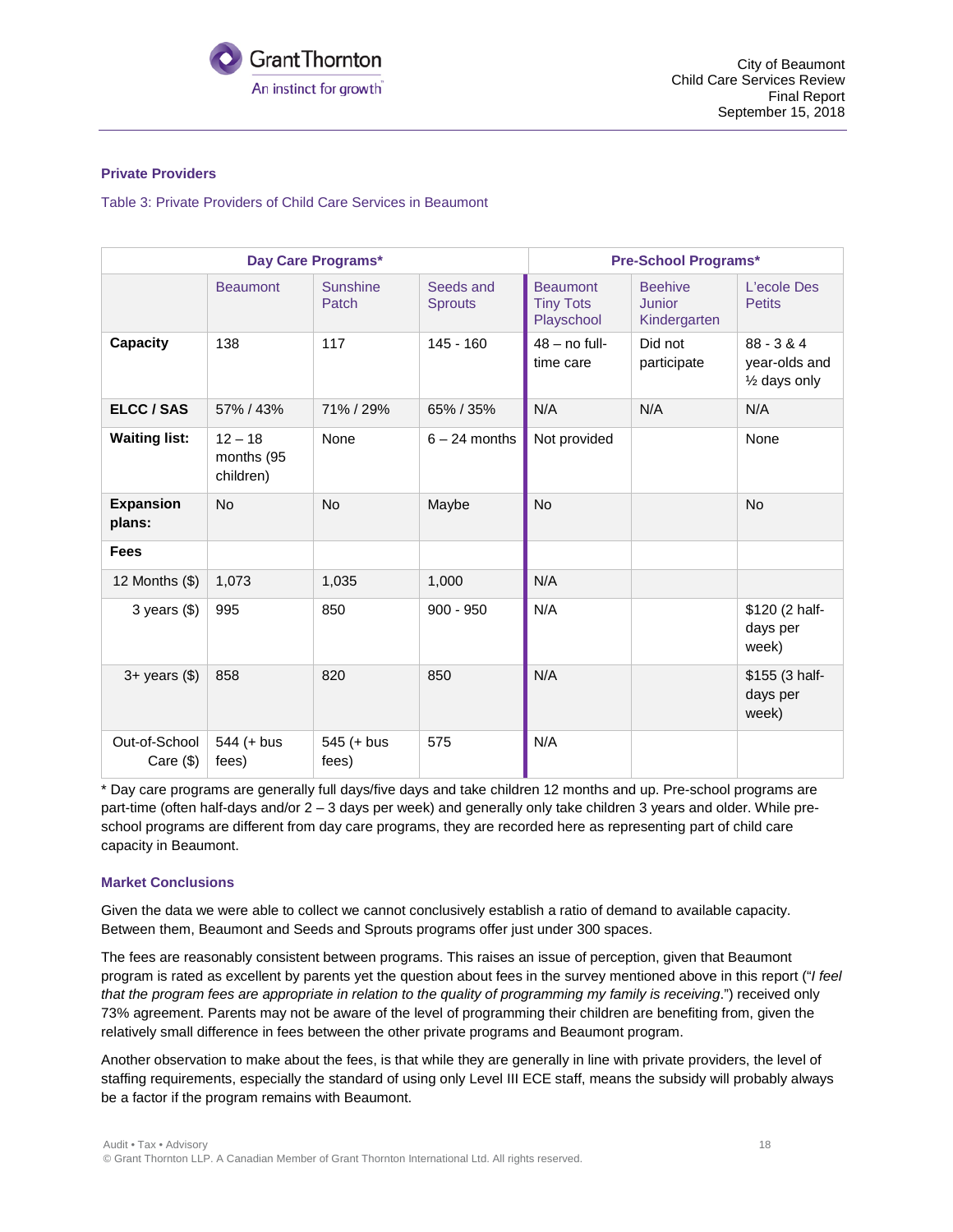**Private Providers**

Table 3: Private Providers of Child Care Services in Beaumont

| | Day Care Programs* | | | Pre-School Programs* | | |
|---|---|---|---|---|---|---|
| | Beaumont | Sunshine Patch | Seeds and Sprouts | Beaumont Tiny Tots Playschool | Beehive Junior Kindergarten | L'ecole Des Petits |
| **Capacity** | 138 | 117 | 145 - 160 | 48 – no full-time care | Did not participate | 88 - 3 & 4 year-olds and ½ days only |
| **ELCC / SAS** | 57% / 43% | 71% / 29% | 65% / 35% | N/A | N/A | N/A |
| **Waiting list:** | 12 – 18 months (95 children) | None | 6 – 24 months | Not provided | | None |
| **Expansion plans:** | No | No | Maybe | No | | No |
| **Fees** | | | | | | |
| 12 Months ($) | 1,073 | 1,035 | 1,000 | N/A | | |
| 3 years ($) | 995 | 850 | 900 - 950 | N/A | | $120 (2 half-days per week) |
| 3+ years ($) | 858 | 820 | 850 | N/A | | $155 (3 half-days per week) |
| Out-of-School Care ($) | 544 (+ bus fees) | 545 (+ bus fees) | 575 | N/A | | |

* Day care programs are generally full days/five days and take children 12 months and up. Pre-school programs are part-time (often half-days and/or 2 – 3 days per week) and generally only take children 3 years and older. While pre-school programs are different from day care programs, they are recorded here as representing part of child care capacity in Beaumont.

**Market Conclusions**

Given the data we were able to collect we cannot conclusively establish a ratio of demand to available capacity. Between them, Beaumont and Seeds and Sprouts programs offer just under 300 spaces.

The fees are reasonably consistent between programs. This raises an issue of perception, given that Beaumont program is rated as excellent by parents yet the question about fees in the survey mentioned above in this report ("*I feel that the program fees are appropriate in relation to the quality of programming my family is receiving*.") received only 73% agreement. Parents may not be aware of the level of programming their children are benefiting from, given the relatively small difference in fees between the other private programs and Beaumont program.

Another observation to make about the fees, is that while they are generally in line with private providers, the level of staffing requirements, especially the standard of using only Level III ECE staff, means the subsidy will probably always be a factor if the program remains with Beaumont.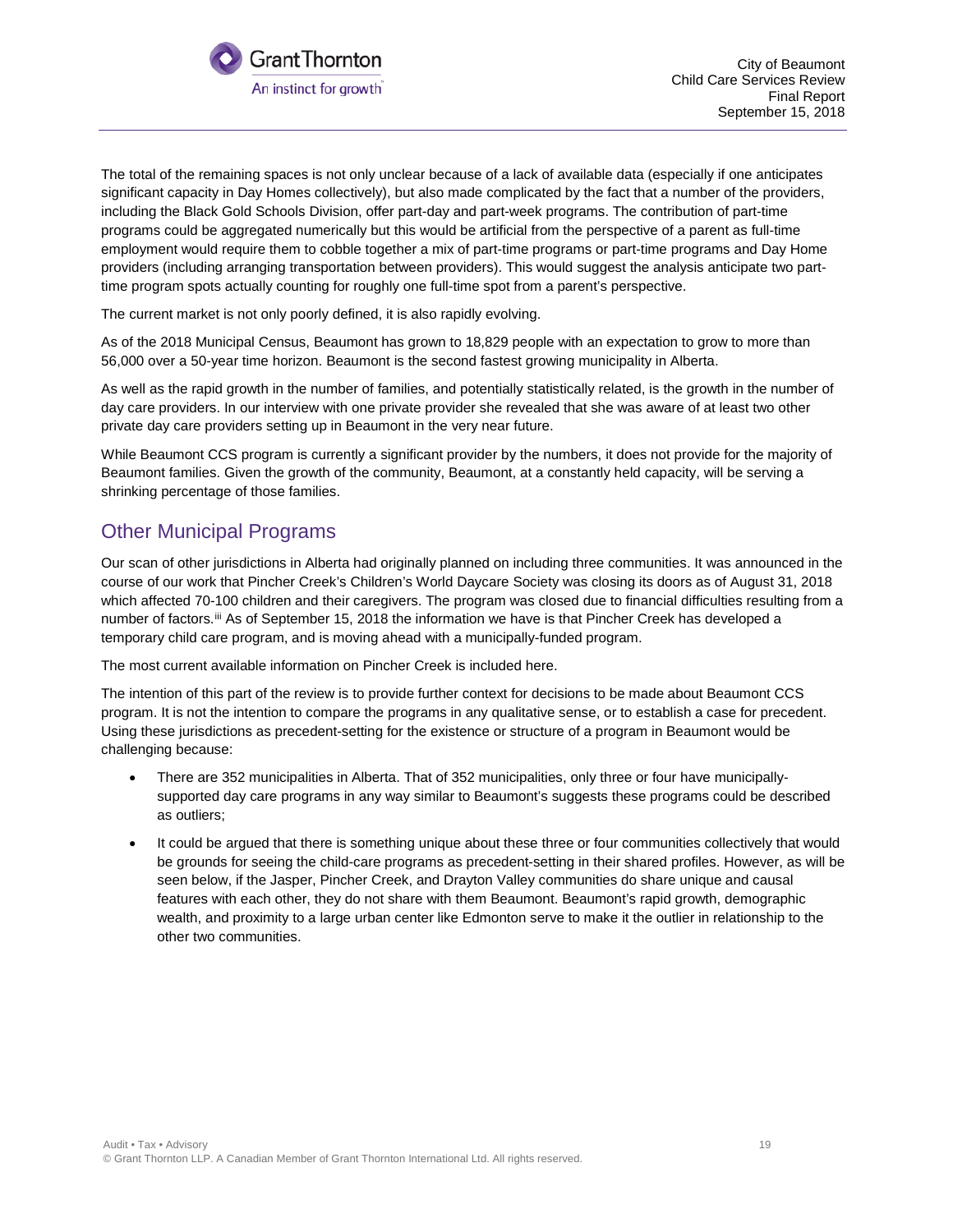The total of the remaining spaces is not only unclear because of a lack of available data (especially if one anticipates significant capacity in Day Homes collectively), but also made complicated by the fact that a number of the providers, including the Black Gold Schools Division, offer part-day and part-week programs. The contribution of part-time programs could be aggregated numerically but this would be artificial from the perspective of a parent as full-time employment would require them to cobble together a mix of part-time programs or part-time programs and Day Home providers (including arranging transportation between providers). This would suggest the analysis anticipate two part-time program spots actually counting for roughly one full-time spot from a parent's perspective.

The current market is not only poorly defined, it is also rapidly evolving.

As of the 2018 Municipal Census, Beaumont has grown to 18,829 people with an expectation to grow to more than 56,000 over a 50-year time horizon. Beaumont is the second fastest growing municipality in Alberta.

As well as the rapid growth in the number of families, and potentially statistically related, is the growth in the number of day care providers. In our interview with one private provider she revealed that she was aware of at least two other private day care providers setting up in Beaumont in the very near future.

While Beaumont CCS program is currently a significant provider by the numbers, it does not provide for the majority of Beaumont families. Given the growth of the community, Beaumont, at a constantly held capacity, will be serving a shrinking percentage of those families.

## Other Municipal Programs

Our scan of other jurisdictions in Alberta had originally planned on including three communities. It was announced in the course of our work that Pincher Creek's Children's World Daycare Society was closing its doors as of August 31, 2018 which affected 70-100 children and their caregivers. The program was closed due to financial difficulties resulting from a number of factors.[iii] As of September 15, 2018 the information we have is that Pincher Creek has developed a temporary child care program, and is moving ahead with a municipally-funded program.

The most current available information on Pincher Creek is included here.

The intention of this part of the review is to provide further context for decisions to be made about Beaumont CCS program. It is not the intention to compare the programs in any qualitative sense, or to establish a case for precedent. Using these jurisdictions as precedent-setting for the existence or structure of a program in Beaumont would be challenging because:

- There are 352 municipalities in Alberta. That of 352 municipalities, only three or four have municipally-supported day care programs in any way similar to Beaumont's suggests these programs could be described as outliers;
- It could be argued that there is something unique about these three or four communities collectively that would be grounds for seeing the child-care programs as precedent-setting in their shared profiles. However, as will be seen below, if the Jasper, Pincher Creek, and Drayton Valley communities do share unique and causal features with each other, they do not share with them Beaumont. Beaumont's rapid growth, demographic wealth, and proximity to a large urban center like Edmonton serve to make it the outlier in relationship to the other two communities.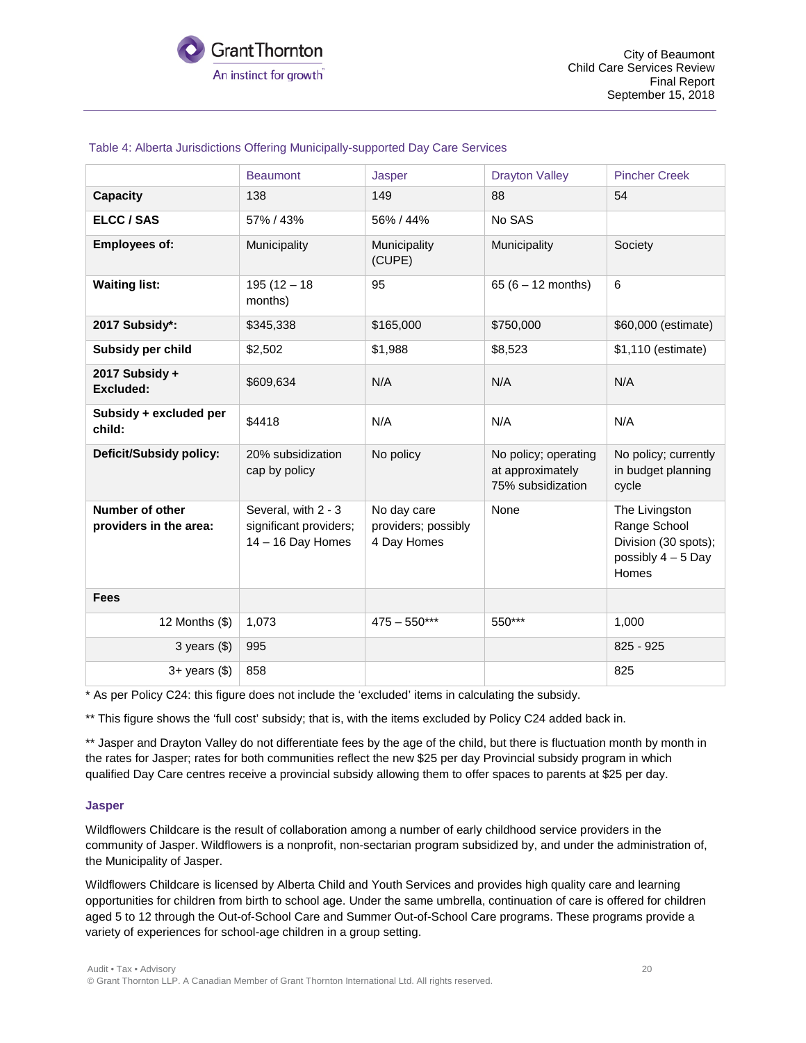Table 4: Alberta Jurisdictions Offering Municipally-supported Day Care Services

| | Beaumont | Jasper | Drayton Valley | Pincher Creek |
|---|---|---|---|---|
| **Capacity** | 138 | 149 | 88 | 54 |
| **ELCC / SAS** | 57% / 43% | 56% / 44% | No SAS | |
| **Employees of:** | Municipality | Municipality (CUPE) | Municipality | Society |
| **Waiting list:** | 195 (12 – 18 months) | 95 | 65 (6 – 12 months) | 6 |
| **2017 Subsidy*:** | $345,338 | $165,000 | $750,000 | $60,000 (estimate) |
| **Subsidy per child** | $2,502 | $1,988 | $8,523 | $1,110 (estimate) |
| **2017 Subsidy + Excluded:** | $609,634 | N/A | N/A | N/A |
| **Subsidy + excluded per child:** | $4418 | N/A | N/A | N/A |
| **Deficit/Subsidy policy:** | 20% subsidization cap by policy | No policy | No policy; operating at approximately 75% subsidization | No policy; currently in budget planning cycle |
| **Number of other providers in the area:** | Several, with 2 - 3 significant providers; 14 – 16 Day Homes | No day care providers; possibly 4 Day Homes | None | The Livingston Range School Division (30 spots); possibly 4 – 5 Day Homes |
| **Fees** | | | | |
| 12 Months ($) | 1,073 | 475 – 550*** | 550*** | 1,000 |
| 3 years ($) | 995 | | | 825 - 925 |
| 3+ years ($) | 858 | | | 825 |

\* As per Policy C24: this figure does not include the 'excluded' items in calculating the subsidy.

** This figure shows the 'full cost' subsidy; that is, with the items excluded by Policy C24 added back in.

** Jasper and Drayton Valley do not differentiate fees by the age of the child, but there is fluctuation month by month in the rates for Jasper; rates for both communities reflect the new $25 per day Provincial subsidy program in which qualified Day Care centres receive a provincial subsidy allowing them to offer spaces to parents at $25 per day.

### Jasper

Wildflowers Childcare is the result of collaboration among a number of early childhood service providers in the community of Jasper. Wildflowers is a nonprofit, non-sectarian program subsidized by, and under the administration of, the Municipality of Jasper.

Wildflowers Childcare is licensed by Alberta Child and Youth Services and provides high quality care and learning opportunities for children from birth to school age. Under the same umbrella, continuation of care is offered for children aged 5 to 12 through the Out-of-School Care and Summer Out-of-School Care programs. These programs provide a variety of experiences for school-age children in a group setting.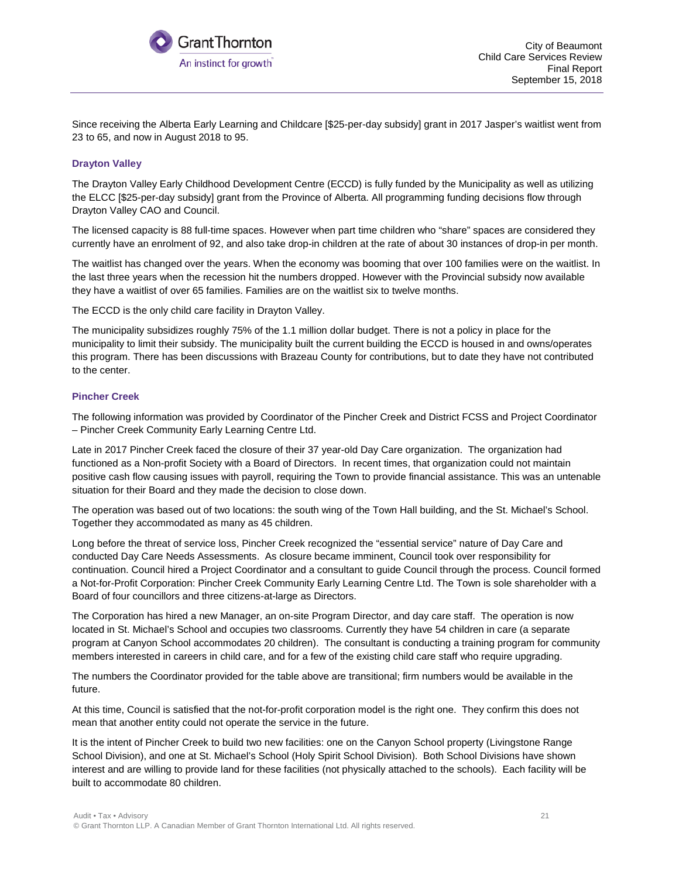Since receiving the Alberta Early Learning and Childcare [$25-per-day subsidy] grant in 2017 Jasper's waitlist went from 23 to 65, and now in August 2018 to 95.

### Drayton Valley

The Drayton Valley Early Childhood Development Centre (ECCD) is fully funded by the Municipality as well as utilizing the ELCC [$25-per-day subsidy] grant from the Province of Alberta. All programming funding decisions flow through Drayton Valley CAO and Council.

The licensed capacity is 88 full-time spaces. However when part time children who "share" spaces are considered they currently have an enrolment of 92, and also take drop-in children at the rate of about 30 instances of drop-in per month.

The waitlist has changed over the years. When the economy was booming that over 100 families were on the waitlist. In the last three years when the recession hit the numbers dropped. However with the Provincial subsidy now available they have a waitlist of over 65 families. Families are on the waitlist six to twelve months.

The ECCD is the only child care facility in Drayton Valley.

The municipality subsidizes roughly 75% of the 1.1 million dollar budget. There is not a policy in place for the municipality to limit their subsidy. The municipality built the current building the ECCD is housed in and owns/operates this program. There has been discussions with Brazeau County for contributions, but to date they have not contributed to the center.

### Pincher Creek

The following information was provided by Coordinator of the Pincher Creek and District FCSS and Project Coordinator – Pincher Creek Community Early Learning Centre Ltd.

Late in 2017 Pincher Creek faced the closure of their 37 year-old Day Care organization. The organization had functioned as a Non-profit Society with a Board of Directors. In recent times, that organization could not maintain positive cash flow causing issues with payroll, requiring the Town to provide financial assistance. This was an untenable situation for their Board and they made the decision to close down.

The operation was based out of two locations: the south wing of the Town Hall building, and the St. Michael's School. Together they accommodated as many as 45 children.

Long before the threat of service loss, Pincher Creek recognized the "essential service" nature of Day Care and conducted Day Care Needs Assessments. As closure became imminent, Council took over responsibility for continuation. Council hired a Project Coordinator and a consultant to guide Council through the process. Council formed a Not-for-Profit Corporation: Pincher Creek Community Early Learning Centre Ltd. The Town is sole shareholder with a Board of four councillors and three citizens-at-large as Directors.

The Corporation has hired a new Manager, an on-site Program Director, and day care staff. The operation is now located in St. Michael's School and occupies two classrooms. Currently they have 54 children in care (a separate program at Canyon School accommodates 20 children). The consultant is conducting a training program for community members interested in careers in child care, and for a few of the existing child care staff who require upgrading.

The numbers the Coordinator provided for the table above are transitional; firm numbers would be available in the future.

At this time, Council is satisfied that the not-for-profit corporation model is the right one. They confirm this does not mean that another entity could not operate the service in the future.

It is the intent of Pincher Creek to build two new facilities: one on the Canyon School property (Livingstone Range School Division), and one at St. Michael's School (Holy Spirit School Division). Both School Divisions have shown interest and are willing to provide land for these facilities (not physically attached to the schools). Each facility will be built to accommodate 80 children.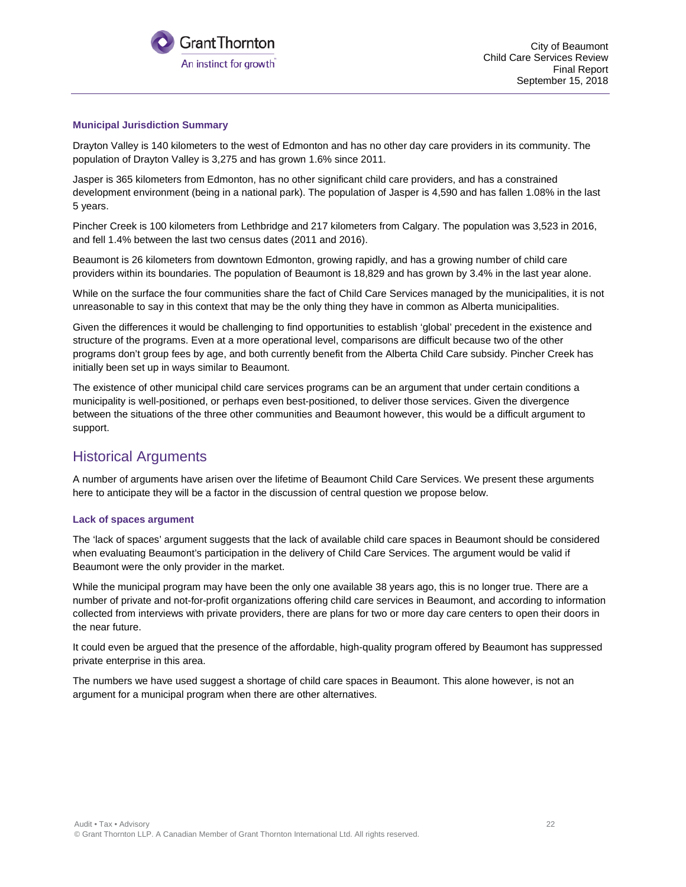### Municipal Jurisdiction Summary

Drayton Valley is 140 kilometers to the west of Edmonton and has no other day care providers in its community. The population of Drayton Valley is 3,275 and has grown 1.6% since 2011.

Jasper is 365 kilometers from Edmonton, has no other significant child care providers, and has a constrained development environment (being in a national park). The population of Jasper is 4,590 and has fallen 1.08% in the last 5 years.

Pincher Creek is 100 kilometers from Lethbridge and 217 kilometers from Calgary. The population was 3,523 in 2016, and fell 1.4% between the last two census dates (2011 and 2016).

Beaumont is 26 kilometers from downtown Edmonton, growing rapidly, and has a growing number of child care providers within its boundaries. The population of Beaumont is 18,829 and has grown by 3.4% in the last year alone.

While on the surface the four communities share the fact of Child Care Services managed by the municipalities, it is not unreasonable to say in this context that may be the only thing they have in common as Alberta municipalities.

Given the differences it would be challenging to find opportunities to establish 'global' precedent in the existence and structure of the programs. Even at a more operational level, comparisons are difficult because two of the other programs don't group fees by age, and both currently benefit from the Alberta Child Care subsidy. Pincher Creek has initially been set up in ways similar to Beaumont.

The existence of other municipal child care services programs can be an argument that under certain conditions a municipality is well-positioned, or perhaps even best-positioned, to deliver those services. Given the divergence between the situations of the three other communities and Beaumont however, this would be a difficult argument to support.

## Historical Arguments

A number of arguments have arisen over the lifetime of Beaumont Child Care Services. We present these arguments here to anticipate they will be a factor in the discussion of central question we propose below.

### Lack of spaces argument

The 'lack of spaces' argument suggests that the lack of available child care spaces in Beaumont should be considered when evaluating Beaumont's participation in the delivery of Child Care Services. The argument would be valid if Beaumont were the only provider in the market.

While the municipal program may have been the only one available 38 years ago, this is no longer true. There are a number of private and not-for-profit organizations offering child care services in Beaumont, and according to information collected from interviews with private providers, there are plans for two or more day care centers to open their doors in the near future.

It could even be argued that the presence of the affordable, high-quality program offered by Beaumont has suppressed private enterprise in this area.

The numbers we have used suggest a shortage of child care spaces in Beaumont. This alone however, is not an argument for a municipal program when there are other alternatives.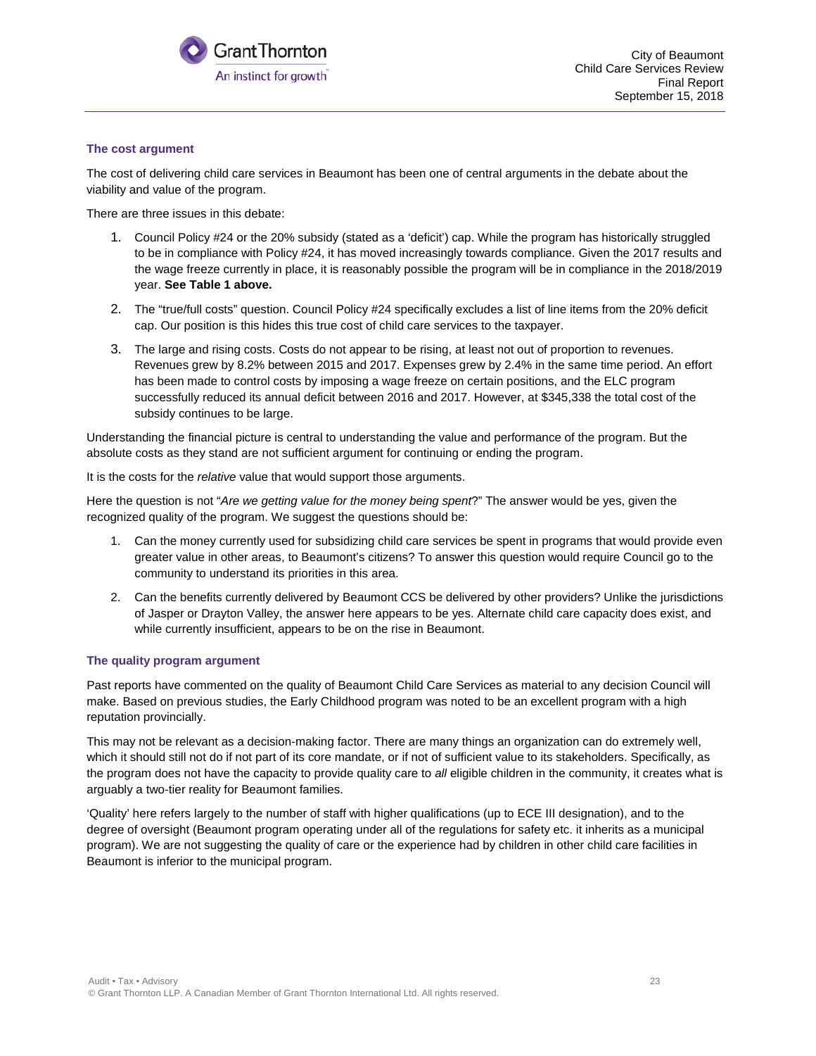### The cost argument

The cost of delivering child care services in Beaumont has been one of central arguments in the debate about the viability and value of the program.

There are three issues in this debate:

1. Council Policy #24 or the 20% subsidy (stated as a 'deficit') cap. While the program has historically struggled to be in compliance with Policy #24, it has moved increasingly towards compliance. Given the 2017 results and the wage freeze currently in place, it is reasonably possible the program will be in compliance in the 2018/2019 year. **See Table 1 above.**
2. The "true/full costs" question. Council Policy #24 specifically excludes a list of line items from the 20% deficit cap. Our position is this hides this true cost of child care services to the taxpayer.
3. The large and rising costs. Costs do not appear to be rising, at least not out of proportion to revenues. Revenues grew by 8.2% between 2015 and 2017. Expenses grew by 2.4% in the same time period. An effort has been made to control costs by imposing a wage freeze on certain positions, and the ELC program successfully reduced its annual deficit between 2016 and 2017. However, at $345,338 the total cost of the subsidy continues to be large.

Understanding the financial picture is central to understanding the value and performance of the program. But the absolute costs as they stand are not sufficient argument for continuing or ending the program.

It is the costs for the *relative* value that would support those arguments.

Here the question is not "*Are we getting value for the money being spent*?" The answer would be yes, given the recognized quality of the program. We suggest the questions should be:

1. Can the money currently used for subsidizing child care services be spent in programs that would provide even greater value in other areas, to Beaumont's citizens? To answer this question would require Council go to the community to understand its priorities in this area.
2. Can the benefits currently delivered by Beaumont CCS be delivered by other providers? Unlike the jurisdictions of Jasper or Drayton Valley, the answer here appears to be yes. Alternate child care capacity does exist, and while currently insufficient, appears to be on the rise in Beaumont.

### The quality program argument

Past reports have commented on the quality of Beaumont Child Care Services as material to any decision Council will make. Based on previous studies, the Early Childhood program was noted to be an excellent program with a high reputation provincially.

This may not be relevant as a decision-making factor. There are many things an organization can do extremely well, which it should still not do if not part of its core mandate, or if not of sufficient value to its stakeholders. Specifically, as the program does not have the capacity to provide quality care to *all* eligible children in the community, it creates what is arguably a two-tier reality for Beaumont families.

'Quality' here refers largely to the number of staff with higher qualifications (up to ECE III designation), and to the degree of oversight (Beaumont program operating under all of the regulations for safety etc. it inherits as a municipal program). We are not suggesting the quality of care or the experience had by children in other child care facilities in Beaumont is inferior to the municipal program.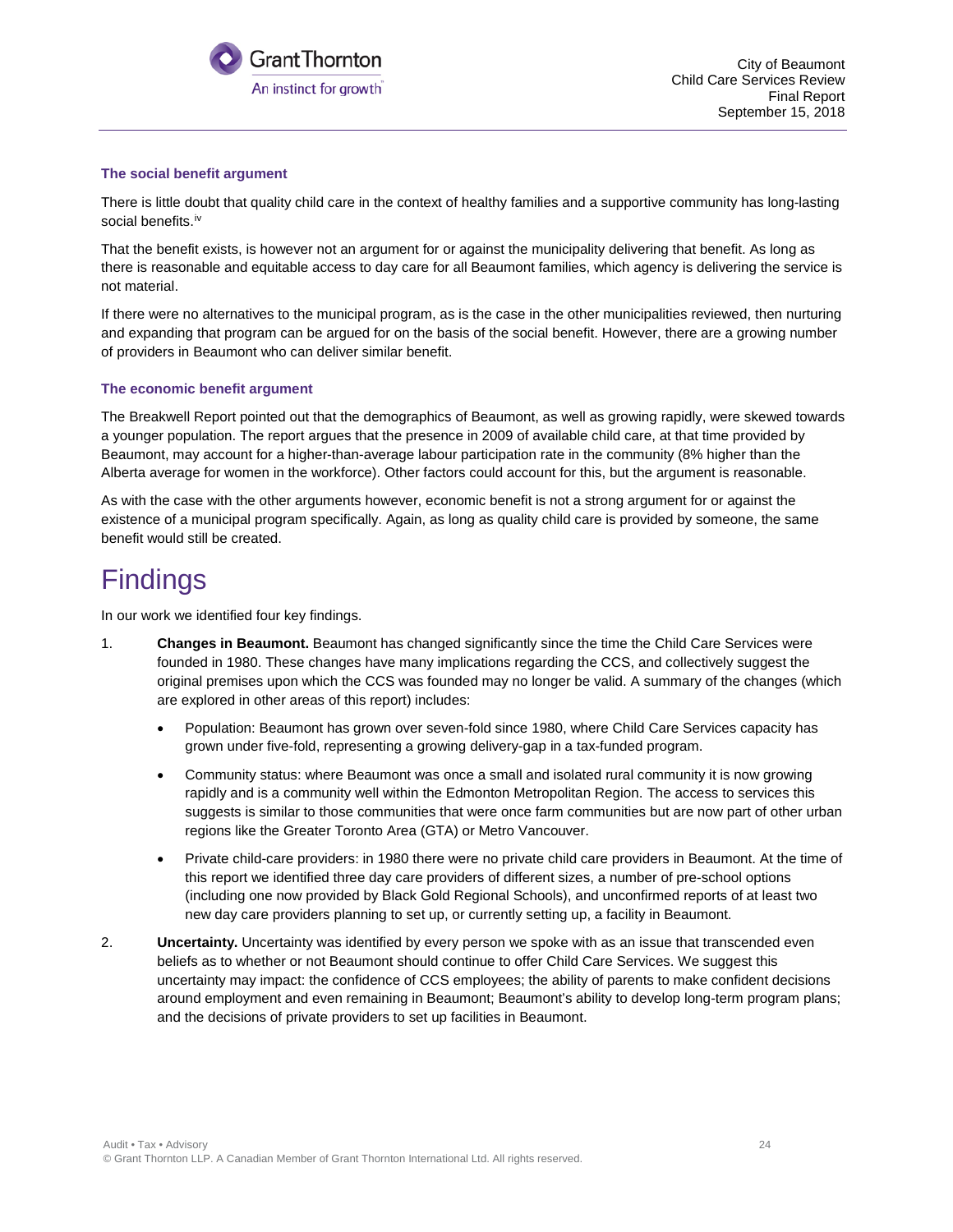### The social benefit argument

There is little doubt that quality child care in the context of healthy families and a supportive community has long-lasting social benefits.[iv]

That the benefit exists, is however not an argument for or against the municipality delivering that benefit. As long as there is reasonable and equitable access to day care for all Beaumont families, which agency is delivering the service is not material.

If there were no alternatives to the municipal program, as is the case in the other municipalities reviewed, then nurturing and expanding that program can be argued for on the basis of the social benefit. However, there are a growing number of providers in Beaumont who can deliver similar benefit.

### The economic benefit argument

The Breakwell Report pointed out that the demographics of Beaumont, as well as growing rapidly, were skewed towards a younger population. The report argues that the presence in 2009 of available child care, at that time provided by Beaumont, may account for a higher-than-average labour participation rate in the community (8% higher than the Alberta average for women in the workforce). Other factors could account for this, but the argument is reasonable.

As with the case with the other arguments however, economic benefit is not a strong argument for or against the existence of a municipal program specifically. Again, as long as quality child care is provided by someone, the same benefit would still be created.

# Findings

In our work we identified four key findings.

1. **Changes in Beaumont.** Beaumont has changed significantly since the time the Child Care Services were founded in 1980. These changes have many implications regarding the CCS, and collectively suggest the original premises upon which the CCS was founded may no longer be valid. A summary of the changes (which are explored in other areas of this report) includes:

   - Population: Beaumont has grown over seven-fold since 1980, where Child Care Services capacity has grown under five-fold, representing a growing delivery-gap in a tax-funded program.
   - Community status: where Beaumont was once a small and isolated rural community it is now growing rapidly and is a community well within the Edmonton Metropolitan Region. The access to services this suggests is similar to those communities that were once farm communities but are now part of other urban regions like the Greater Toronto Area (GTA) or Metro Vancouver.
   - Private child-care providers: in 1980 there were no private child care providers in Beaumont. At the time of this report we identified three day care providers of different sizes, a number of pre-school options (including one now provided by Black Gold Regional Schools), and unconfirmed reports of at least two new day care providers planning to set up, or currently setting up, a facility in Beaumont.

2. **Uncertainty.** Uncertainty was identified by every person we spoke with as an issue that transcended even beliefs as to whether or not Beaumont should continue to offer Child Care Services. We suggest this uncertainty may impact: the confidence of CCS employees; the ability of parents to make confident decisions around employment and even remaining in Beaumont; Beaumont's ability to develop long-term program plans; and the decisions of private providers to set up facilities in Beaumont.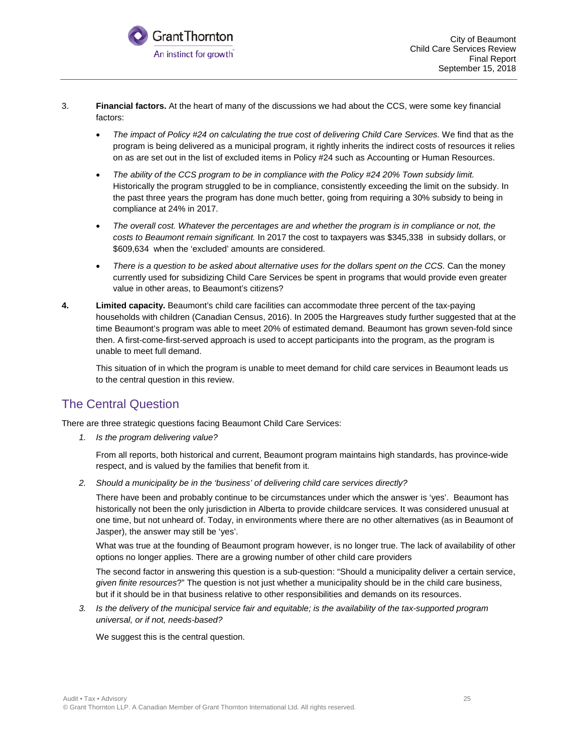3. **Financial factors.** At the heart of many of the discussions we had about the CCS, were some key financial factors:

   - *The impact of Policy #24 on calculating the true cost of delivering Child Care Services.* We find that as the program is being delivered as a municipal program, it rightly inherits the indirect costs of resources it relies on as are set out in the list of excluded items in Policy #24 such as Accounting or Human Resources.
   - *The ability of the CCS program to be in compliance with the Policy #24 20% Town subsidy limit.* Historically the program struggled to be in compliance, consistently exceeding the limit on the subsidy. In the past three years the program has done much better, going from requiring a 30% subsidy to being in compliance at 24% in 2017.
   - *The overall cost. Whatever the percentages are and whether the program is in compliance or not, the costs to Beaumont remain significant.* In 2017 the cost to taxpayers was $345,338 in subsidy dollars, or $609,634 when the 'excluded' amounts are considered.
   - *There is a question to be asked about alternative uses for the dollars spent on the CCS.* Can the money currently used for subsidizing Child Care Services be spent in programs that would provide even greater value in other areas, to Beaumont's citizens?

4. **Limited capacity.** Beaumont's child care facilities can accommodate three percent of the tax-paying households with children (Canadian Census, 2016). In 2005 the Hargreaves study further suggested that at the time Beaumont's program was able to meet 20% of estimated demand. Beaumont has grown seven-fold since then. A first-come-first-served approach is used to accept participants into the program, as the program is unable to meet full demand.

   This situation of in which the program is unable to meet demand for child care services in Beaumont leads us to the central question in this review.

## The Central Question

There are three strategic questions facing Beaumont Child Care Services:

1. *Is the program delivering value?*

   From all reports, both historical and current, Beaumont program maintains high standards, has province-wide respect, and is valued by the families that benefit from it.

2. *Should a municipality be in the 'business' of delivering child care services directly?*

   There have been and probably continue to be circumstances under which the answer is 'yes'. Beaumont has historically not been the only jurisdiction in Alberta to provide childcare services. It was considered unusual at one time, but not unheard of. Today, in environments where there are no other alternatives (as in Beaumont of Jasper), the answer may still be 'yes'.

   What was true at the founding of Beaumont program however, is no longer true. The lack of availability of other options no longer applies. There are a growing number of other child care providers

   The second factor in answering this question is a sub-question: "Should a municipality deliver a certain service, *given finite resources*?" The question is not just whether a municipality should be in the child care business, but if it should be in that business relative to other responsibilities and demands on its resources.

3. *Is the delivery of the municipal service fair and equitable; is the availability of the tax-supported program universal, or if not, needs-based?*

   We suggest this is the central question.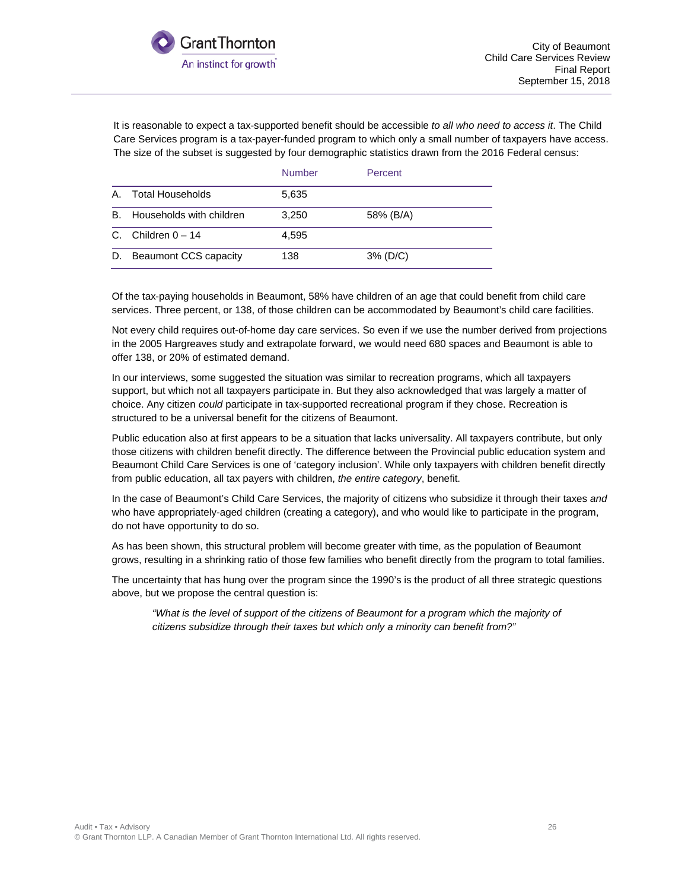It is reasonable to expect a tax-supported benefit should be accessible *to all who need to access it*. The Child Care Services program is a tax-payer-funded program to which only a small number of taxpayers have access. The size of the subset is suggested by four demographic statistics drawn from the 2016 Federal census:

| | Number | Percent |
|---|---|---|
| A. Total Households | 5,635 | |
| B. Households with children | 3,250 | 58% (B/A) |
| C. Children 0 – 14 | 4,595 | |
| D. Beaumont CCS capacity | 138 | 3% (D/C) |

Of the tax-paying households in Beaumont, 58% have children of an age that could benefit from child care services. Three percent, or 138, of those children can be accommodated by Beaumont's child care facilities.

Not every child requires out-of-home day care services. So even if we use the number derived from projections in the 2005 Hargreaves study and extrapolate forward, we would need 680 spaces and Beaumont is able to offer 138, or 20% of estimated demand.

In our interviews, some suggested the situation was similar to recreation programs, which all taxpayers support, but which not all taxpayers participate in. But they also acknowledged that was largely a matter of choice. Any citizen *could* participate in tax-supported recreational program if they chose. Recreation is structured to be a universal benefit for the citizens of Beaumont.

Public education also at first appears to be a situation that lacks universality. All taxpayers contribute, but only those citizens with children benefit directly. The difference between the Provincial public education system and Beaumont Child Care Services is one of 'category inclusion'. While only taxpayers with children benefit directly from public education, all tax payers with children, *the entire category*, benefit.

In the case of Beaumont's Child Care Services, the majority of citizens who subsidize it through their taxes *and* who have appropriately-aged children (creating a category), and who would like to participate in the program, do not have opportunity to do so.

As has been shown, this structural problem will become greater with time, as the population of Beaumont grows, resulting in a shrinking ratio of those few families who benefit directly from the program to total families.

The uncertainty that has hung over the program since the 1990's is the product of all three strategic questions above, but we propose the central question is:

> *"What is the level of support of the citizens of Beaumont for a program which the majority of citizens subsidize through their taxes but which only a minority can benefit from?"*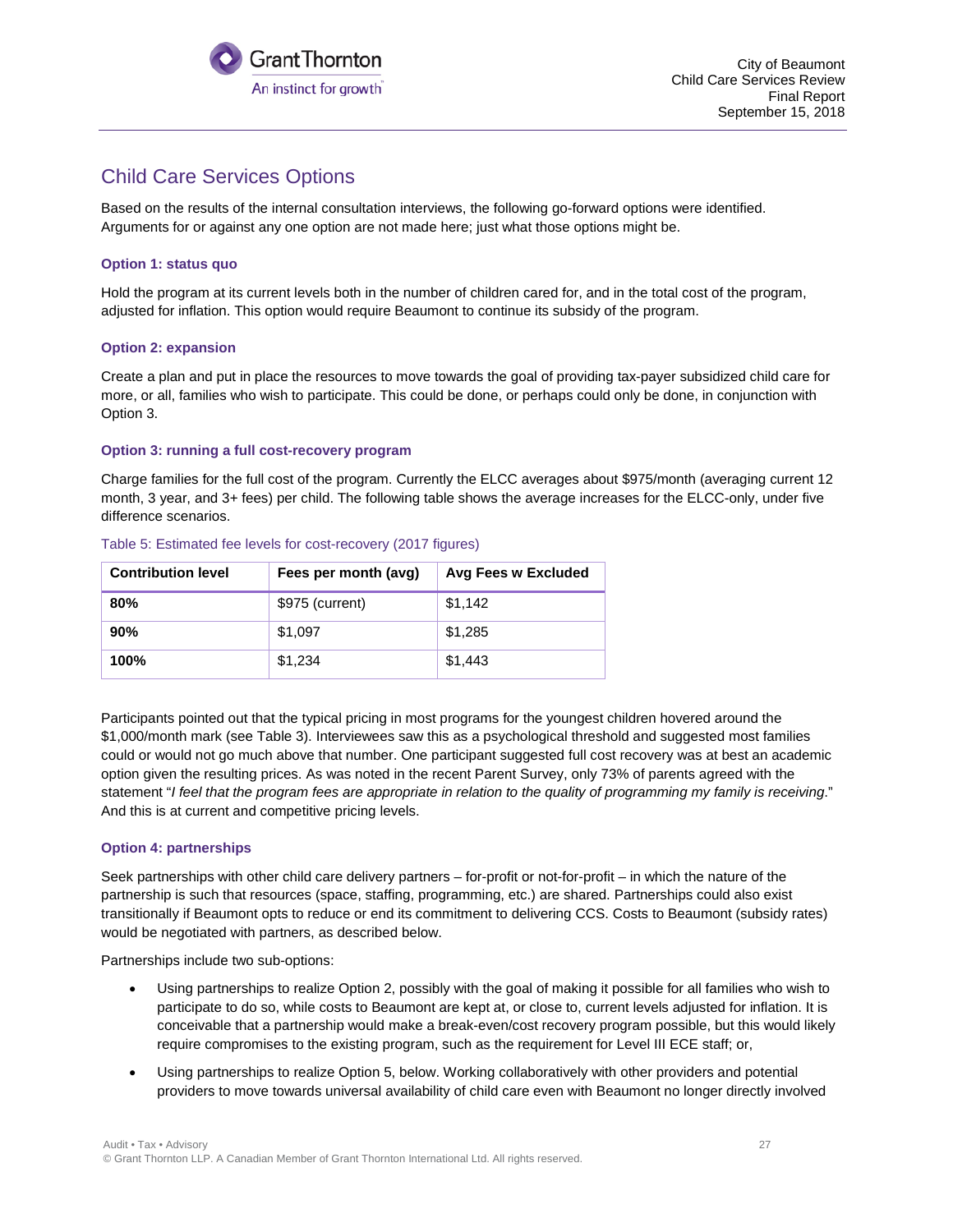## Child Care Services Options

Based on the results of the internal consultation interviews, the following go-forward options were identified. Arguments for or against any one option are not made here; just what those options might be.

#### Option 1: status quo

Hold the program at its current levels both in the number of children cared for, and in the total cost of the program, adjusted for inflation. This option would require Beaumont to continue its subsidy of the program.

#### Option 2: expansion

Create a plan and put in place the resources to move towards the goal of providing tax-payer subsidized child care for more, or all, families who wish to participate. This could be done, or perhaps could only be done, in conjunction with Option 3.

#### Option 3: running a full cost-recovery program

Charge families for the full cost of the program. Currently the ELCC averages about $975/month (averaging current 12 month, 3 year, and 3+ fees) per child. The following table shows the average increases for the ELCC-only, under five difference scenarios.

Table 5: Estimated fee levels for cost-recovery (2017 figures)

| Contribution level | Fees per month (avg) | Avg Fees w Excluded |
|---|---|---|
| **80%** | $975 (current) | $1,142 |
| **90%** | $1,097 | $1,285 |
| **100%** | $1,234 | $1,443 |

Participants pointed out that the typical pricing in most programs for the youngest children hovered around the $1,000/month mark (see Table 3). Interviewees saw this as a psychological threshold and suggested most families could or would not go much above that number. One participant suggested full cost recovery was at best an academic option given the resulting prices. As was noted in the recent Parent Survey, only 73% of parents agreed with the statement "*I feel that the program fees are appropriate in relation to the quality of programming my family is receiving*." And this is at current and competitive pricing levels.

#### Option 4: partnerships

Seek partnerships with other child care delivery partners – for-profit or not-for-profit – in which the nature of the partnership is such that resources (space, staffing, programming, etc.) are shared. Partnerships could also exist transitionally if Beaumont opts to reduce or end its commitment to delivering CCS. Costs to Beaumont (subsidy rates) would be negotiated with partners, as described below.

Partnerships include two sub-options:

- Using partnerships to realize Option 2, possibly with the goal of making it possible for all families who wish to participate to do so, while costs to Beaumont are kept at, or close to, current levels adjusted for inflation. It is conceivable that a partnership would make a break-even/cost recovery program possible, but this would likely require compromises to the existing program, such as the requirement for Level III ECE staff; or,
- Using partnerships to realize Option 5, below. Working collaboratively with other providers and potential providers to move towards universal availability of child care even with Beaumont no longer directly involved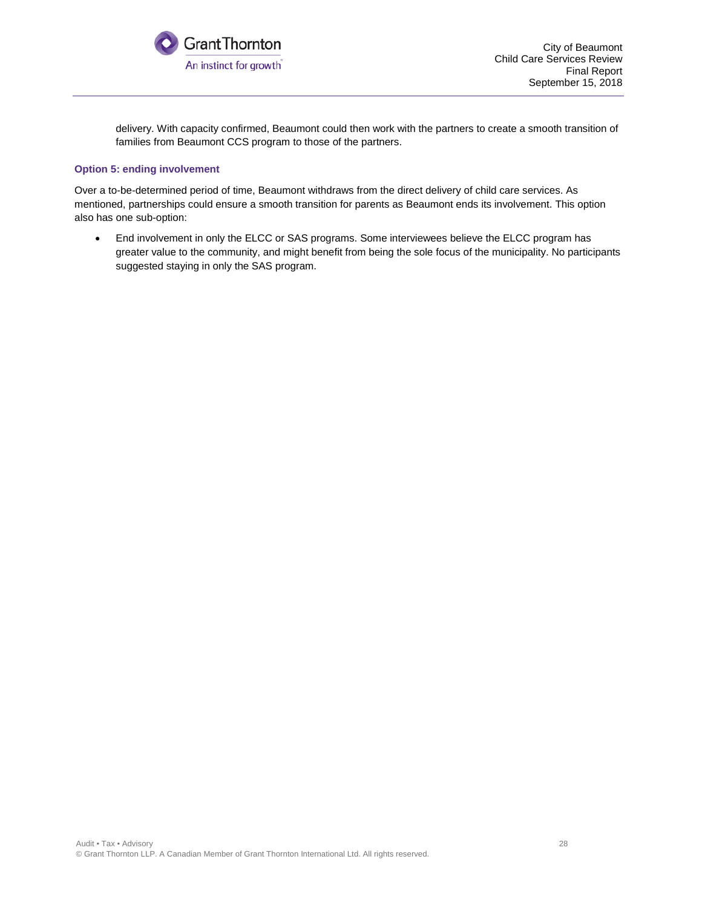delivery. With capacity confirmed, Beaumont could then work with the partners to create a smooth transition of families from Beaumont CCS program to those of the partners.

### Option 5: ending involvement

Over a to-be-determined period of time, Beaumont withdraws from the direct delivery of child care services. As mentioned, partnerships could ensure a smooth transition for parents as Beaumont ends its involvement. This option also has one sub-option:

- End involvement in only the ELCC or SAS programs. Some interviewees believe the ELCC program has greater value to the community, and might benefit from being the sole focus of the municipality. No participants suggested staying in only the SAS program.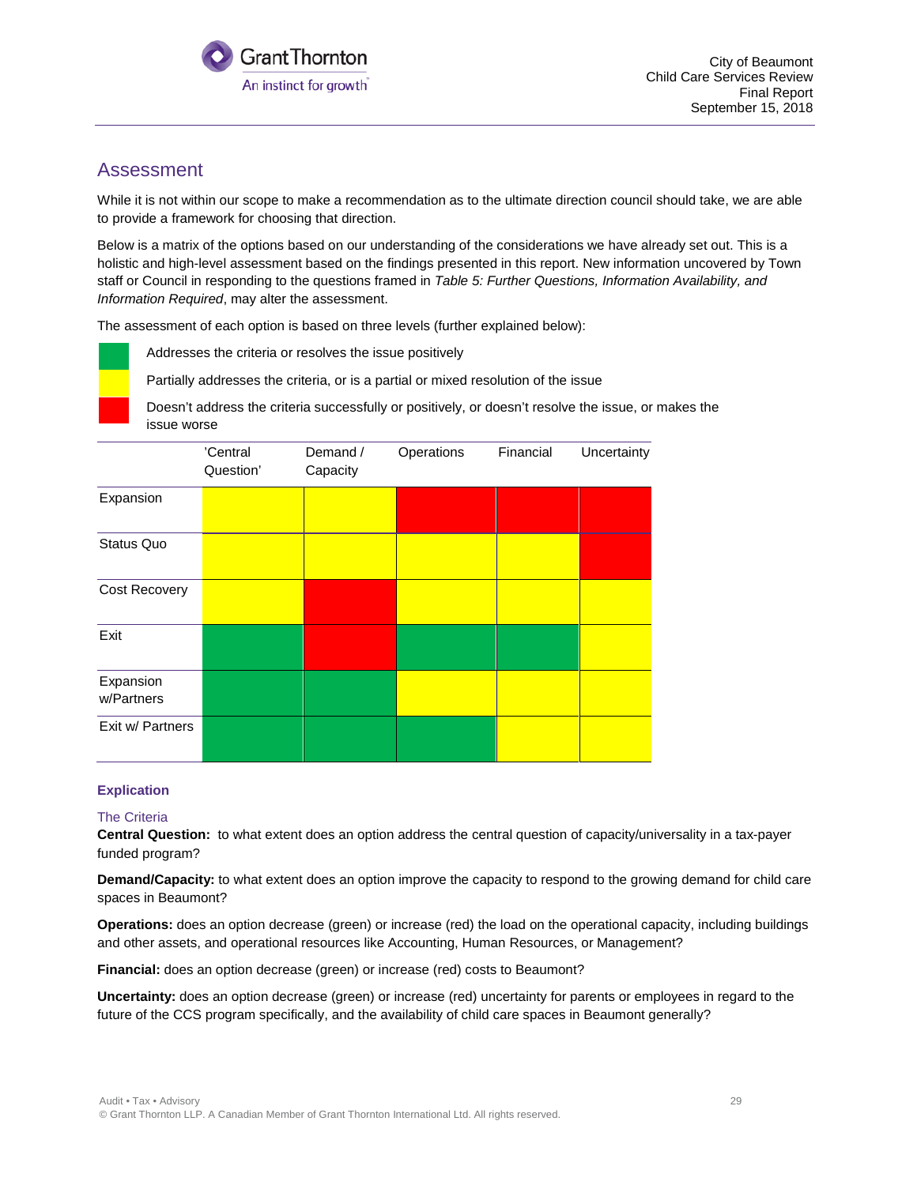## Assessment

While it is not within our scope to make a recommendation as to the ultimate direction council should take, we are able to provide a framework for choosing that direction.

Below is a matrix of the options based on our understanding of the considerations we have already set out. This is a holistic and high-level assessment based on the findings presented in this report. New information uncovered by Town staff or Council in responding to the questions framed in *Table 5: Further Questions, Information Availability, and Information Required*, may alter the assessment.

The assessment of each option is based on three levels (further explained below):

- Green: Addresses the criteria or resolves the issue positively
- Yellow: Partially addresses the criteria, or is a partial or mixed resolution of the issue
- Red: Doesn't address the criteria successfully or positively, or doesn't resolve the issue, or makes the issue worse

| | 'Central Question' | Demand / Capacity | Operations | Financial | Uncertainty |
|---|---|---|---|---|---|
| Expansion | Yellow | Yellow | Red | Red | Red |
| Status Quo | Yellow | Yellow | Yellow | Yellow | Red |
| Cost Recovery | Yellow | Red | Yellow | Yellow | Yellow |
| Exit | Green | Red | Green | Green | Yellow |
| Expansion w/Partners | Green | Green | Yellow | Yellow | Yellow |
| Exit w/ Partners | Green | Green | Green | Yellow | Yellow |

### Explication

#### The Criteria

**Central Question:** to what extent does an option address the central question of capacity/universality in a tax-payer funded program?

**Demand/Capacity:** to what extent does an option improve the capacity to respond to the growing demand for child care spaces in Beaumont?

**Operations:** does an option decrease (green) or increase (red) the load on the operational capacity, including buildings and other assets, and operational resources like Accounting, Human Resources, or Management?

**Financial:** does an option decrease (green) or increase (red) costs to Beaumont?

**Uncertainty:** does an option decrease (green) or increase (red) uncertainty for parents or employees in regard to the future of the CCS program specifically, and the availability of child care spaces in Beaumont generally?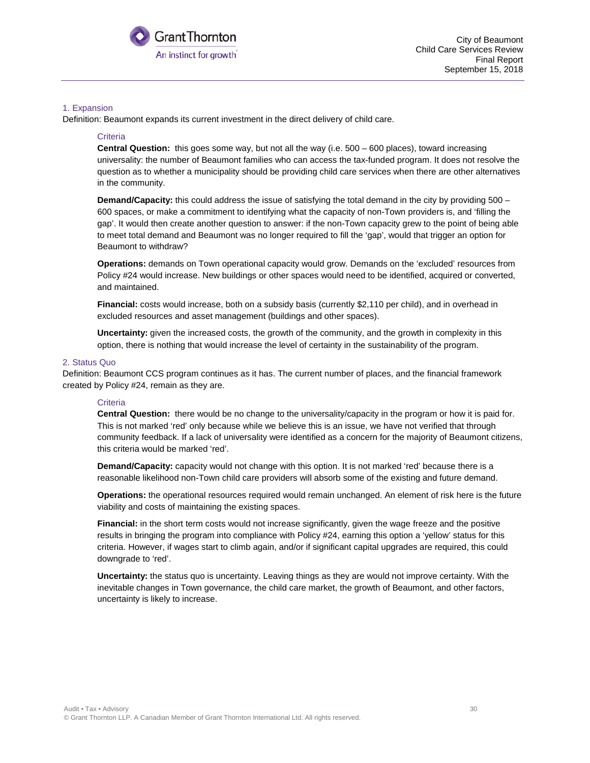### 1. Expansion

Definition: Beaumont expands its current investment in the direct delivery of child care.

#### Criteria

**Central Question:** this goes some way, but not all the way (i.e. 500 – 600 places), toward increasing universality: the number of Beaumont families who can access the tax-funded program. It does not resolve the question as to whether a municipality should be providing child care services when there are other alternatives in the community.

**Demand/Capacity:** this could address the issue of satisfying the total demand in the city by providing 500 – 600 spaces, or make a commitment to identifying what the capacity of non-Town providers is, and 'filling the gap'. It would then create another question to answer: if the non-Town capacity grew to the point of being able to meet total demand and Beaumont was no longer required to fill the 'gap', would that trigger an option for Beaumont to withdraw?

**Operations:** demands on Town operational capacity would grow. Demands on the 'excluded' resources from Policy #24 would increase. New buildings or other spaces would need to be identified, acquired or converted, and maintained.

**Financial:** costs would increase, both on a subsidy basis (currently $2,110 per child), and in overhead in excluded resources and asset management (buildings and other spaces).

**Uncertainty:** given the increased costs, the growth of the community, and the growth in complexity in this option, there is nothing that would increase the level of certainty in the sustainability of the program.

### 2. Status Quo

Definition: Beaumont CCS program continues as it has. The current number of places, and the financial framework created by Policy #24, remain as they are.

#### Criteria

**Central Question:** there would be no change to the universality/capacity in the program or how it is paid for. This is not marked 'red' only because while we believe this is an issue, we have not verified that through community feedback. If a lack of universality were identified as a concern for the majority of Beaumont citizens, this criteria would be marked 'red'.

**Demand/Capacity:** capacity would not change with this option. It is not marked 'red' because there is a reasonable likelihood non-Town child care providers will absorb some of the existing and future demand.

**Operations:** the operational resources required would remain unchanged. An element of risk here is the future viability and costs of maintaining the existing spaces.

**Financial:** in the short term costs would not increase significantly, given the wage freeze and the positive results in bringing the program into compliance with Policy #24, earning this option a 'yellow' status for this criteria. However, if wages start to climb again, and/or if significant capital upgrades are required, this could downgrade to 'red'.

**Uncertainty:** the status quo is uncertainty. Leaving things as they are would not improve certainty. With the inevitable changes in Town governance, the child care market, the growth of Beaumont, and other factors, uncertainty is likely to increase.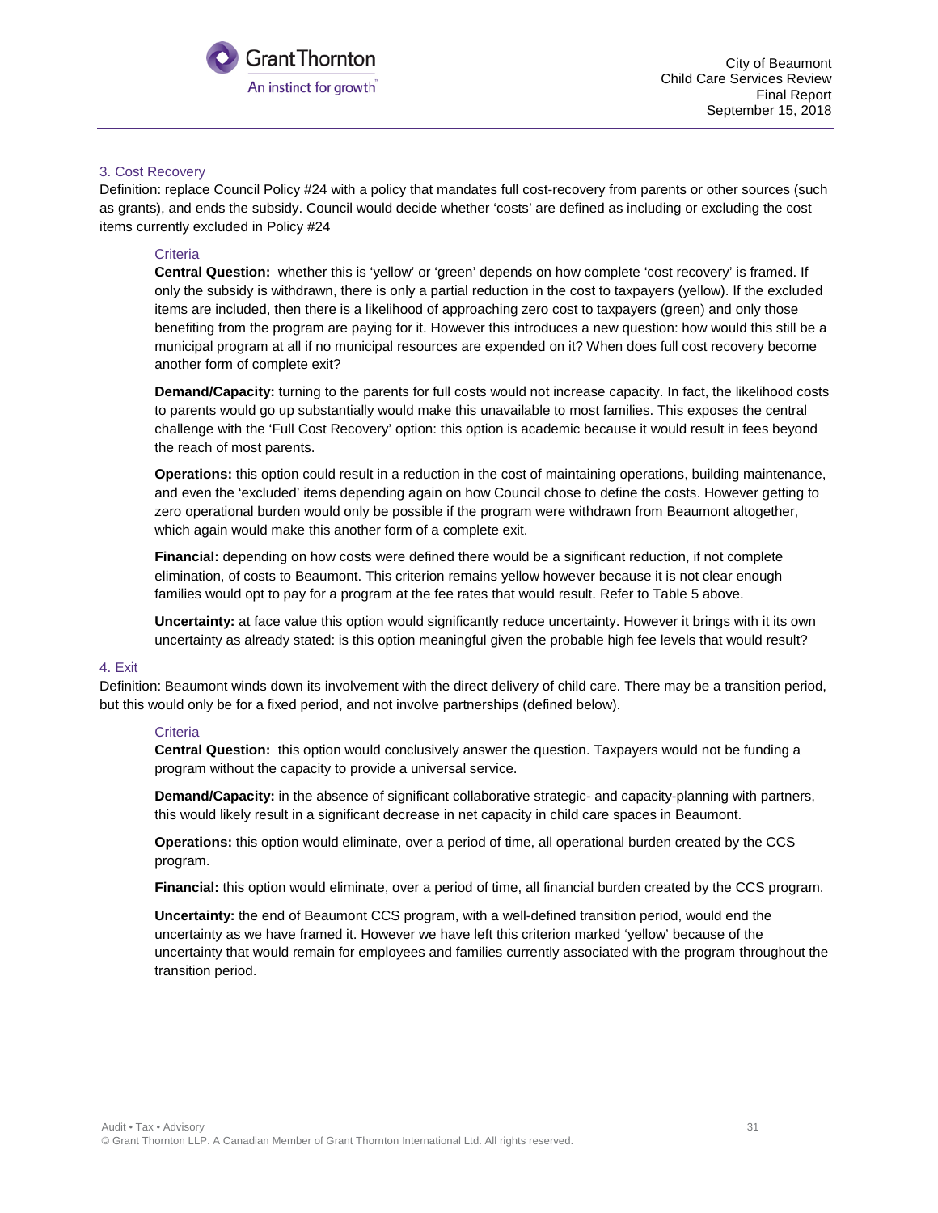### 3. Cost Recovery

Definition: replace Council Policy #24 with a policy that mandates full cost-recovery from parents or other sources (such as grants), and ends the subsidy. Council would decide whether 'costs' are defined as including or excluding the cost items currently excluded in Policy #24

#### Criteria

**Central Question:** whether this is 'yellow' or 'green' depends on how complete 'cost recovery' is framed. If only the subsidy is withdrawn, there is only a partial reduction in the cost to taxpayers (yellow). If the excluded items are included, then there is a likelihood of approaching zero cost to taxpayers (green) and only those benefiting from the program are paying for it. However this introduces a new question: how would this still be a municipal program at all if no municipal resources are expended on it? When does full cost recovery become another form of complete exit?

**Demand/Capacity:** turning to the parents for full costs would not increase capacity. In fact, the likelihood costs to parents would go up substantially would make this unavailable to most families. This exposes the central challenge with the 'Full Cost Recovery' option: this option is academic because it would result in fees beyond the reach of most parents.

**Operations:** this option could result in a reduction in the cost of maintaining operations, building maintenance, and even the 'excluded' items depending again on how Council chose to define the costs. However getting to zero operational burden would only be possible if the program were withdrawn from Beaumont altogether, which again would make this another form of a complete exit.

**Financial:** depending on how costs were defined there would be a significant reduction, if not complete elimination, of costs to Beaumont. This criterion remains yellow however because it is not clear enough families would opt to pay for a program at the fee rates that would result. Refer to Table 5 above.

**Uncertainty:** at face value this option would significantly reduce uncertainty. However it brings with it its own uncertainty as already stated: is this option meaningful given the probable high fee levels that would result?

### 4. Exit

Definition: Beaumont winds down its involvement with the direct delivery of child care. There may be a transition period, but this would only be for a fixed period, and not involve partnerships (defined below).

#### Criteria

**Central Question:** this option would conclusively answer the question. Taxpayers would not be funding a program without the capacity to provide a universal service.

**Demand/Capacity:** in the absence of significant collaborative strategic- and capacity-planning with partners, this would likely result in a significant decrease in net capacity in child care spaces in Beaumont.

**Operations:** this option would eliminate, over a period of time, all operational burden created by the CCS program.

**Financial:** this option would eliminate, over a period of time, all financial burden created by the CCS program.

**Uncertainty:** the end of Beaumont CCS program, with a well-defined transition period, would end the uncertainty as we have framed it. However we have left this criterion marked 'yellow' because of the uncertainty that would remain for employees and families currently associated with the program throughout the transition period.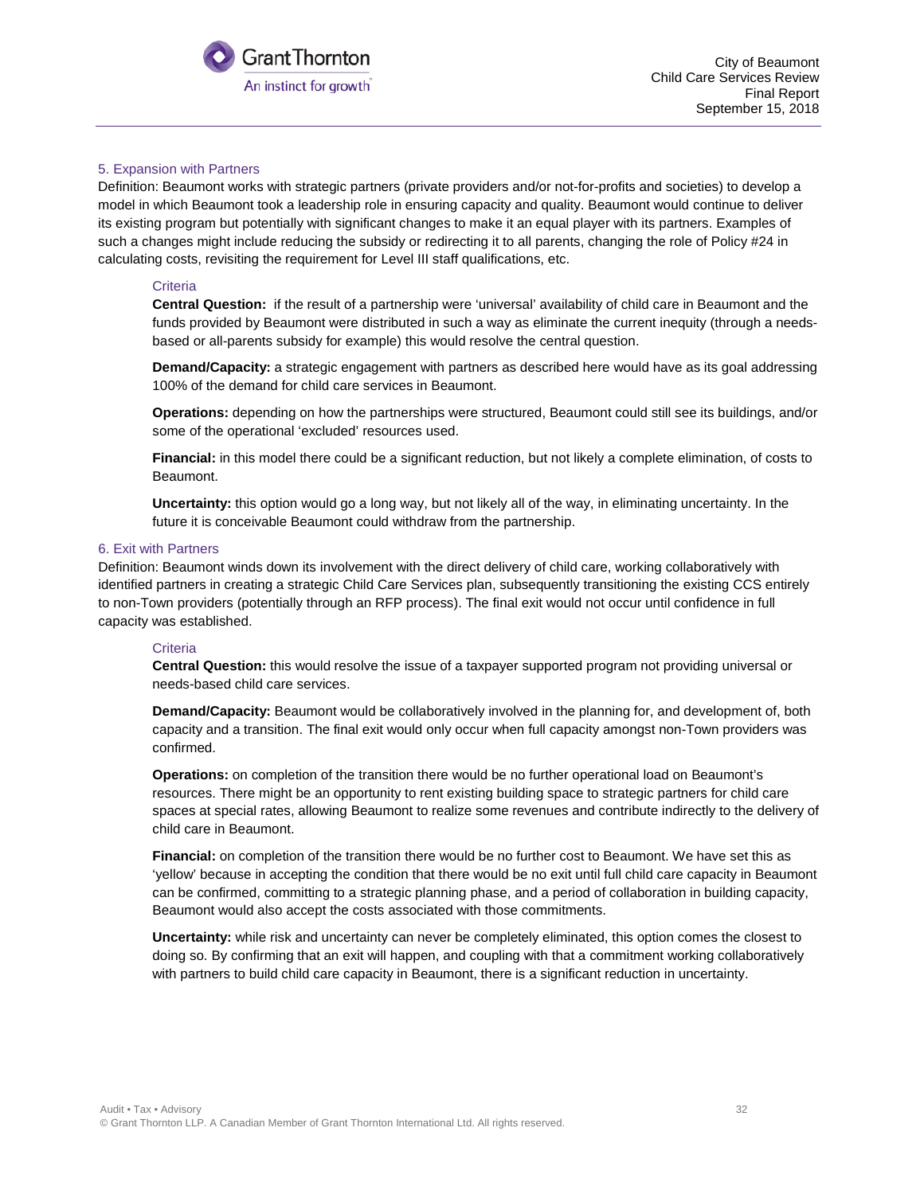### 5. Expansion with Partners

Definition: Beaumont works with strategic partners (private providers and/or not-for-profits and societies) to develop a model in which Beaumont took a leadership role in ensuring capacity and quality. Beaumont would continue to deliver its existing program but potentially with significant changes to make it an equal player with its partners. Examples of such a changes might include reducing the subsidy or redirecting it to all parents, changing the role of Policy #24 in calculating costs, revisiting the requirement for Level III staff qualifications, etc.

#### Criteria

**Central Question:** if the result of a partnership were 'universal' availability of child care in Beaumont and the funds provided by Beaumont were distributed in such a way as eliminate the current inequity (through a needs-based or all-parents subsidy for example) this would resolve the central question.

**Demand/Capacity:** a strategic engagement with partners as described here would have as its goal addressing 100% of the demand for child care services in Beaumont.

**Operations:** depending on how the partnerships were structured, Beaumont could still see its buildings, and/or some of the operational 'excluded' resources used.

**Financial:** in this model there could be a significant reduction, but not likely a complete elimination, of costs to Beaumont.

**Uncertainty:** this option would go a long way, but not likely all of the way, in eliminating uncertainty. In the future it is conceivable Beaumont could withdraw from the partnership.

### 6. Exit with Partners

Definition: Beaumont winds down its involvement with the direct delivery of child care, working collaboratively with identified partners in creating a strategic Child Care Services plan, subsequently transitioning the existing CCS entirely to non-Town providers (potentially through an RFP process). The final exit would not occur until confidence in full capacity was established.

#### Criteria

**Central Question:** this would resolve the issue of a taxpayer supported program not providing universal or needs-based child care services.

**Demand/Capacity:** Beaumont would be collaboratively involved in the planning for, and development of, both capacity and a transition. The final exit would only occur when full capacity amongst non-Town providers was confirmed.

**Operations:** on completion of the transition there would be no further operational load on Beaumont's resources. There might be an opportunity to rent existing building space to strategic partners for child care spaces at special rates, allowing Beaumont to realize some revenues and contribute indirectly to the delivery of child care in Beaumont.

**Financial:** on completion of the transition there would be no further cost to Beaumont. We have set this as 'yellow' because in accepting the condition that there would be no exit until full child care capacity in Beaumont can be confirmed, committing to a strategic planning phase, and a period of collaboration in building capacity, Beaumont would also accept the costs associated with those commitments.

**Uncertainty:** while risk and uncertainty can never be completely eliminated, this option comes the closest to doing so. By confirming that an exit will happen, and coupling with that a commitment working collaboratively with partners to build child care capacity in Beaumont, there is a significant reduction in uncertainty.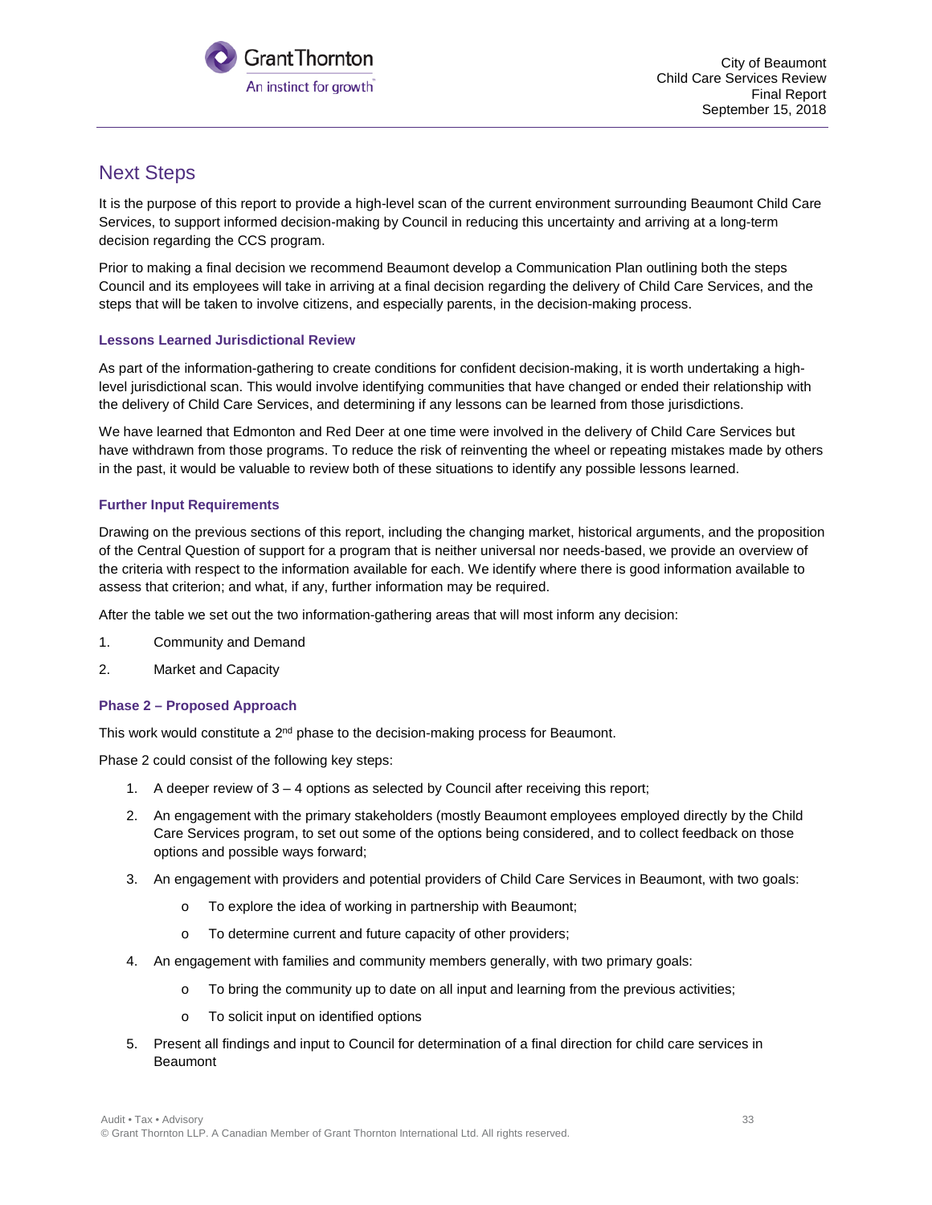## Next Steps

It is the purpose of this report to provide a high-level scan of the current environment surrounding Beaumont Child Care Services, to support informed decision-making by Council in reducing this uncertainty and arriving at a long-term decision regarding the CCS program.

Prior to making a final decision we recommend Beaumont develop a Communication Plan outlining both the steps Council and its employees will take in arriving at a final decision regarding the delivery of Child Care Services, and the steps that will be taken to involve citizens, and especially parents, in the decision-making process.

### Lessons Learned Jurisdictional Review

As part of the information-gathering to create conditions for confident decision-making, it is worth undertaking a high-level jurisdictional scan. This would involve identifying communities that have changed or ended their relationship with the delivery of Child Care Services, and determining if any lessons can be learned from those jurisdictions.

We have learned that Edmonton and Red Deer at one time were involved in the delivery of Child Care Services but have withdrawn from those programs. To reduce the risk of reinventing the wheel or repeating mistakes made by others in the past, it would be valuable to review both of these situations to identify any possible lessons learned.

### Further Input Requirements

Drawing on the previous sections of this report, including the changing market, historical arguments, and the proposition of the Central Question of support for a program that is neither universal nor needs-based, we provide an overview of the criteria with respect to the information available for each. We identify where there is good information available to assess that criterion; and what, if any, further information may be required.

After the table we set out the two information-gathering areas that will most inform any decision:

1. Community and Demand
2. Market and Capacity

### Phase 2 – Proposed Approach

This work would constitute a 2nd phase to the decision-making process for Beaumont.

Phase 2 could consist of the following key steps:

1. A deeper review of 3 – 4 options as selected by Council after receiving this report;
2. An engagement with the primary stakeholders (mostly Beaumont employees employed directly by the Child Care Services program, to set out some of the options being considered, and to collect feedback on those options and possible ways forward;
3. An engagement with providers and potential providers of Child Care Services in Beaumont, with two goals:
    - To explore the idea of working in partnership with Beaumont;
    - To determine current and future capacity of other providers;
4. An engagement with families and community members generally, with two primary goals:
    - To bring the community up to date on all input and learning from the previous activities;
    - To solicit input on identified options
5. Present all findings and input to Council for determination of a final direction for child care services in Beaumont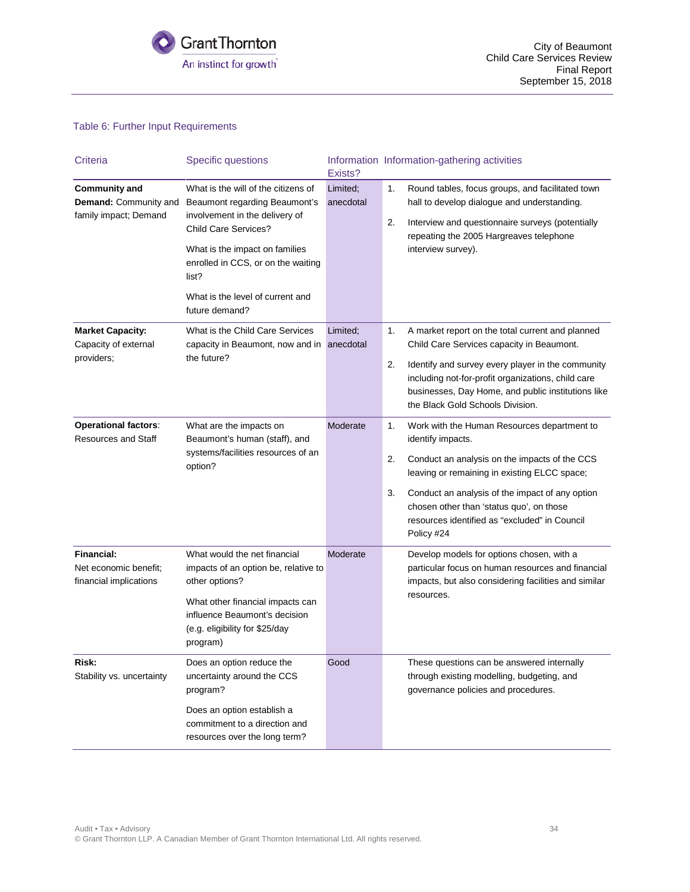Table 6: Further Input Requirements

| Criteria | Specific questions | Information Exists? | Information-gathering activities |
|---|---|---|---|
| **Community and Demand:** Community and family impact; Demand | What is the will of the citizens of Beaumont regarding Beaumont's involvement in the delivery of Child Care Services?<br><br>What is the impact on families enrolled in CCS, or on the waiting list?<br><br>What is the level of current and future demand? | Limited; anecdotal | 1. Round tables, focus groups, and facilitated town hall to develop dialogue and understanding.<br><br>2. Interview and questionnaire surveys (potentially repeating the 2005 Hargreaves telephone interview survey). |
| **Market Capacity:** Capacity of external providers; | What is the Child Care Services capacity in Beaumont, now and in the future? | Limited; anecdotal | 1. A market report on the total current and planned Child Care Services capacity in Beaumont.<br><br>2. Identify and survey every player in the community including not-for-profit organizations, child care businesses, Day Home, and public institutions like the Black Gold Schools Division. |
| **Operational factors**: Resources and Staff | What are the impacts on Beaumont's human (staff), and systems/facilities resources of an option? | Moderate | 1. Work with the Human Resources department to identify impacts.<br><br>2. Conduct an analysis on the impacts of the CCS leaving or remaining in existing ELCC space;<br><br>3. Conduct an analysis of the impact of any option chosen other than 'status quo', on those resources identified as "excluded" in Council Policy #24 |
| **Financial:** Net economic benefit; financial implications | What would the net financial impacts of an option be, relative to other options?<br><br>What other financial impacts can influence Beaumont's decision (e.g. eligibility for $25/day program) | Moderate | Develop models for options chosen, with a particular focus on human resources and financial impacts, but also considering facilities and similar resources. |
| **Risk:** Stability vs. uncertainty | Does an option reduce the uncertainty around the CCS program?<br><br>Does an option establish a commitment to a direction and resources over the long term? | Good | These questions can be answered internally through existing modelling, budgeting, and governance policies and procedures. |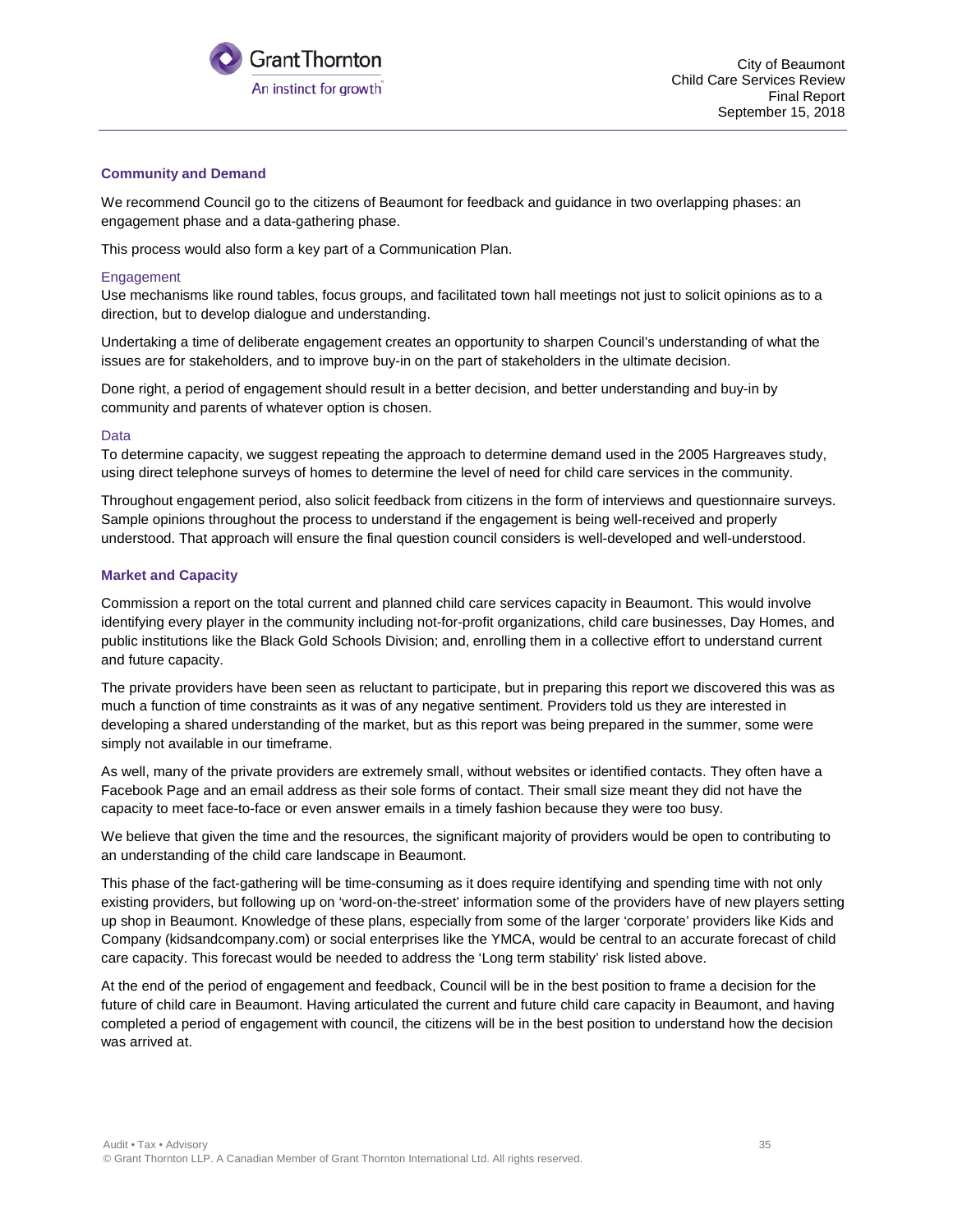### Community and Demand

We recommend Council go to the citizens of Beaumont for feedback and guidance in two overlapping phases: an engagement phase and a data-gathering phase.

This process would also form a key part of a Communication Plan.

#### Engagement

Use mechanisms like round tables, focus groups, and facilitated town hall meetings not just to solicit opinions as to a direction, but to develop dialogue and understanding.

Undertaking a time of deliberate engagement creates an opportunity to sharpen Council's understanding of what the issues are for stakeholders, and to improve buy-in on the part of stakeholders in the ultimate decision.

Done right, a period of engagement should result in a better decision, and better understanding and buy-in by community and parents of whatever option is chosen.

#### Data

To determine capacity, we suggest repeating the approach to determine demand used in the 2005 Hargreaves study, using direct telephone surveys of homes to determine the level of need for child care services in the community.

Throughout engagement period, also solicit feedback from citizens in the form of interviews and questionnaire surveys. Sample opinions throughout the process to understand if the engagement is being well-received and properly understood. That approach will ensure the final question council considers is well-developed and well-understood.

### Market and Capacity

Commission a report on the total current and planned child care services capacity in Beaumont. This would involve identifying every player in the community including not-for-profit organizations, child care businesses, Day Homes, and public institutions like the Black Gold Schools Division; and, enrolling them in a collective effort to understand current and future capacity.

The private providers have been seen as reluctant to participate, but in preparing this report we discovered this was as much a function of time constraints as it was of any negative sentiment. Providers told us they are interested in developing a shared understanding of the market, but as this report was being prepared in the summer, some were simply not available in our timeframe.

As well, many of the private providers are extremely small, without websites or identified contacts. They often have a Facebook Page and an email address as their sole forms of contact. Their small size meant they did not have the capacity to meet face-to-face or even answer emails in a timely fashion because they were too busy.

We believe that given the time and the resources, the significant majority of providers would be open to contributing to an understanding of the child care landscape in Beaumont.

This phase of the fact-gathering will be time-consuming as it does require identifying and spending time with not only existing providers, but following up on 'word-on-the-street' information some of the providers have of new players setting up shop in Beaumont. Knowledge of these plans, especially from some of the larger 'corporate' providers like Kids and Company (kidsandcompany.com) or social enterprises like the YMCA, would be central to an accurate forecast of child care capacity. This forecast would be needed to address the 'Long term stability' risk listed above.

At the end of the period of engagement and feedback, Council will be in the best position to frame a decision for the future of child care in Beaumont. Having articulated the current and future child care capacity in Beaumont, and having completed a period of engagement with council, the citizens will be in the best position to understand how the decision was arrived at.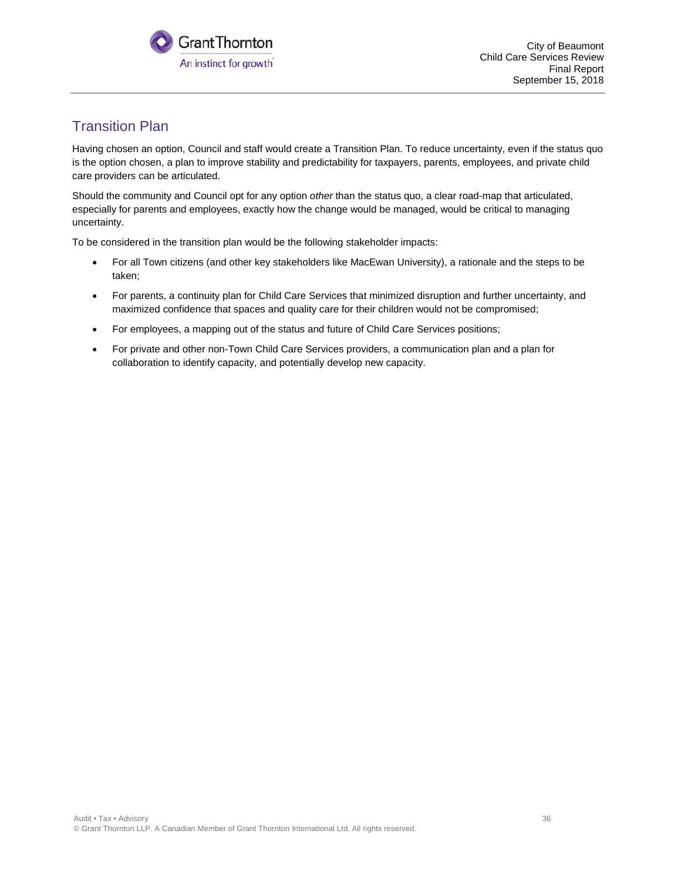## Transition Plan

Having chosen an option, Council and staff would create a Transition Plan. To reduce uncertainty, even if the status quo is the option chosen, a plan to improve stability and predictability for taxpayers, parents, employees, and private child care providers can be articulated.

Should the community and Council opt for any option *other* than the status quo, a clear road-map that articulated, especially for parents and employees, exactly how the change would be managed, would be critical to managing uncertainty.

To be considered in the transition plan would be the following stakeholder impacts:

- For all Town citizens (and other key stakeholders like MacEwan University), a rationale and the steps to be taken;
- For parents, a continuity plan for Child Care Services that minimized disruption and further uncertainty, and maximized confidence that spaces and quality care for their children would not be compromised;
- For employees, a mapping out of the status and future of Child Care Services positions;
- For private and other non-Town Child Care Services providers, a communication plan and a plan for collaboration to identify capacity, and potentially develop new capacity.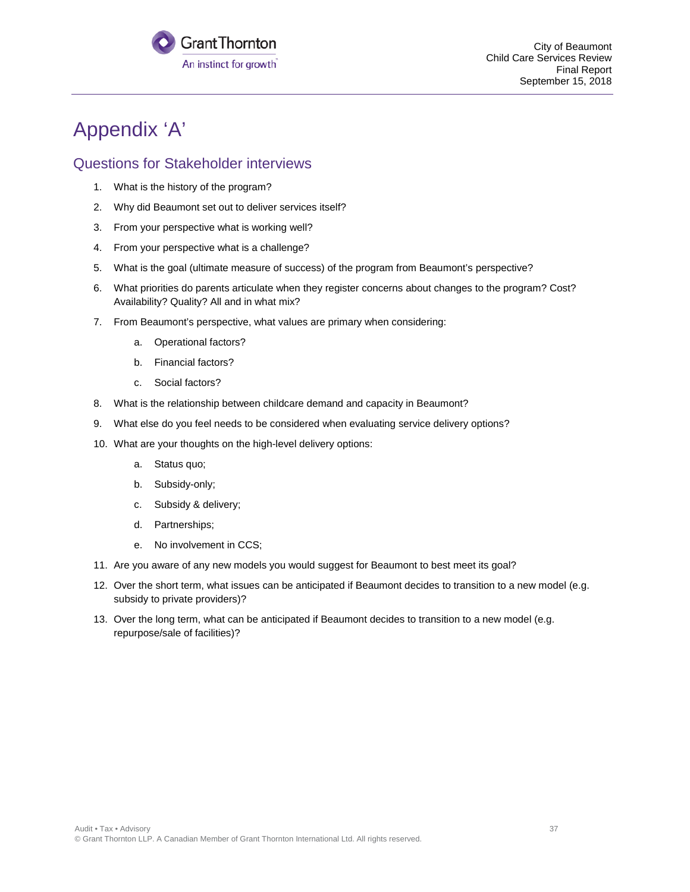# Appendix 'A'

## Questions for Stakeholder interviews

1. What is the history of the program?
2. Why did Beaumont set out to deliver services itself?
3. From your perspective what is working well?
4. From your perspective what is a challenge?
5. What is the goal (ultimate measure of success) of the program from Beaumont's perspective?
6. What priorities do parents articulate when they register concerns about changes to the program? Cost? Availability? Quality? All and in what mix?
7. From Beaumont's perspective, what values are primary when considering:
    a. Operational factors?
    b. Financial factors?
    c. Social factors?
8. What is the relationship between childcare demand and capacity in Beaumont?
9. What else do you feel needs to be considered when evaluating service delivery options?
10. What are your thoughts on the high-level delivery options:
    a. Status quo;
    b. Subsidy-only;
    c. Subsidy & delivery;
    d. Partnerships;
    e. No involvement in CCS;
11. Are you aware of any new models you would suggest for Beaumont to best meet its goal?
12. Over the short term, what issues can be anticipated if Beaumont decides to transition to a new model (e.g. subsidy to private providers)?
13. Over the long term, what can be anticipated if Beaumont decides to transition to a new model (e.g. repurpose/sale of facilities)?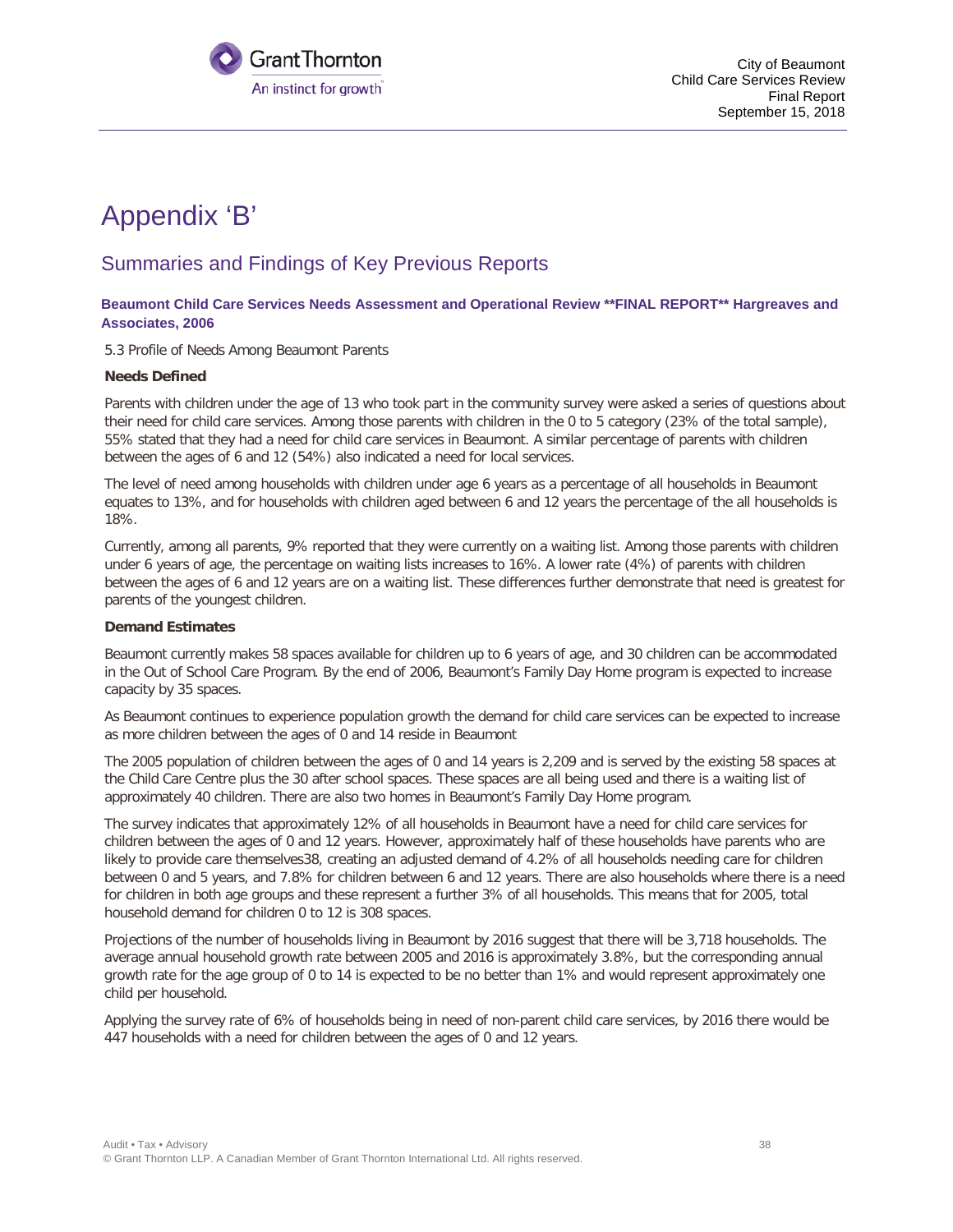# Appendix ‘B’

## Summaries and Findings of Key Previous Reports

**Beaumont Child Care Services Needs Assessment and Operational Review **FINAL REPORT** Hargreaves and Associates, 2006**

5.3 Profile of Needs Among Beaumont Parents

**Needs Defined**

Parents with children under the age of 13 who took part in the community survey were asked a series of questions about their need for child care services. Among those parents with children in the 0 to 5 category (23% of the total sample), 55% stated that they had a need for child care services in Beaumont. A similar percentage of parents with children between the ages of 6 and 12 (54%) also indicated a need for local services.

The level of need among households with children under age 6 years as a percentage of all households in Beaumont equates to 13%, and for households with children aged between 6 and 12 years the percentage of the all households is 18%.

Currently, among all parents, 9% reported that they were currently on a waiting list. Among those parents with children under 6 years of age, the percentage on waiting lists increases to 16%. A lower rate (4%) of parents with children between the ages of 6 and 12 years are on a waiting list. These differences further demonstrate that need is greatest for parents of the youngest children.

**Demand Estimates**

Beaumont currently makes 58 spaces available for children up to 6 years of age, and 30 children can be accommodated in the Out of School Care Program. By the end of 2006, Beaumont’s Family Day Home program is expected to increase capacity by 35 spaces.

As Beaumont continues to experience population growth the demand for child care services can be expected to increase as more children between the ages of 0 and 14 reside in Beaumont

The 2005 population of children between the ages of 0 and 14 years is 2,209 and is served by the existing 58 spaces at the Child Care Centre plus the 30 after school spaces. These spaces are all being used and there is a waiting list of approximately 40 children. There are also two homes in Beaumont’s Family Day Home program.

The survey indicates that approximately 12% of all households in Beaumont have a need for child care services for children between the ages of 0 and 12 years. However, approximately half of these households have parents who are likely to provide care themselves38, creating an adjusted demand of 4.2% of all households needing care for children between 0 and 5 years, and 7.8% for children between 6 and 12 years. There are also households where there is a need for children in both age groups and these represent a further 3% of all households. This means that for 2005, total household demand for children 0 to 12 is 308 spaces.

Projections of the number of households living in Beaumont by 2016 suggest that there will be 3,718 households. The average annual household growth rate between 2005 and 2016 is approximately 3.8%, but the corresponding annual growth rate for the age group of 0 to 14 is expected to be no better than 1% and would represent approximately one child per household.

Applying the survey rate of 6% of households being in need of non-parent child care services, by 2016 there would be 447 households with a need for children between the ages of 0 and 12 years.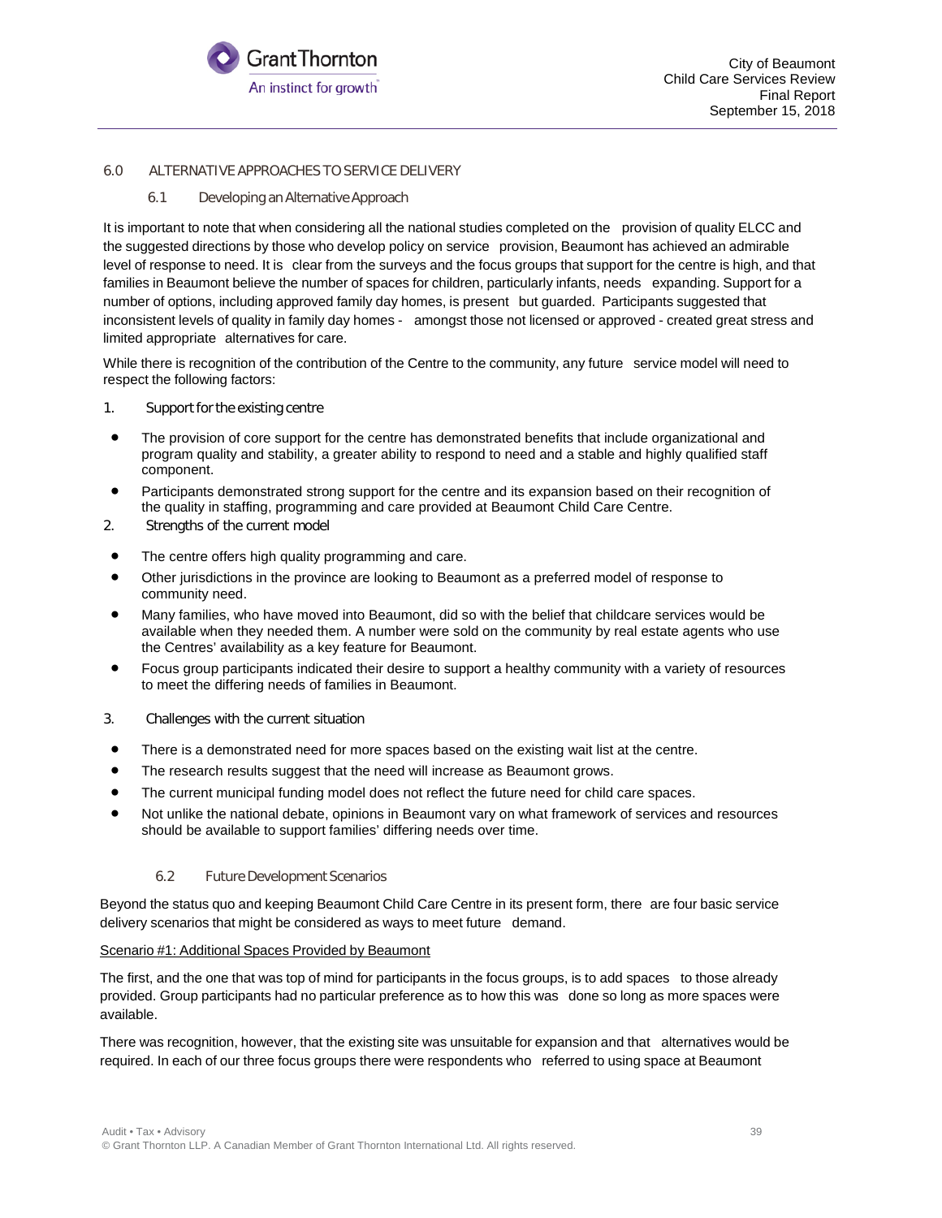## 6.0 ALTERNATIVE APPROACHES TO SERVICE DELIVERY

### 6.1 Developing an Alternative Approach

It is important to note that when considering all the national studies completed on the provision of quality ELCC and the suggested directions by those who develop policy on service provision, Beaumont has achieved an admirable level of response to need. It is clear from the surveys and the focus groups that support for the centre is high, and that families in Beaumont believe the number of spaces for children, particularly infants, needs expanding. Support for a number of options, including approved family day homes, is present but guarded. Participants suggested that inconsistent levels of quality in family day homes - amongst those not licensed or approved - created great stress and limited appropriate alternatives for care.

While there is recognition of the contribution of the Centre to the community, any future service model will need to respect the following factors:

1. Support for the existing centre

- The provision of core support for the centre has demonstrated benefits that include organizational and program quality and stability, a greater ability to respond to need and a stable and highly qualified staff component.
- Participants demonstrated strong support for the centre and its expansion based on their recognition of the quality in staffing, programming and care provided at Beaumont Child Care Centre.

2. Strengths of the current model

- The centre offers high quality programming and care.
- Other jurisdictions in the province are looking to Beaumont as a preferred model of response to community need.
- Many families, who have moved into Beaumont, did so with the belief that childcare services would be available when they needed them. A number were sold on the community by real estate agents who use the Centres' availability as a key feature for Beaumont.
- Focus group participants indicated their desire to support a healthy community with a variety of resources to meet the differing needs of families in Beaumont.

3. Challenges with the current situation

- There is a demonstrated need for more spaces based on the existing wait list at the centre.
- The research results suggest that the need will increase as Beaumont grows.
- The current municipal funding model does not reflect the future need for child care spaces.
- Not unlike the national debate, opinions in Beaumont vary on what framework of services and resources should be available to support families' differing needs over time.

### 6.2 Future Development Scenarios

Beyond the status quo and keeping Beaumont Child Care Centre in its present form, there are four basic service delivery scenarios that might be considered as ways to meet future demand.

<u>Scenario #1: Additional Spaces Provided by Beaumont</u>

The first, and the one that was top of mind for participants in the focus groups, is to add spaces to those already provided. Group participants had no particular preference as to how this was done so long as more spaces were available.

There was recognition, however, that the existing site was unsuitable for expansion and that alternatives would be required. In each of our three focus groups there were respondents who referred to using space at Beaumont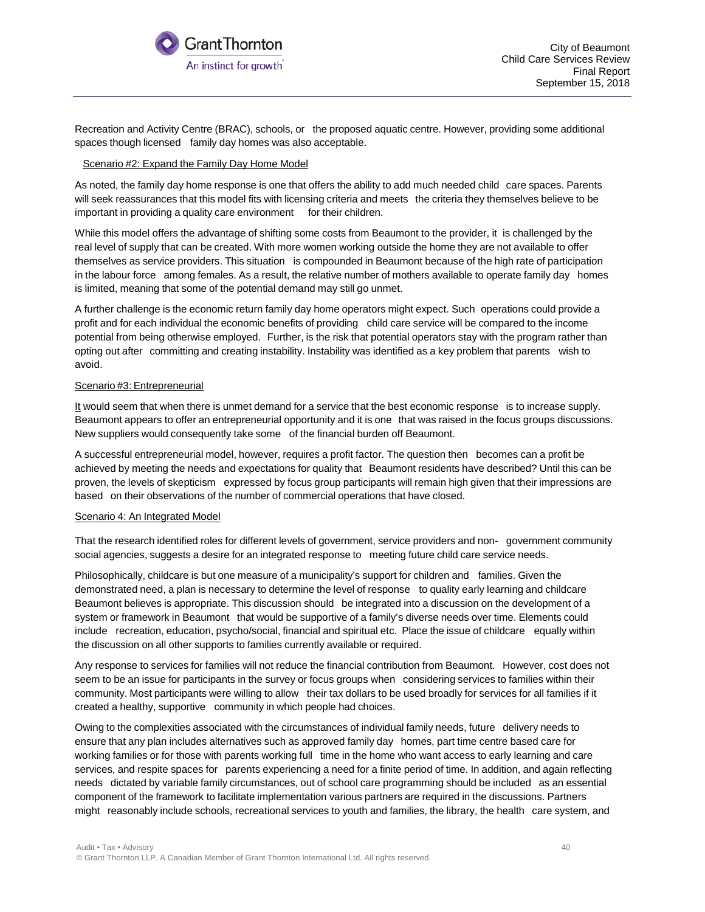Recreation and Activity Centre (BRAC), schools, or the proposed aquatic centre. However, providing some additional spaces though licensed family day homes was also acceptable.

Scenario #2: Expand the Family Day Home Model

As noted, the family day home response is one that offers the ability to add much needed child care spaces. Parents will seek reassurances that this model fits with licensing criteria and meets the criteria they themselves believe to be important in providing a quality care environment for their children.

While this model offers the advantage of shifting some costs from Beaumont to the provider, it is challenged by the real level of supply that can be created. With more women working outside the home they are not available to offer themselves as service providers. This situation is compounded in Beaumont because of the high rate of participation in the labour force among females. As a result, the relative number of mothers available to operate family day homes is limited, meaning that some of the potential demand may still go unmet.

A further challenge is the economic return family day home operators might expect. Such operations could provide a profit and for each individual the economic benefits of providing child care service will be compared to the income potential from being otherwise employed. Further, is the risk that potential operators stay with the program rather than opting out after committing and creating instability. Instability was identified as a key problem that parents wish to avoid.

Scenario #3: Entrepreneurial

It would seem that when there is unmet demand for a service that the best economic response is to increase supply. Beaumont appears to offer an entrepreneurial opportunity and it is one that was raised in the focus groups discussions. New suppliers would consequently take some of the financial burden off Beaumont.

A successful entrepreneurial model, however, requires a profit factor. The question then becomes can a profit be achieved by meeting the needs and expectations for quality that Beaumont residents have described? Until this can be proven, the levels of skepticism expressed by focus group participants will remain high given that their impressions are based on their observations of the number of commercial operations that have closed.

Scenario 4: An Integrated Model

That the research identified roles for different levels of government, service providers and non- government community social agencies, suggests a desire for an integrated response to meeting future child care service needs.

Philosophically, childcare is but one measure of a municipality's support for children and families. Given the demonstrated need, a plan is necessary to determine the level of response to quality early learning and childcare Beaumont believes is appropriate. This discussion should be integrated into a discussion on the development of a system or framework in Beaumont that would be supportive of a family's diverse needs over time. Elements could include recreation, education, psycho/social, financial and spiritual etc. Place the issue of childcare equally within the discussion on all other supports to families currently available or required.

Any response to services for families will not reduce the financial contribution from Beaumont. However, cost does not seem to be an issue for participants in the survey or focus groups when considering services to families within their community. Most participants were willing to allow their tax dollars to be used broadly for services for all families if it created a healthy, supportive community in which people had choices.

Owing to the complexities associated with the circumstances of individual family needs, future delivery needs to ensure that any plan includes alternatives such as approved family day homes, part time centre based care for working families or for those with parents working full time in the home who want access to early learning and care services, and respite spaces for parents experiencing a need for a finite period of time. In addition, and again reflecting needs dictated by variable family circumstances, out of school care programming should be included as an essential component of the framework to facilitate implementation various partners are required in the discussions. Partners might reasonably include schools, recreational services to youth and families, the library, the health care system, and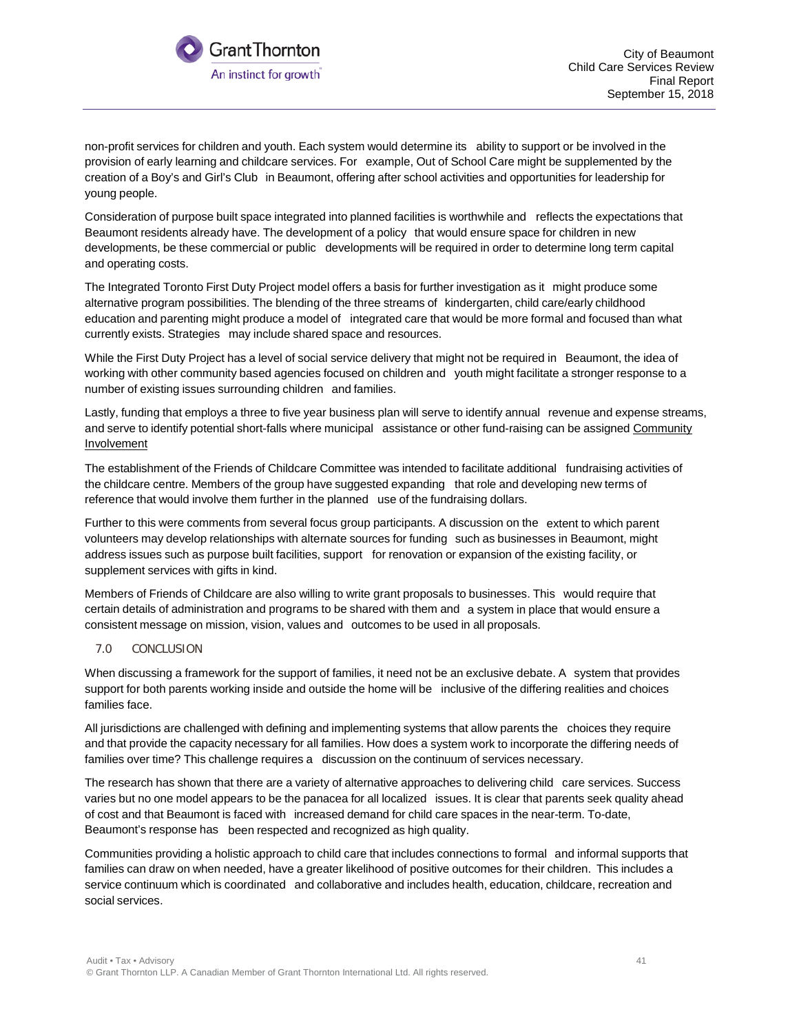non-profit services for children and youth. Each system would determine its ability to support or be involved in the provision of early learning and childcare services. For example, Out of School Care might be supplemented by the creation of a Boy's and Girl's Club in Beaumont, offering after school activities and opportunities for leadership for young people.

Consideration of purpose built space integrated into planned facilities is worthwhile and reflects the expectations that Beaumont residents already have. The development of a policy that would ensure space for children in new developments, be these commercial or public developments will be required in order to determine long term capital and operating costs.

The Integrated Toronto First Duty Project model offers a basis for further investigation as it might produce some alternative program possibilities. The blending of the three streams of kindergarten, child care/early childhood education and parenting might produce a model of integrated care that would be more formal and focused than what currently exists. Strategies may include shared space and resources.

While the First Duty Project has a level of social service delivery that might not be required in Beaumont, the idea of working with other community based agencies focused on children and youth might facilitate a stronger response to a number of existing issues surrounding children and families.

Lastly, funding that employs a three to five year business plan will serve to identify annual revenue and expense streams, and serve to identify potential short-falls where municipal assistance or other fund-raising can be assigned Community Involvement

The establishment of the Friends of Childcare Committee was intended to facilitate additional fundraising activities of the childcare centre. Members of the group have suggested expanding that role and developing new terms of reference that would involve them further in the planned use of the fundraising dollars.

Further to this were comments from several focus group participants. A discussion on the extent to which parent volunteers may develop relationships with alternate sources for funding such as businesses in Beaumont, might address issues such as purpose built facilities, support for renovation or expansion of the existing facility, or supplement services with gifts in kind.

Members of Friends of Childcare are also willing to write grant proposals to businesses. This would require that certain details of administration and programs to be shared with them and a system in place that would ensure a consistent message on mission, vision, values and outcomes to be used in all proposals.

## 7.0 CONCLUSION

When discussing a framework for the support of families, it need not be an exclusive debate. A system that provides support for both parents working inside and outside the home will be inclusive of the differing realities and choices families face.

All jurisdictions are challenged with defining and implementing systems that allow parents the choices they require and that provide the capacity necessary for all families. How does a system work to incorporate the differing needs of families over time? This challenge requires a discussion on the continuum of services necessary.

The research has shown that there are a variety of alternative approaches to delivering child care services. Success varies but no one model appears to be the panacea for all localized issues. It is clear that parents seek quality ahead of cost and that Beaumont is faced with increased demand for child care spaces in the near-term. To-date, Beaumont's response has been respected and recognized as high quality.

Communities providing a holistic approach to child care that includes connections to formal and informal supports that families can draw on when needed, have a greater likelihood of positive outcomes for their children. This includes a service continuum which is coordinated and collaborative and includes health, education, childcare, recreation and social services.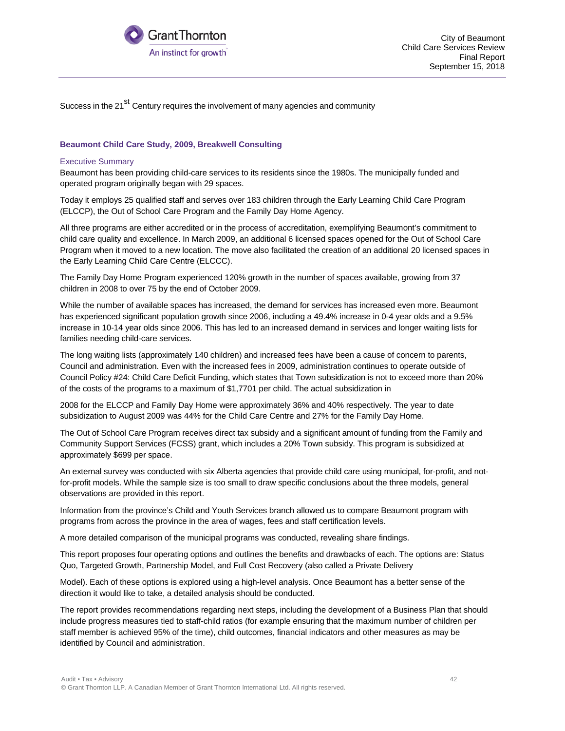Success in the 21st Century requires the involvement of many agencies and community

### Beaumont Child Care Study, 2009, Breakwell Consulting

#### Executive Summary

Beaumont has been providing child-care services to its residents since the 1980s. The municipally funded and operated program originally began with 29 spaces.

Today it employs 25 qualified staff and serves over 183 children through the Early Learning Child Care Program (ELCCP), the Out of School Care Program and the Family Day Home Agency.

All three programs are either accredited or in the process of accreditation, exemplifying Beaumont's commitment to child care quality and excellence. In March 2009, an additional 6 licensed spaces opened for the Out of School Care Program when it moved to a new location. The move also facilitated the creation of an additional 20 licensed spaces in the Early Learning Child Care Centre (ELCCC).

The Family Day Home Program experienced 120% growth in the number of spaces available, growing from 37 children in 2008 to over 75 by the end of October 2009.

While the number of available spaces has increased, the demand for services has increased even more. Beaumont has experienced significant population growth since 2006, including a 49.4% increase in 0-4 year olds and a 9.5% increase in 10-14 year olds since 2006. This has led to an increased demand in services and longer waiting lists for families needing child-care services.

The long waiting lists (approximately 140 children) and increased fees have been a cause of concern to parents, Council and administration. Even with the increased fees in 2009, administration continues to operate outside of Council Policy #24: Child Care Deficit Funding, which states that Town subsidization is not to exceed more than 20% of the costs of the programs to a maximum of $1,7701 per child. The actual subsidization in

2008 for the ELCCP and Family Day Home were approximately 36% and 40% respectively. The year to date subsidization to August 2009 was 44% for the Child Care Centre and 27% for the Family Day Home.

The Out of School Care Program receives direct tax subsidy and a significant amount of funding from the Family and Community Support Services (FCSS) grant, which includes a 20% Town subsidy. This program is subsidized at approximately $699 per space.

An external survey was conducted with six Alberta agencies that provide child care using municipal, for-profit, and not-for-profit models. While the sample size is too small to draw specific conclusions about the three models, general observations are provided in this report.

Information from the province's Child and Youth Services branch allowed us to compare Beaumont program with programs from across the province in the area of wages, fees and staff certification levels.

A more detailed comparison of the municipal programs was conducted, revealing share findings.

This report proposes four operating options and outlines the benefits and drawbacks of each. The options are: Status Quo, Targeted Growth, Partnership Model, and Full Cost Recovery (also called a Private Delivery

Model). Each of these options is explored using a high-level analysis. Once Beaumont has a better sense of the direction it would like to take, a detailed analysis should be conducted.

The report provides recommendations regarding next steps, including the development of a Business Plan that should include progress measures tied to staff-child ratios (for example ensuring that the maximum number of children per staff member is achieved 95% of the time), child outcomes, financial indicators and other measures as may be identified by Council and administration.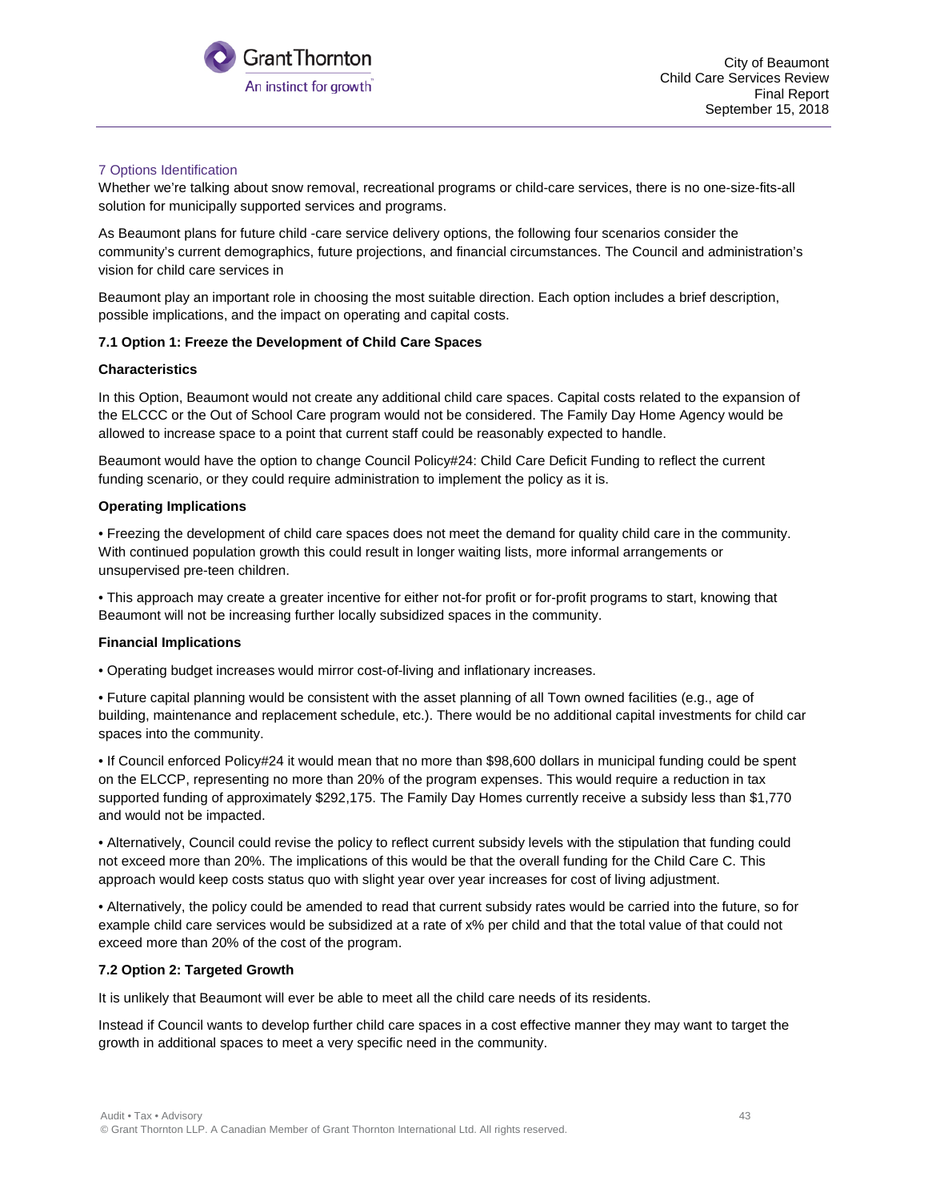## 7 Options Identification

Whether we're talking about snow removal, recreational programs or child-care services, there is no one-size-fits-all solution for municipally supported services and programs.

As Beaumont plans for future child -care service delivery options, the following four scenarios consider the community's current demographics, future projections, and financial circumstances. The Council and administration's vision for child care services in

Beaumont play an important role in choosing the most suitable direction. Each option includes a brief description, possible implications, and the impact on operating and capital costs.

### 7.1 Option 1: Freeze the Development of Child Care Spaces

**Characteristics**

In this Option, Beaumont would not create any additional child care spaces. Capital costs related to the expansion of the ELCCC or the Out of School Care program would not be considered. The Family Day Home Agency would be allowed to increase space to a point that current staff could be reasonably expected to handle.

Beaumont would have the option to change Council Policy#24: Child Care Deficit Funding to reflect the current funding scenario, or they could require administration to implement the policy as it is.

**Operating Implications**

- Freezing the development of child care spaces does not meet the demand for quality child care in the community. With continued population growth this could result in longer waiting lists, more informal arrangements or unsupervised pre-teen children.
- This approach may create a greater incentive for either not-for profit or for-profit programs to start, knowing that Beaumont will not be increasing further locally subsidized spaces in the community.

**Financial Implications**

- Operating budget increases would mirror cost-of-living and inflationary increases.
- Future capital planning would be consistent with the asset planning of all Town owned facilities (e.g., age of building, maintenance and replacement schedule, etc.). There would be no additional capital investments for child car spaces into the community.
- If Council enforced Policy#24 it would mean that no more than $98,600 dollars in municipal funding could be spent on the ELCCP, representing no more than 20% of the program expenses. This would require a reduction in tax supported funding of approximately $292,175. The Family Day Homes currently receive a subsidy less than $1,770 and would not be impacted.
- Alternatively, Council could revise the policy to reflect current subsidy levels with the stipulation that funding could not exceed more than 20%. The implications of this would be that the overall funding for the Child Care C. This approach would keep costs status quo with slight year over year increases for cost of living adjustment.
- Alternatively, the policy could be amended to read that current subsidy rates would be carried into the future, so for example child care services would be subsidized at a rate of x% per child and that the total value of that could not exceed more than 20% of the cost of the program.

### 7.2 Option 2: Targeted Growth

It is unlikely that Beaumont will ever be able to meet all the child care needs of its residents.

Instead if Council wants to develop further child care spaces in a cost effective manner they may want to target the growth in additional spaces to meet a very specific need in the community.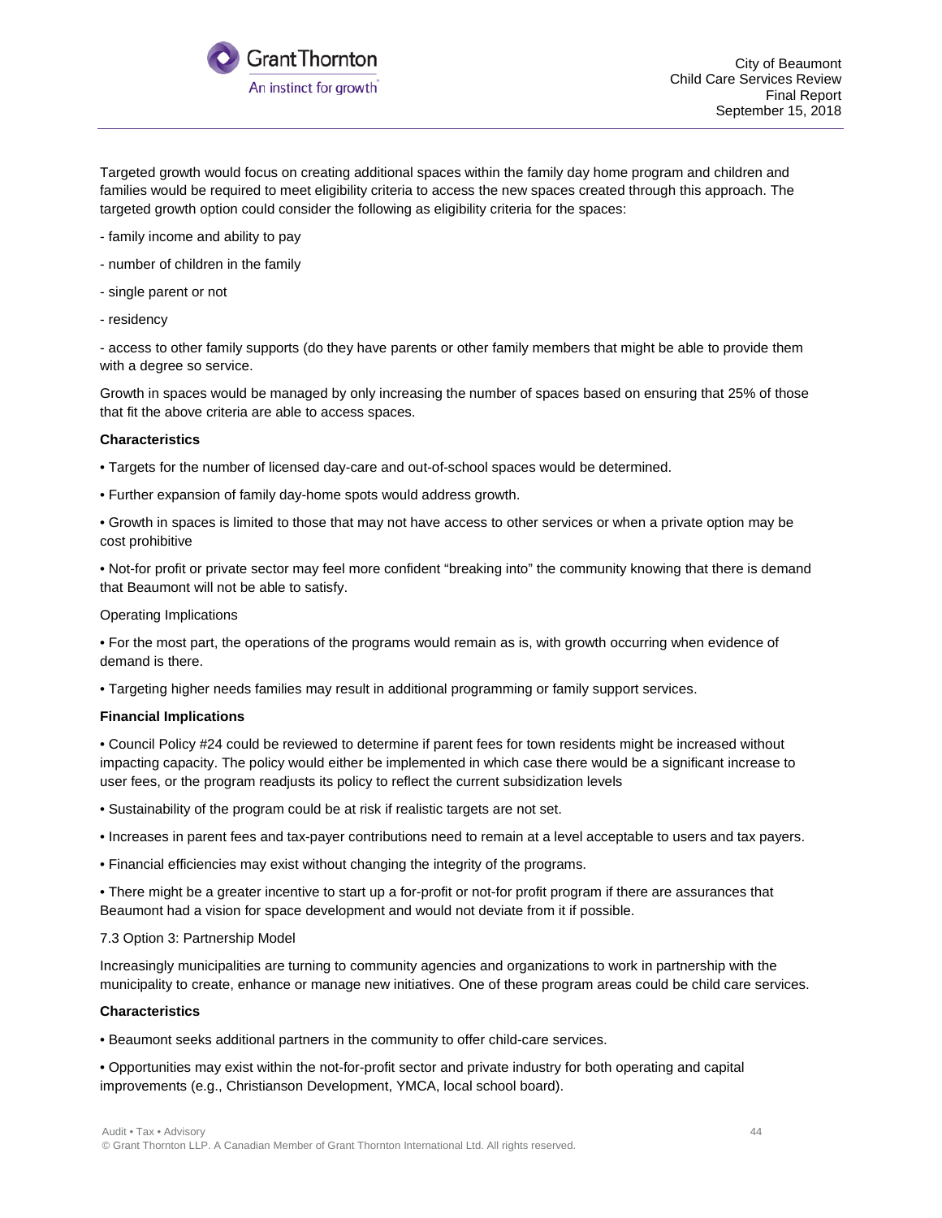Targeted growth would focus on creating additional spaces within the family day home program and children and families would be required to meet eligibility criteria to access the new spaces created through this approach. The targeted growth option could consider the following as eligibility criteria for the spaces:

- family income and ability to pay
- number of children in the family
- single parent or not
- residency
- access to other family supports (do they have parents or other family members that might be able to provide them with a degree so service.

Growth in spaces would be managed by only increasing the number of spaces based on ensuring that 25% of those that fit the above criteria are able to access spaces.

**Characteristics**

- Targets for the number of licensed day-care and out-of-school spaces would be determined.
- Further expansion of family day-home spots would address growth.
- Growth in spaces is limited to those that may not have access to other services or when a private option may be cost prohibitive
- Not-for profit or private sector may feel more confident "breaking into" the community knowing that there is demand that Beaumont will not be able to satisfy.

Operating Implications

- For the most part, the operations of the programs would remain as is, with growth occurring when evidence of demand is there.
- Targeting higher needs families may result in additional programming or family support services.

**Financial Implications**

- Council Policy #24 could be reviewed to determine if parent fees for town residents might be increased without impacting capacity. The policy would either be implemented in which case there would be a significant increase to user fees, or the program readjusts its policy to reflect the current subsidization levels
- Sustainability of the program could be at risk if realistic targets are not set.
- Increases in parent fees and tax-payer contributions need to remain at a level acceptable to users and tax payers.
- Financial efficiencies may exist without changing the integrity of the programs.
- There might be a greater incentive to start up a for-profit or not-for profit program if there are assurances that Beaumont had a vision for space development and would not deviate from it if possible.

7.3 Option 3: Partnership Model

Increasingly municipalities are turning to community agencies and organizations to work in partnership with the municipality to create, enhance or manage new initiatives. One of these program areas could be child care services.

**Characteristics**

- Beaumont seeks additional partners in the community to offer child-care services.
- Opportunities may exist within the not-for-profit sector and private industry for both operating and capital improvements (e.g., Christianson Development, YMCA, local school board).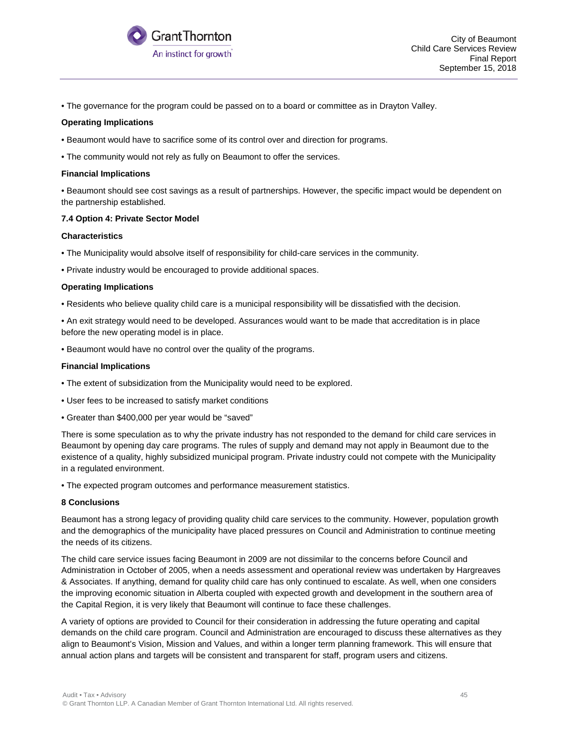- The governance for the program could be passed on to a board or committee as in Drayton Valley.

**Operating Implications**

- Beaumont would have to sacrifice some of its control over and direction for programs.
- The community would not rely as fully on Beaumont to offer the services.

**Financial Implications**

- Beaumont should see cost savings as a result of partnerships. However, the specific impact would be dependent on the partnership established.

### 7.4 Option 4: Private Sector Model

**Characteristics**

- The Municipality would absolve itself of responsibility for child-care services in the community.
- Private industry would be encouraged to provide additional spaces.

**Operating Implications**

- Residents who believe quality child care is a municipal responsibility will be dissatisfied with the decision.
- An exit strategy would need to be developed. Assurances would want to be made that accreditation is in place before the new operating model is in place.
- Beaumont would have no control over the quality of the programs.

**Financial Implications**

- The extent of subsidization from the Municipality would need to be explored.
- User fees to be increased to satisfy market conditions
- Greater than $400,000 per year would be "saved"

There is some speculation as to why the private industry has not responded to the demand for child care services in Beaumont by opening day care programs. The rules of supply and demand may not apply in Beaumont due to the existence of a quality, highly subsidized municipal program. Private industry could not compete with the Municipality in a regulated environment.

- The expected program outcomes and performance measurement statistics.

## 8 Conclusions

Beaumont has a strong legacy of providing quality child care services to the community. However, population growth and the demographics of the municipality have placed pressures on Council and Administration to continue meeting the needs of its citizens.

The child care service issues facing Beaumont in 2009 are not dissimilar to the concerns before Council and Administration in October of 2005, when a needs assessment and operational review was undertaken by Hargreaves & Associates. If anything, demand for quality child care has only continued to escalate. As well, when one considers the improving economic situation in Alberta coupled with expected growth and development in the southern area of the Capital Region, it is very likely that Beaumont will continue to face these challenges.

A variety of options are provided to Council for their consideration in addressing the future operating and capital demands on the child care program. Council and Administration are encouraged to discuss these alternatives as they align to Beaumont's Vision, Mission and Values, and within a longer term planning framework. This will ensure that annual action plans and targets will be consistent and transparent for staff, program users and citizens.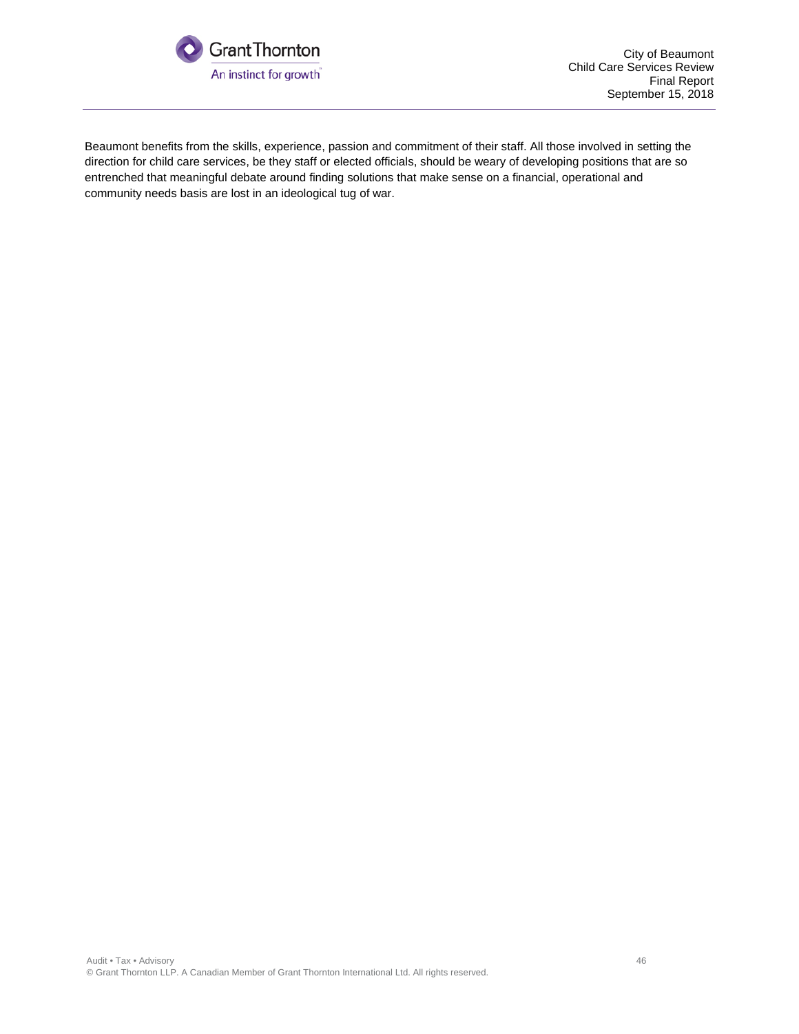Beaumont benefits from the skills, experience, passion and commitment of their staff. All those involved in setting the direction for child care services, be they staff or elected officials, should be weary of developing positions that are so entrenched that meaningful debate around finding solutions that make sense on a financial, operational and community needs basis are lost in an ideological tug of war.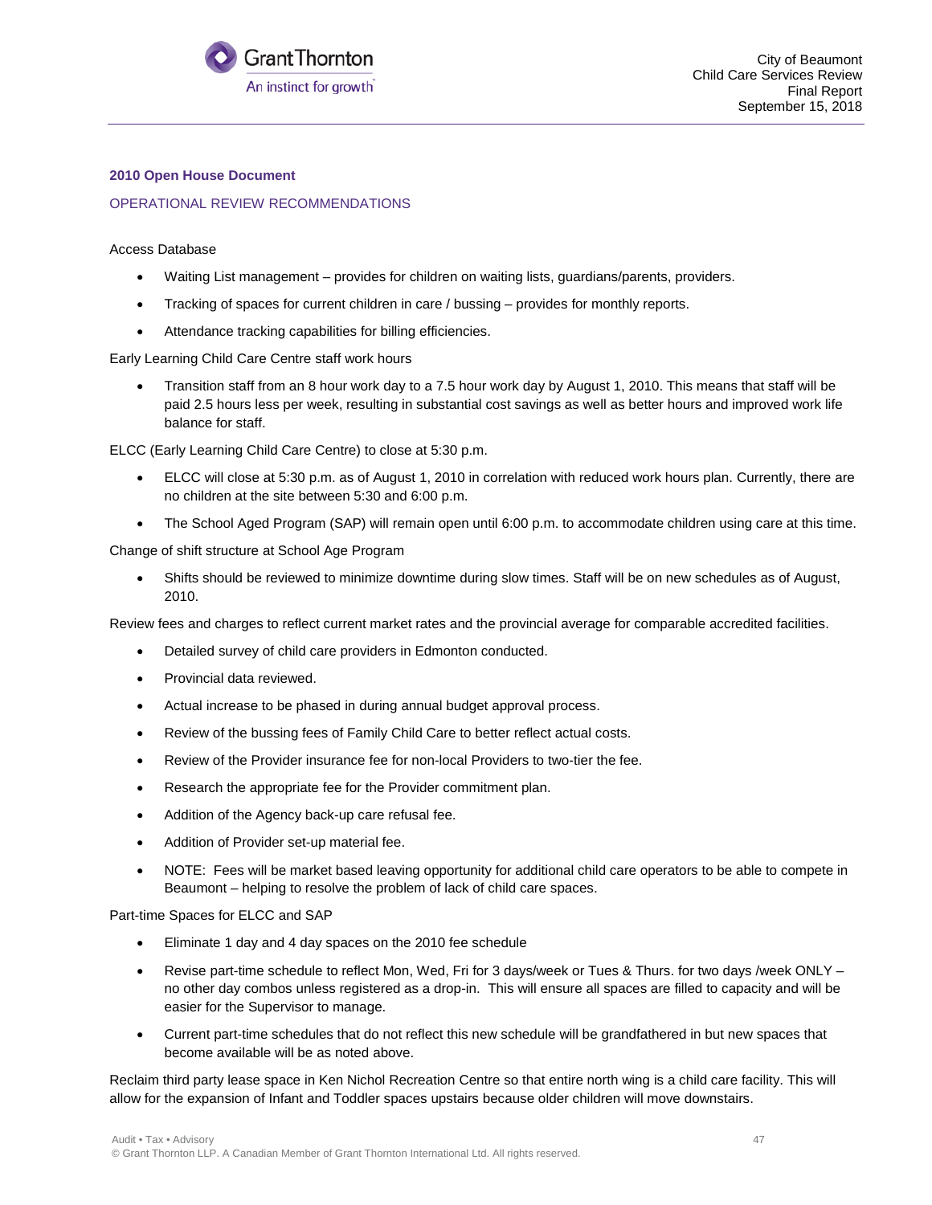**2010 Open House Document**

OPERATIONAL REVIEW RECOMMENDATIONS

Access Database

- Waiting List management – provides for children on waiting lists, guardians/parents, providers.
- Tracking of spaces for current children in care / bussing – provides for monthly reports.
- Attendance tracking capabilities for billing efficiencies.

Early Learning Child Care Centre staff work hours

- Transition staff from an 8 hour work day to a 7.5 hour work day by August 1, 2010. This means that staff will be paid 2.5 hours less per week, resulting in substantial cost savings as well as better hours and improved work life balance for staff.

ELCC (Early Learning Child Care Centre) to close at 5:30 p.m.

- ELCC will close at 5:30 p.m. as of August 1, 2010 in correlation with reduced work hours plan. Currently, there are no children at the site between 5:30 and 6:00 p.m.
- The School Aged Program (SAP) will remain open until 6:00 p.m. to accommodate children using care at this time.

Change of shift structure at School Age Program

- Shifts should be reviewed to minimize downtime during slow times. Staff will be on new schedules as of August, 2010.

Review fees and charges to reflect current market rates and the provincial average for comparable accredited facilities.

- Detailed survey of child care providers in Edmonton conducted.
- Provincial data reviewed.
- Actual increase to be phased in during annual budget approval process.
- Review of the bussing fees of Family Child Care to better reflect actual costs.
- Review of the Provider insurance fee for non-local Providers to two-tier the fee.
- Research the appropriate fee for the Provider commitment plan.
- Addition of the Agency back-up care refusal fee.
- Addition of Provider set-up material fee.
- NOTE: Fees will be market based leaving opportunity for additional child care operators to be able to compete in Beaumont – helping to resolve the problem of lack of child care spaces.

Part-time Spaces for ELCC and SAP

- Eliminate 1 day and 4 day spaces on the 2010 fee schedule
- Revise part-time schedule to reflect Mon, Wed, Fri for 3 days/week or Tues & Thurs. for two days /week ONLY – no other day combos unless registered as a drop-in. This will ensure all spaces are filled to capacity and will be easier for the Supervisor to manage.
- Current part-time schedules that do not reflect this new schedule will be grandfathered in but new spaces that become available will be as noted above.

Reclaim third party lease space in Ken Nichol Recreation Centre so that entire north wing is a child care facility. This will allow for the expansion of Infant and Toddler spaces upstairs because older children will move downstairs.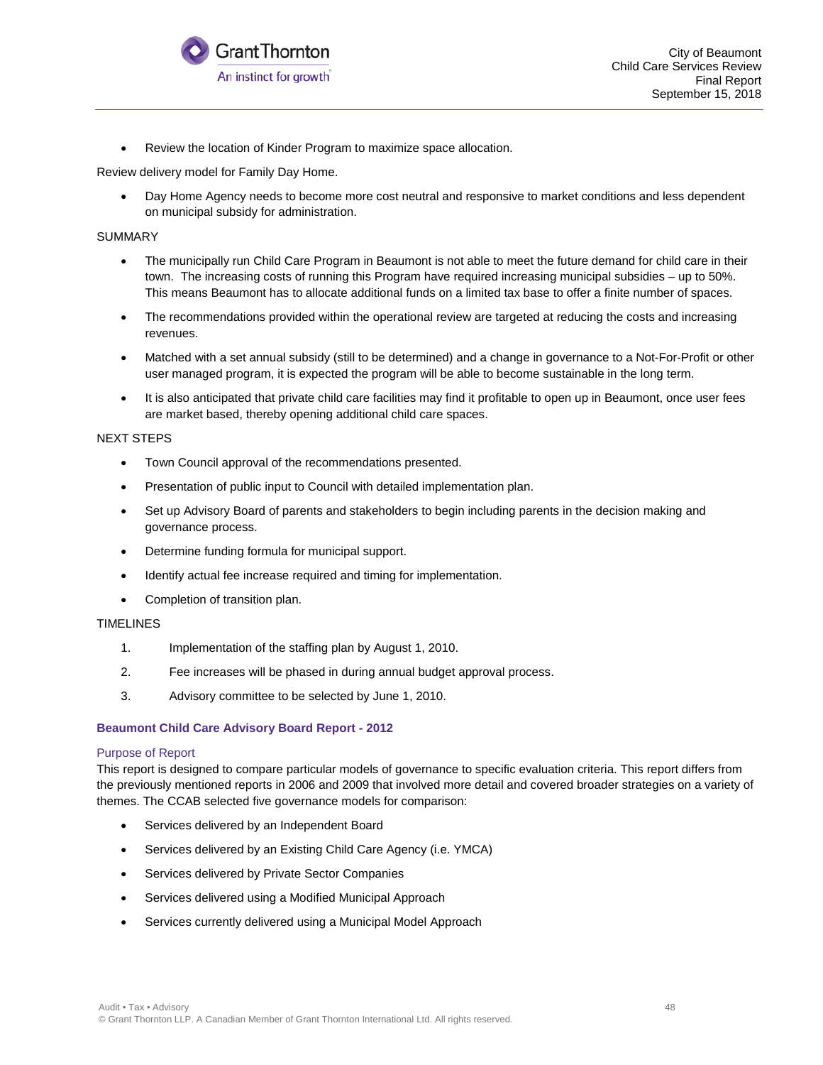- Review the location of Kinder Program to maximize space allocation.

Review delivery model for Family Day Home.

- Day Home Agency needs to become more cost neutral and responsive to market conditions and less dependent on municipal subsidy for administration.

SUMMARY

- The municipally run Child Care Program in Beaumont is not able to meet the future demand for child care in their town. The increasing costs of running this Program have required increasing municipal subsidies – up to 50%. This means Beaumont has to allocate additional funds on a limited tax base to offer a finite number of spaces.
- The recommendations provided within the operational review are targeted at reducing the costs and increasing revenues.
- Matched with a set annual subsidy (still to be determined) and a change in governance to a Not-For-Profit or other user managed program, it is expected the program will be able to become sustainable in the long term.
- It is also anticipated that private child care facilities may find it profitable to open up in Beaumont, once user fees are market based, thereby opening additional child care spaces.

NEXT STEPS

- Town Council approval of the recommendations presented.
- Presentation of public input to Council with detailed implementation plan.
- Set up Advisory Board of parents and stakeholders to begin including parents in the decision making and governance process.
- Determine funding formula for municipal support.
- Identify actual fee increase required and timing for implementation.
- Completion of transition plan.

TIMELINES

1. Implementation of the staffing plan by August 1, 2010.
2. Fee increases will be phased in during annual budget approval process.
3. Advisory committee to be selected by June 1, 2010.

### Beaumont Child Care Advisory Board Report - 2012

#### Purpose of Report

This report is designed to compare particular models of governance to specific evaluation criteria. This report differs from the previously mentioned reports in 2006 and 2009 that involved more detail and covered broader strategies on a variety of themes. The CCAB selected five governance models for comparison:

- Services delivered by an Independent Board
- Services delivered by an Existing Child Care Agency (i.e. YMCA)
- Services delivered by Private Sector Companies
- Services delivered using a Modified Municipal Approach
- Services currently delivered using a Municipal Model Approach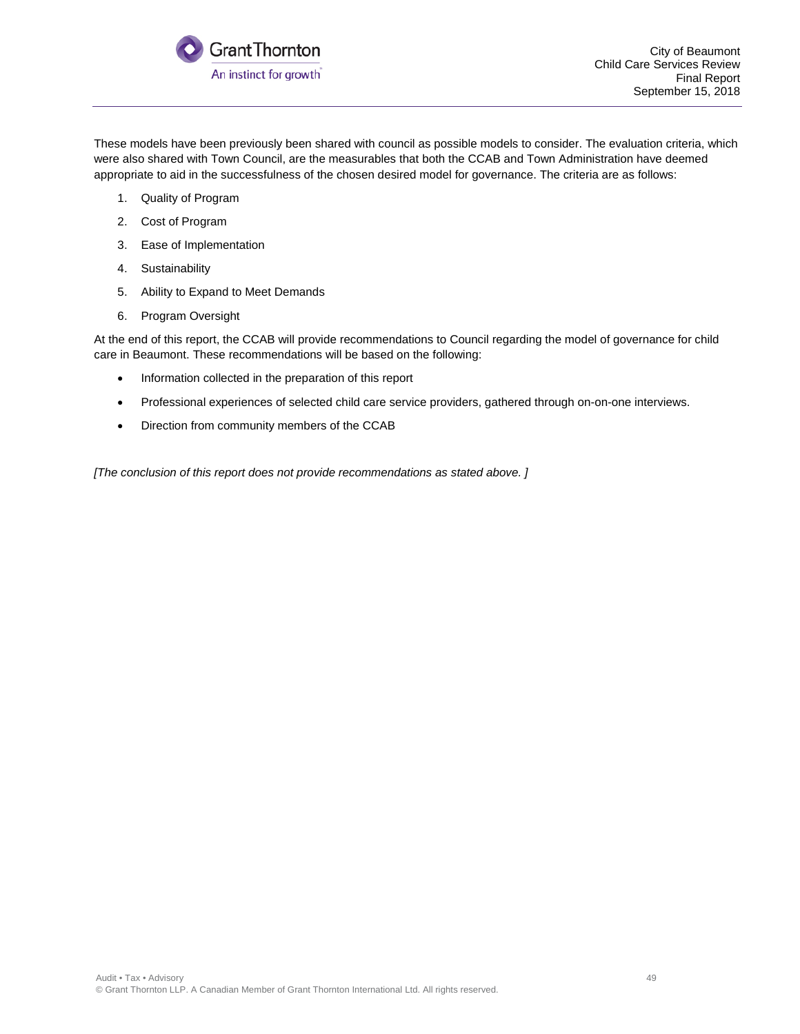These models have been previously been shared with council as possible models to consider. The evaluation criteria, which were also shared with Town Council, are the measurables that both the CCAB and Town Administration have deemed appropriate to aid in the successfulness of the chosen desired model for governance. The criteria are as follows:

1. Quality of Program
2. Cost of Program
3. Ease of Implementation
4. Sustainability
5. Ability to Expand to Meet Demands
6. Program Oversight

At the end of this report, the CCAB will provide recommendations to Council regarding the model of governance for child care in Beaumont. These recommendations will be based on the following:

- Information collected in the preparation of this report
- Professional experiences of selected child care service providers, gathered through on-on-one interviews.
- Direction from community members of the CCAB

*[The conclusion of this report does not provide recommendations as stated above. ]*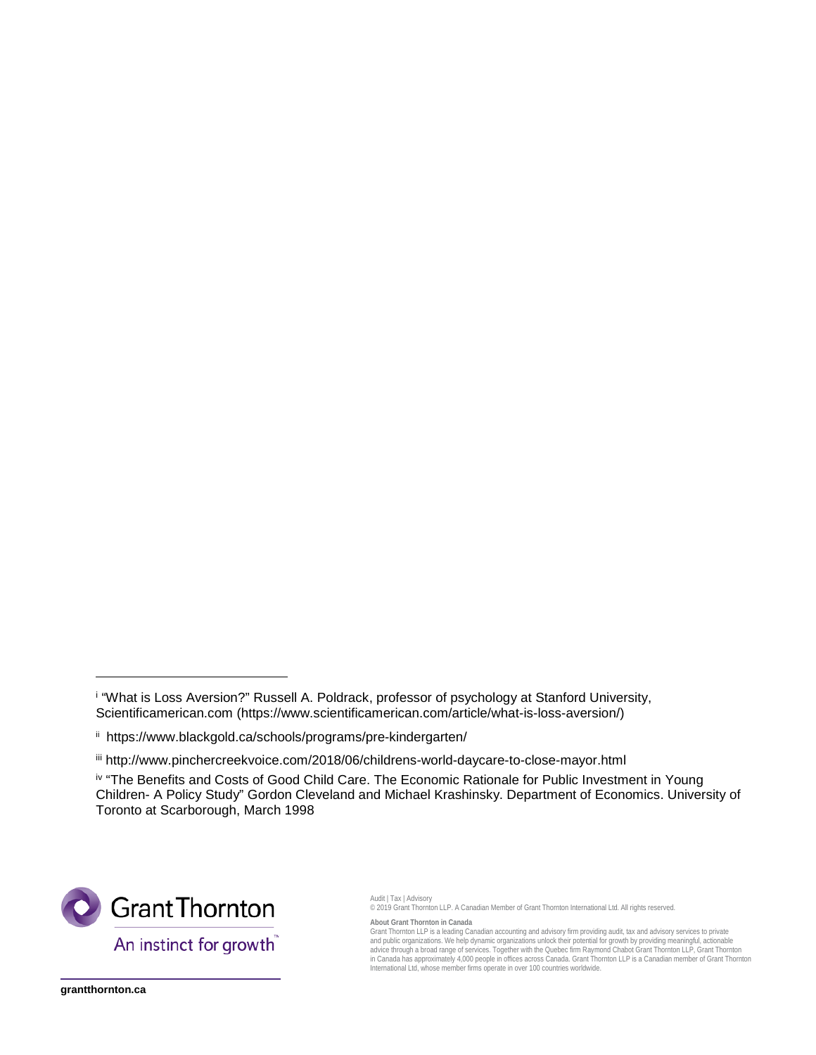[i] "What is Loss Aversion?" Russell A. Poldrack, professor of psychology at Stanford University, Scientificamerican.com (https://www.scientificamerican.com/article/what-is-loss-aversion/)

[ii] https://www.blackgold.ca/schools/programs/pre-kindergarten/

[iii] http://www.pinchercreekvoice.com/2018/06/childrens-world-daycare-to-close-mayor.html

[iv] "The Benefits and Costs of Good Child Care. The Economic Rationale for Public Investment in Young Children- A Policy Study" Gordon Cleveland and Michael Krashinsky. Department of Economics. University of Toronto at Scarborough, March 1998

Grant Thornton

An instinct for growth™

Audit | Tax | Advisory
© 2019 Grant Thornton LLP. A Canadian Member of Grant Thornton International Ltd. All rights reserved.

**About Grant Thornton in Canada**
Grant Thornton LLP is a leading Canadian accounting and advisory firm providing audit, tax and advisory services to private and public organizations. We help dynamic organizations unlock their potential for growth by providing meaningful, actionable advice through a broad range of services. Together with the Quebec firm Raymond Chabot Grant Thornton LLP, Grant Thornton in Canada has approximately 4,000 people in offices across Canada. Grant Thornton LLP is a Canadian member of Grant Thornton International Ltd, whose member firms operate in over 100 countries worldwide.

**grantthornton.ca**